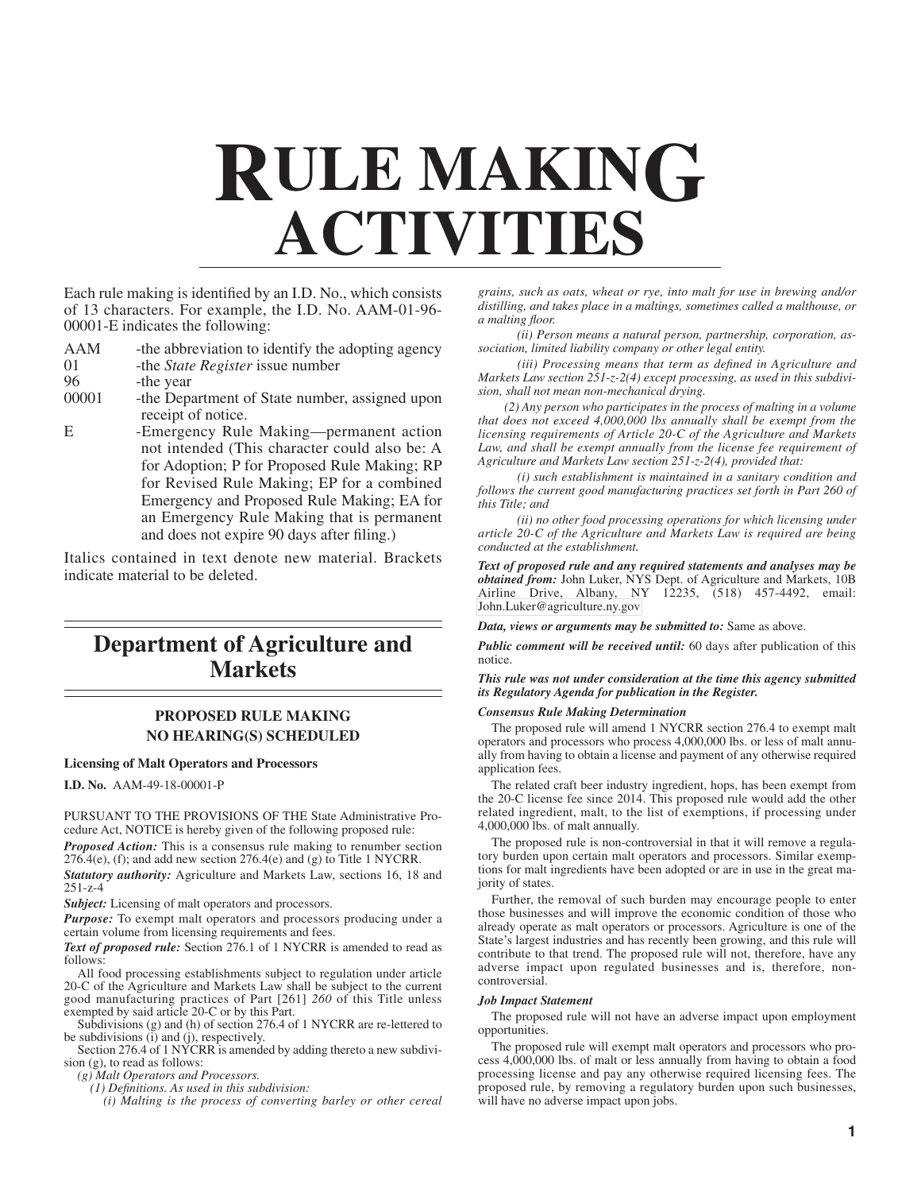# RULE MAKING ACTIVITIES

Each rule making is identified by an I.D. No., which consists of 13 characters. For example, the I.D. No. AAM-01-96-00001-E indicates the following:

AAM -the abbreviation to identify the adopting agency
01 -the *State Register* issue number
96 -the year
00001 -the Department of State number, assigned upon receipt of notice.
E -Emergency Rule Making—permanent action not intended (This character could also be: A for Adoption; P for Proposed Rule Making; RP for Revised Rule Making; EP for a combined Emergency and Proposed Rule Making; EA for an Emergency Rule Making that is permanent and does not expire 90 days after filing.)

Italics contained in text denote new material. Brackets indicate material to be deleted.

## Department of Agriculture and Markets

### PROPOSED RULE MAKING
### NO HEARING(S) SCHEDULED

**Licensing of Malt Operators and Processors**

**I.D. No.** AAM-49-18-00001-P

PURSUANT TO THE PROVISIONS OF THE State Administrative Procedure Act, NOTICE is hereby given of the following proposed rule:

***Proposed Action:*** This is a consensus rule making to renumber section 276.4(e), (f); and add new section 276.4(e) and (g) to Title 1 NYCRR.

***Statutory authority:*** Agriculture and Markets Law, sections 16, 18 and 251-z-4

***Subject:*** Licensing of malt operators and processors.

***Purpose:*** To exempt malt operators and processors producing under a certain volume from licensing requirements and fees.

***Text of proposed rule:*** Section 276.1 of 1 NYCRR is amended to read as follows:

All food processing establishments subject to regulation under article 20-C of the Agriculture and Markets Law shall be subject to the current good manufacturing practices of Part [261] *260* of this Title unless exempted by said article 20-C or by this Part.

Subdivisions (g) and (h) of section 276.4 of 1 NYCRR are re-lettered to be subdivisions (i) and (j), respectively.

Section 276.4 of 1 NYCRR is amended by adding thereto a new subdivision (g), to read as follows:

*(g) Malt Operators and Processors.*

*(1) Definitions. As used in this subdivision:*

*(i) Malting is the process of converting barley or other cereal grains, such as oats, wheat or rye, into malt for use in brewing and/or distilling, and takes place in a maltings, sometimes called a malthouse, or a malting floor.*

*(ii) Person means a natural person, partnership, corporation, association, limited liability company or other legal entity.*

*(iii) Processing means that term as defined in Agriculture and Markets Law section 251-z-2(4) except processing, as used in this subdivision, shall not mean non-mechanical drying.*

*(2) Any person who participates in the process of malting in a volume that does not exceed 4,000,000 lbs annually shall be exempt from the licensing requirements of Article 20-C of the Agriculture and Markets Law, and shall be exempt annually from the license fee requirement of Agriculture and Markets Law section 251-z-2(4), provided that:*

*(i) such establishment is maintained in a sanitary condition and follows the current good manufacturing practices set forth in Part 260 of this Title; and*

*(ii) no other food processing operations for which licensing under article 20-C of the Agriculture and Markets Law is required are being conducted at the establishment.*

***Text of proposed rule and any required statements and analyses may be obtained from:*** John Luker, NYS Dept. of Agriculture and Markets, 10B Airline Drive, Albany, NY 12235, (518) 457-4492, email: John.Luker@agriculture.ny.gov

***Data, views or arguments may be submitted to:*** Same as above.

***Public comment will be received until:*** 60 days after publication of this notice.

***This rule was not under consideration at the time this agency submitted its Regulatory Agenda for publication in the Register.***

***Consensus Rule Making Determination***

The proposed rule will amend 1 NYCRR section 276.4 to exempt malt operators and processors who process 4,000,000 lbs. or less of malt annually from having to obtain a license and payment of any otherwise required application fees.

The related craft beer industry ingredient, hops, has been exempt from the 20-C license fee since 2014. This proposed rule would add the other related ingredient, malt, to the list of exemptions, if processing under 4,000,000 lbs. of malt annually.

The proposed rule is non-controversial in that it will remove a regulatory burden upon certain malt operators and processors. Similar exemptions for malt ingredients have been adopted or are in use in the great majority of states.

Further, the removal of such burden may encourage people to enter those businesses and will improve the economic condition of those who already operate as malt operators or processors. Agriculture is one of the State's largest industries and has recently been growing, and this rule will contribute to that trend. The proposed rule will not, therefore, have any adverse impact upon regulated businesses and is, therefore, non-controversial.

***Job Impact Statement***

The proposed rule will not have an adverse impact upon employment opportunities.

The proposed rule will exempt malt operators and processors who process 4,000,000 lbs. of malt or less annually from having to obtain a food processing license and pay any otherwise required licensing fees. The proposed rule, by removing a regulatory burden upon such businesses, will have no adverse impact upon jobs.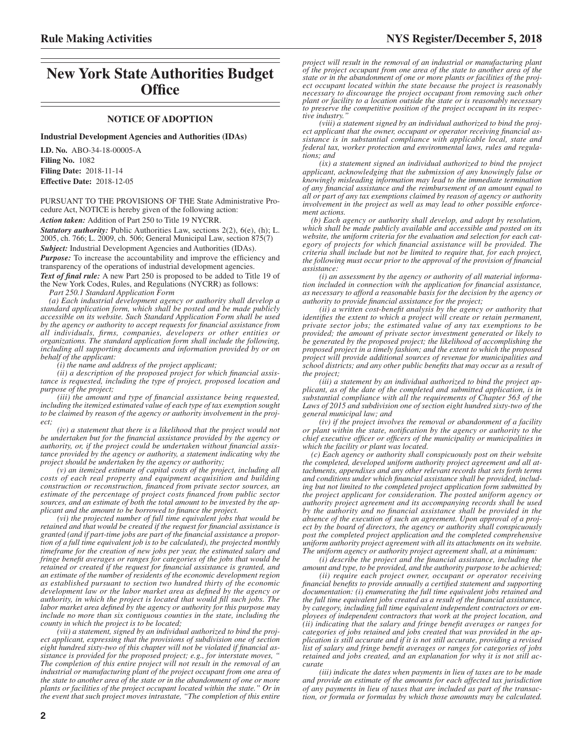# New York State Authorities Budget Office

## NOTICE OF ADOPTION

**Industrial Development Agencies and Authorities (IDAs)**

**I.D. No.** ABO-34-18-00005-A
**Filing No.** 1082
**Filing Date:** 2018-11-14
**Effective Date:** 2018-12-05

PURSUANT TO THE PROVISIONS OF THE State Administrative Procedure Act, NOTICE is hereby given of the following action:

***Action taken:*** Addition of Part 250 to Title 19 NYCRR.

***Statutory authority:*** Public Authorities Law, sections 2(2), 6(e), (h); L. 2005, ch. 766; L. 2009, ch. 506; General Municipal Law, section 875(7)

***Subject:*** Industrial Development Agencies and Authorities (IDAs).

***Purpose:*** To increase the accountability and improve the efficiency and transparency of the operations of industrial development agencies.

***Text of final rule:*** A new Part 250 is proposed to be added to Title 19 of the New York Codes, Rules, and Regulations (NYCRR) as follows:

*Part 250.1 Standard Application Form*

*(a) Each industrial development agency or authority shall develop a standard application form, which shall be posted and be made publicly accessible on its website. Such Standard Application Form shall be used by the agency or authority to accept requests for financial assistance from all individuals, firms, companies, developers or other entities or organizations. The standard application form shall include the following, including all supporting documents and information provided by or on behalf of the applicant:*

*(i) the name and address of the project applicant;*

*(ii) a description of the proposed project for which financial assistance is requested, including the type of project, proposed location and purpose of the project;*

*(iii) the amount and type of financial assistance being requested, including the itemized estimated value of each type of tax exemption sought to be claimed by reason of the agency or authority involvement in the project;*

*(iv) a statement that there is a likelihood that the project would not be undertaken but for the financial assistance provided by the agency or authority, or, if the project could be undertaken without financial assistance provided by the agency or authority, a statement indicating why the project should be undertaken by the agency or authority;*

*(v) an itemized estimate of capital costs of the project, including all costs of each real property and equipment acquisition and building construction or reconstruction, financed from private sector sources, an estimate of the percentage of project costs financed from public sector sources, and an estimate of both the total amount to be invested by the applicant and the amount to be borrowed to finance the project.*

*(vi) the projected number of full time equivalent jobs that would be retained and that would be created if the request for financial assistance is granted (and if part-time jobs are part of the financial assistance a proportion of a full time equivalent job is to be calculated), the projected monthly timeframe for the creation of new jobs per year, the estimated salary and fringe benefit averages or ranges for categories of the jobs that would be retained or created if the request for financial assistance is granted, and an estimate of the number of residents of the economic development region as established pursuant to section two hundred thirty of the economic development law or the labor market area as defined by the agency or authority, in which the project is located that would fill such jobs. The labor market area defined by the agency or authority for this purpose may include no more than six contiguous counties in the state, including the county in which the project is to be located;*

*(vii) a statement, signed by an individual authorized to bind the project applicant, expressing that the provisions of subdivision one of section eight hundred sixty-two of this chapter will not be violated if financial assistance is provided for the proposed project; e.g., for interstate moves, " The completion of this entire project will not result in the removal of an industrial or manufacturing plant of the project occupant from one area of the state to another area of the state or in the abandonment of one or more plants or facilities of the project occupant located within the state." Or in the event that such project moves intrastate, "The completion of this entire project will result in the removal of an industrial or manufacturing plant of the project occupant from one area of the state to another area of the state or in the abandonment of one or more plants or facilities of the project occupant located within the state because the project is reasonably necessary to discourage the project occupant from removing such other plant or facility to a location outside the state or is reasonably necessary to preserve the competitive position of the project occupant in its respective industry."*

*(viii) a statement signed by an individual authorized to bind the project applicant that the owner, occupant or operator receiving financial assistance is in substantial compliance with applicable local, state and federal tax, worker protection and environmental laws, rules and regulations; and*

*(ix) a statement signed an individual authorized to bind the project applicant, acknowledging that the submission of any knowingly false or knowingly misleading information may lead to the immediate termination of any financial assistance and the reimbursement of an amount equal to all or part of any tax exemptions claimed by reason of agency or authority involvement in the project as well as may lead to other possible enforcement actions.*

*(b) Each agency or authority shall develop, and adopt by resolution, which shall be made publicly available and accessible and posted on its website, the uniform criteria for the evaluation and selection for each category of projects for which financial assistance will be provided. The criteria shall include but not be limited to require that, for each project, the following must occur prior to the approval of the provision of financial assistance:*

*(i) an assessment by the agency or authority of all material information included in connection with the application for financial assistance, as necessary to afford a reasonable basis for the decision by the agency or authority to provide financial assistance for the project;*

*(ii) a written cost-benefit analysis by the agency or authority that identifies the extent to which a project will create or retain permanent, private sector jobs; the estimated value of any tax exemptions to be provided; the amount of private sector investment generated or likely to be generated by the proposed project; the likelihood of accomplishing the proposed project in a timely fashion; and the extent to which the proposed project will provide additional sources of revenue for municipalities and school districts; and any other public benefits that may occur as a result of the project;*

*(iii) a statement by an individual authorized to bind the project applicant, as of the date of the completed and submitted application, is in substantial compliance with all the requirements of Chapter 563 of the Laws of 2015 and subdivision one of section eight hundred sixty-two of the general municipal law; and*

*(iv) if the project involves the removal or abandonment of a facility or plant within the state, notification by the agency or authority to the chief executive officer or officers of the municipality or municipalities in which the facility or plant was located.*

*(c) Each agency or authority shall conspicuously post on their website the completed, developed uniform authority project agreement and all attachments, appendixes and any other relevant records that sets forth terms and conditions under which financial assistance shall be provided, including but not limited to the completed project application form submitted by the project applicant for consideration. The posted uniform agency or authority project agreement and its accompanying records shall be used by the authority and no financial assistance shall be provided in the absence of the execution of such an agreement. Upon approval of a project by the board of directors, the agency or authority shall conspicuously post the completed project application and the completed comprehensive uniform authority project agreement with all its attachments on its website. The uniform agency or authority project agreement shall, at a minimum:*

*(i) describe the project and the financial assistance, including the amount and type, to be provided, and the authority purpose to be achieved;*

*(ii) require each project owner, occupant or operator receiving financial benefits to provide annually a certified statement and supporting documentation: (i) enumerating the full time equivalent jobs retained and the full time equivalent jobs created as a result of the financial assistance, by category, including full time equivalent independent contractors or employees of independent contractors that work at the project location, and (ii) indicating that the salary and fringe benefit averages or ranges for categories of jobs retained and jobs created that was provided in the application is still accurate and if it is not still accurate, providing a revised list of salary and fringe benefit averages or ranges for categories of jobs retained and jobs created, and an explanation for why it is not still accurate*

*(iii) indicate the dates when payments in lieu of taxes are to be made and provide an estimate of the amounts for each affected tax jurisdiction of any payments in lieu of taxes that are included as part of the transaction, or formula or formulas by which those amounts may be calculated.*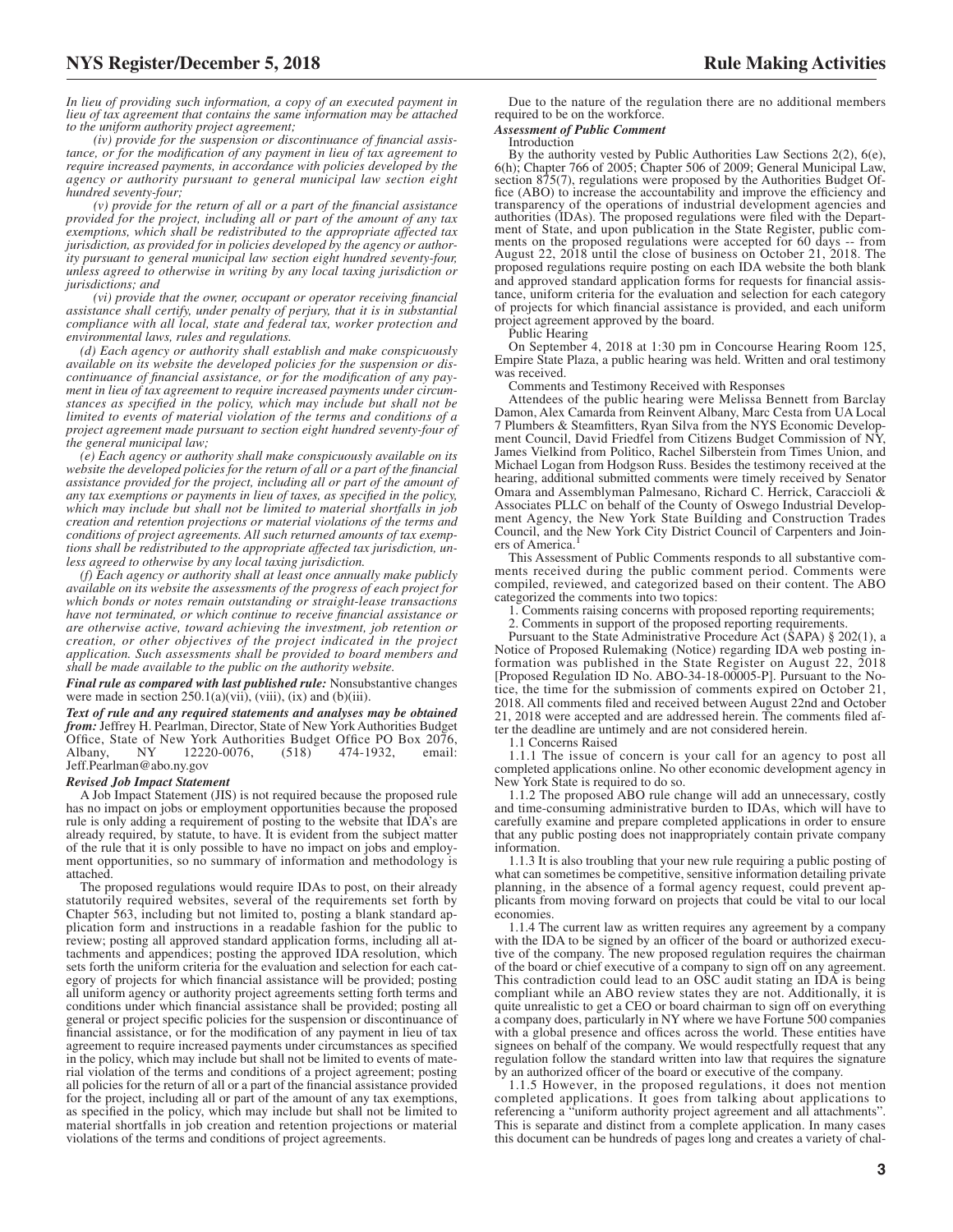*In lieu of providing such information, a copy of an executed payment in lieu of tax agreement that contains the same information may be attached to the uniform authority project agreement;*

*(iv) provide for the suspension or discontinuance of financial assistance, or for the modification of any payment in lieu of tax agreement to require increased payments, in accordance with policies developed by the agency or authority pursuant to general municipal law section eight hundred seventy-four;*

*(v) provide for the return of all or a part of the financial assistance provided for the project, including all or part of the amount of any tax exemptions, which shall be redistributed to the appropriate affected tax jurisdiction, as provided for in policies developed by the agency or authority pursuant to general municipal law section eight hundred seventy-four, unless agreed to otherwise in writing by any local taxing jurisdiction or jurisdictions; and*

*(vi) provide that the owner, occupant or operator receiving financial assistance shall certify, under penalty of perjury, that it is in substantial compliance with all local, state and federal tax, worker protection and environmental laws, rules and regulations.*

*(d) Each agency or authority shall establish and make conspicuously available on its website the developed policies for the suspension or discontinuance of financial assistance, or for the modification of any payment in lieu of tax agreement to require increased payments under circumstances as specified in the policy, which may include but shall not be limited to events of material violation of the terms and conditions of a project agreement made pursuant to section eight hundred seventy-four of the general municipal law;*

*(e) Each agency or authority shall make conspicuously available on its website the developed policies for the return of all or a part of the financial assistance provided for the project, including all or part of the amount of any tax exemptions or payments in lieu of taxes, as specified in the policy, which may include but shall not be limited to material shortfalls in job creation and retention projections or material violations of the terms and conditions of project agreements. All such returned amounts of tax exemptions shall be redistributed to the appropriate affected tax jurisdiction, unless agreed to otherwise by any local taxing jurisdiction.*

*(f) Each agency or authority shall at least once annually make publicly available on its website the assessments of the progress of each project for which bonds or notes remain outstanding or straight-lease transactions have not terminated, or which continue to receive financial assistance or are otherwise active, toward achieving the investment, job retention or creation, or other objectives of the project indicated in the project application. Such assessments shall be provided to board members and shall be made available to the public on the authority website.*

***Final rule as compared with last published rule:*** Nonsubstantive changes were made in section 250.1(a)(vii), (viii), (ix) and (b)(iii).

***Text of rule and any required statements and analyses may be obtained from:*** Jeffrey H. Pearlman, Director, State of New York Authorities Budget Office, State of New York Authorities Budget Office PO Box 2076, Albany, NY 12220-0076, (518) 474-1932, email: Jeff.Pearlman@abo.ny.gov

***Revised Job Impact Statement***

A Job Impact Statement (JIS) is not required because the proposed rule has no impact on jobs or employment opportunities because the proposed rule is only adding a requirement of posting to the website that IDA's are already required, by statute, to have. It is evident from the subject matter of the rule that it is only possible to have no impact on jobs and employment opportunities, so no summary of information and methodology is attached.

The proposed regulations would require IDAs to post, on their already statutorily required websites, several of the requirements set forth by Chapter 563, including but not limited to, posting a blank standard application form and instructions in a readable fashion for the public to review; posting all approved standard application forms, including all attachments and appendices; posting the approved IDA resolution, which sets forth the uniform criteria for the evaluation and selection for each category of projects for which financial assistance will be provided; posting all uniform agency or authority project agreements setting forth terms and conditions under which financial assistance shall be provided; posting all general or project specific policies for the suspension or discontinuance of financial assistance, or for the modification of any payment in lieu of tax agreement to require increased payments under circumstances as specified in the policy, which may include but shall not be limited to events of material violation of the terms and conditions of a project agreement; posting all policies for the return of all or a part of the financial assistance provided for the project, including all or part of the amount of any tax exemptions, as specified in the policy, which may include but shall not be limited to material shortfalls in job creation and retention projections or material violations of the terms and conditions of project agreements.

Due to the nature of the regulation there are no additional members required to be on the workforce.

***Assessment of Public Comment***

Introduction

By the authority vested by Public Authorities Law Sections 2(2), 6(e), 6(h); Chapter 766 of 2005; Chapter 506 of 2009; General Municipal Law, section 875(7), regulations were proposed by the Authorities Budget Office (ABO) to increase the accountability and improve the efficiency and transparency of the operations of industrial development agencies and authorities (IDAs). The proposed regulations were filed with the Department of State, and upon publication in the State Register, public comments on the proposed regulations were accepted for 60 days -- from August 22, 2018 until the close of business on October 21, 2018. The proposed regulations require posting on each IDA website the both blank and approved standard application forms for requests for financial assistance, uniform criteria for the evaluation and selection for each category of projects for which financial assistance is provided, and each uniform project agreement approved by the board.

Public Hearing

On September 4, 2018 at 1:30 pm in Concourse Hearing Room 125, Empire State Plaza, a public hearing was held. Written and oral testimony was received.

Comments and Testimony Received with Responses

Attendees of the public hearing were Melissa Bennett from Barclay Damon, Alex Camarda from Reinvent Albany, Marc Cesta from UA Local 7 Plumbers & Steamfitters, Ryan Silva from the NYS Economic Development Council, David Friedfel from Citizens Budget Commission of NY, James Vielkind from Politico, Rachel Silberstein from Times Union, and Michael Logan from Hodgson Russ. Besides the testimony received at the hearing, additional submitted comments were timely received by Senator Omara and Assemblyman Palmesano, Richard C. Herrick, Caraccioli & Associates PLLC on behalf of the County of Oswego Industrial Development Agency, the New York State Building and Construction Trades Council, and the New York City District Council of Carpenters and Joiners of America.[1]

This Assessment of Public Comments responds to all substantive comments received during the public comment period. Comments were compiled, reviewed, and categorized based on their content. The ABO categorized the comments into two topics:

1. Comments raising concerns with proposed reporting requirements;
2. Comments in support of the proposed reporting requirements.

Pursuant to the State Administrative Procedure Act (SAPA) § 202(1), a Notice of Proposed Rulemaking (Notice) regarding IDA web posting information was published in the State Register on August 22, 2018 [Proposed Regulation ID No. ABO-34-18-00005-P]. Pursuant to the Notice, the time for the submission of comments expired on October 21, 2018. All comments filed and received between August 22nd and October 21, 2018 were accepted and are addressed herein. The comments filed after the deadline are untimely and are not considered herein.

1.1 Concerns Raised

1.1.1 The issue of concern is your call for an agency to post all completed applications online. No other economic development agency in New York State is required to do so.

1.1.2 The proposed ABO rule change will add an unnecessary, costly and time-consuming administrative burden to IDAs, which will have to carefully examine and prepare completed applications in order to ensure that any public posting does not inappropriately contain private company information.

1.1.3 It is also troubling that your new rule requiring a public posting of what can sometimes be competitive, sensitive information detailing private planning, in the absence of a formal agency request, could prevent applicants from moving forward on projects that could be vital to our local economies.

1.1.4 The current law as written requires any agreement by a company with the IDA to be signed by an officer of the board or authorized executive of the company. The new proposed regulation requires the chairman of the board or chief executive of a company to sign off on any agreement. This contradiction could lead to an OSC audit stating an IDA is being compliant while an ABO review states they are not. Additionally, it is quite unrealistic to get a CEO or board chairman to sign off on everything a company does, particularly in NY where we have Fortune 500 companies with a global presence and offices across the world. These entities have signees on behalf of the company. We would respectfully request that any regulation follow the standard written into law that requires the signature by an authorized officer of the board or executive of the company.

1.1.5 However, in the proposed regulations, it does not mention completed applications. It goes from talking about applications to referencing a "uniform authority project agreement and all attachments". This is separate and distinct from a complete application. In many cases this document can be hundreds of pages long and creates a variety of chal-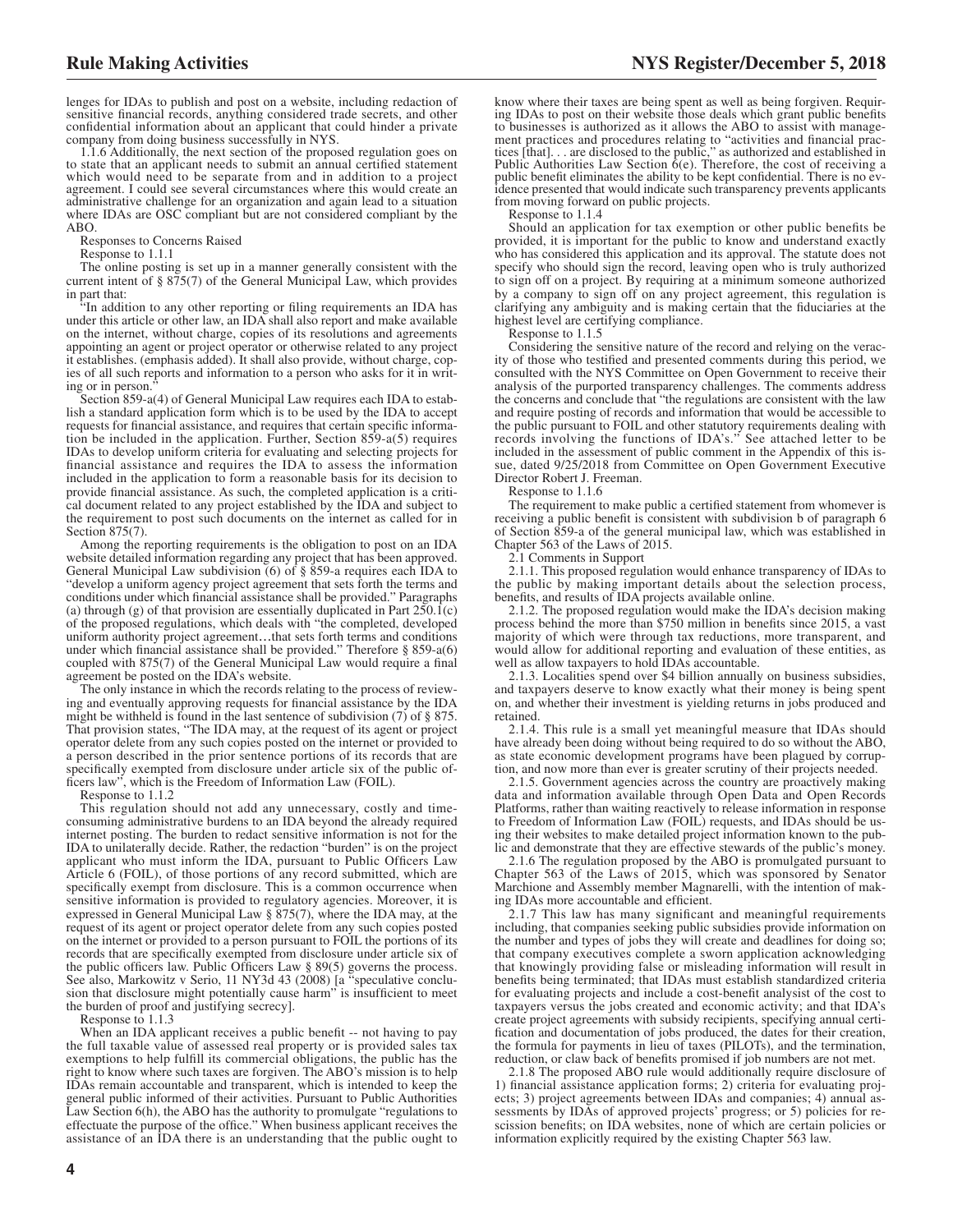lenges for IDAs to publish and post on a website, including redaction of sensitive financial records, anything considered trade secrets, and other confidential information about an applicant that could hinder a private company from doing business successfully in NYS.

1.1.6 Additionally, the next section of the proposed regulation goes on to state that an applicant needs to submit an annual certified statement which would need to be separate from and in addition to a project agreement. I could see several circumstances where this would create an administrative challenge for an organization and again lead to a situation where IDAs are OSC compliant but are not considered compliant by the ABO.

Responses to Concerns Raised

Response to 1.1.1

The online posting is set up in a manner generally consistent with the current intent of § 875(7) of the General Municipal Law, which provides in part that:

"In addition to any other reporting or filing requirements an IDA has under this article or other law, an IDA shall also report and make available on the internet, without charge, copies of its resolutions and agreements appointing an agent or project operator or otherwise related to any project it establishes. (emphasis added). It shall also provide, without charge, copies of all such reports and information to a person who asks for it in writing or in person."

Section 859-a(4) of General Municipal Law requires each IDA to establish a standard application form which is to be used by the IDA to accept requests for financial assistance, and requires that certain specific information be included in the application. Further, Section 859-a(5) requires IDAs to develop uniform criteria for evaluating and selecting projects for financial assistance and requires the IDA to assess the information included in the application to form a reasonable basis for its decision to provide financial assistance. As such, the completed application is a critical document related to any project established by the IDA and subject to the requirement to post such documents on the internet as called for in Section 875(7).

Among the reporting requirements is the obligation to post on an IDA website detailed information regarding any project that has been approved. General Municipal Law subdivision (6) of § 859-a requires each IDA to "develop a uniform agency project agreement that sets forth the terms and conditions under which financial assistance shall be provided." Paragraphs (a) through (g) of that provision are essentially duplicated in Part 250.1(c) of the proposed regulations, which deals with "the completed, developed uniform authority project agreement…that sets forth terms and conditions under which financial assistance shall be provided." Therefore § 859-a(6) coupled with 875(7) of the General Municipal Law would require a final agreement be posted on the IDA's website.

The only instance in which the records relating to the process of reviewing and eventually approving requests for financial assistance by the IDA might be withheld is found in the last sentence of subdivision (7) of § 875. That provision states, "The IDA may, at the request of its agent or project operator delete from any such copies posted on the internet or provided to a person described in the prior sentence portions of its records that are specifically exempted from disclosure under article six of the public officers law", which is the Freedom of Information Law (FOIL).

Response to 1.1.2

This regulation should not add any unnecessary, costly and time-consuming administrative burdens to an IDA beyond the already required internet posting. The burden to redact sensitive information is not for the IDA to unilaterally decide. Rather, the redaction "burden" is on the project applicant who must inform the IDA, pursuant to Public Officers Law Article 6 (FOIL), of those portions of any record submitted, which are specifically exempt from disclosure. This is a common occurrence when sensitive information is provided to regulatory agencies. Moreover, it is expressed in General Municipal Law § 875(7), where the IDA may, at the request of its agent or project operator delete from any such copies posted on the internet or provided to a person pursuant to FOIL the portions of its records that are specifically exempted from disclosure under article six of the public officers law. Public Officers Law § 89(5) governs the process. See also, Markowitz v Serio, 11 NY3d 43 (2008) [a "speculative conclusion that disclosure might potentially cause harm" is insufficient to meet the burden of proof and justifying secrecy].

Response to 1.1.3

When an IDA applicant receives a public benefit -- not having to pay the full taxable value of assessed real property or is provided sales tax exemptions to help fulfill its commercial obligations, the public has the right to know where such taxes are forgiven. The ABO's mission is to help IDAs remain accountable and transparent, which is intended to keep the general public informed of their activities. Pursuant to Public Authorities Law Section 6(h), the ABO has the authority to promulgate "regulations to effectuate the purpose of the office." When business applicant receives the assistance of an IDA there is an understanding that the public ought to know where their taxes are being spent as well as being forgiven. Requiring IDAs to post on their website those deals which grant public benefits to businesses is authorized as it allows the ABO to assist with management practices and procedures relating to "activities and financial practices [that]. . . are disclosed to the public," as authorized and established in Public Authorities Law Section 6(e). Therefore, the cost of receiving a public benefit eliminates the ability to be kept confidential. There is no evidence presented that would indicate such transparency prevents applicants from moving forward on public projects.

Response to 1.1.4

Should an application for tax exemption or other public benefits be provided, it is important for the public to know and understand exactly who has considered this application and its approval. The statute does not specify who should sign the record, leaving open who is truly authorized to sign off on a project. By requiring at a minimum someone authorized by a company to sign off on any project agreement, this regulation is clarifying any ambiguity and is making certain that the fiduciaries at the highest level are certifying compliance.

Response to 1.1.5

Considering the sensitive nature of the record and relying on the veracity of those who testified and presented comments during this period, we consulted with the NYS Committee on Open Government to receive their analysis of the purported transparency challenges. The comments address the concerns and conclude that "the regulations are consistent with the law and require posting of records and information that would be accessible to the public pursuant to FOIL and other statutory requirements dealing with records involving the functions of IDA's." See attached letter to be included in the assessment of public comment in the Appendix of this issue, dated 9/25/2018 from Committee on Open Government Executive Director Robert J. Freeman.

Response to 1.1.6

The requirement to make public a certified statement from whomever is receiving a public benefit is consistent with subdivision b of paragraph 6 of Section 859-a of the general municipal law, which was established in Chapter 563 of the Laws of 2015.

2.1 Comments in Support

2.1.1. This proposed regulation would enhance transparency of IDAs to the public by making important details about the selection process, benefits, and results of IDA projects available online.

2.1.2. The proposed regulation would make the IDA's decision making process behind the more than $750 million in benefits since 2015, a vast majority of which were through tax reductions, more transparent, and would allow for additional reporting and evaluation of these entities, as well as allow taxpayers to hold IDAs accountable.

2.1.3. Localities spend over $4 billion annually on business subsidies, and taxpayers deserve to know exactly what their money is being spent on, and whether their investment is yielding returns in jobs produced and retained.

2.1.4. This rule is a small yet meaningful measure that IDAs should have already been doing without being required to do so without the ABO, as state economic development programs have been plagued by corruption, and now more than ever is greater scrutiny of their projects needed.

2.1.5. Government agencies across the country are proactively making data and information available through Open Data and Open Records Platforms, rather than waiting reactively to release information in response to Freedom of Information Law (FOIL) requests, and IDAs should be using their websites to make detailed project information known to the public and demonstrate that they are effective stewards of the public's money.

2.1.6 The regulation proposed by the ABO is promulgated pursuant to Chapter 563 of the Laws of 2015, which was sponsored by Senator Marchione and Assembly member Magnarelli, with the intention of making IDAs more accountable and efficient.

2.1.7 This law has many significant and meaningful requirements including, that companies seeking public subsidies provide information on the number and types of jobs they will create and deadlines for doing so; that company executives complete a sworn application acknowledging that knowingly providing false or misleading information will result in benefits being terminated; that IDAs must establish standardized criteria for evaluating projects and include a cost-benefit analysis of the cost to taxpayers versus the jobs created and economic activity; and that IDA's create project agreements with subsidy recipients, specifying annual certification and documentation of jobs produced, the dates for their creation, the formula for payments in lieu of taxes (PILOTs), and the termination, reduction, or claw back of benefits promised if job numbers are not met.

2.1.8 The proposed ABO rule would additionally require disclosure of 1) financial assistance application forms; 2) criteria for evaluating projects; 3) project agreements between IDAs and companies; 4) annual assessments by IDAs of approved projects' progress; or 5) policies for rescission benefits; on IDA websites, none of which are certain policies or information explicitly required by the existing Chapter 563 law.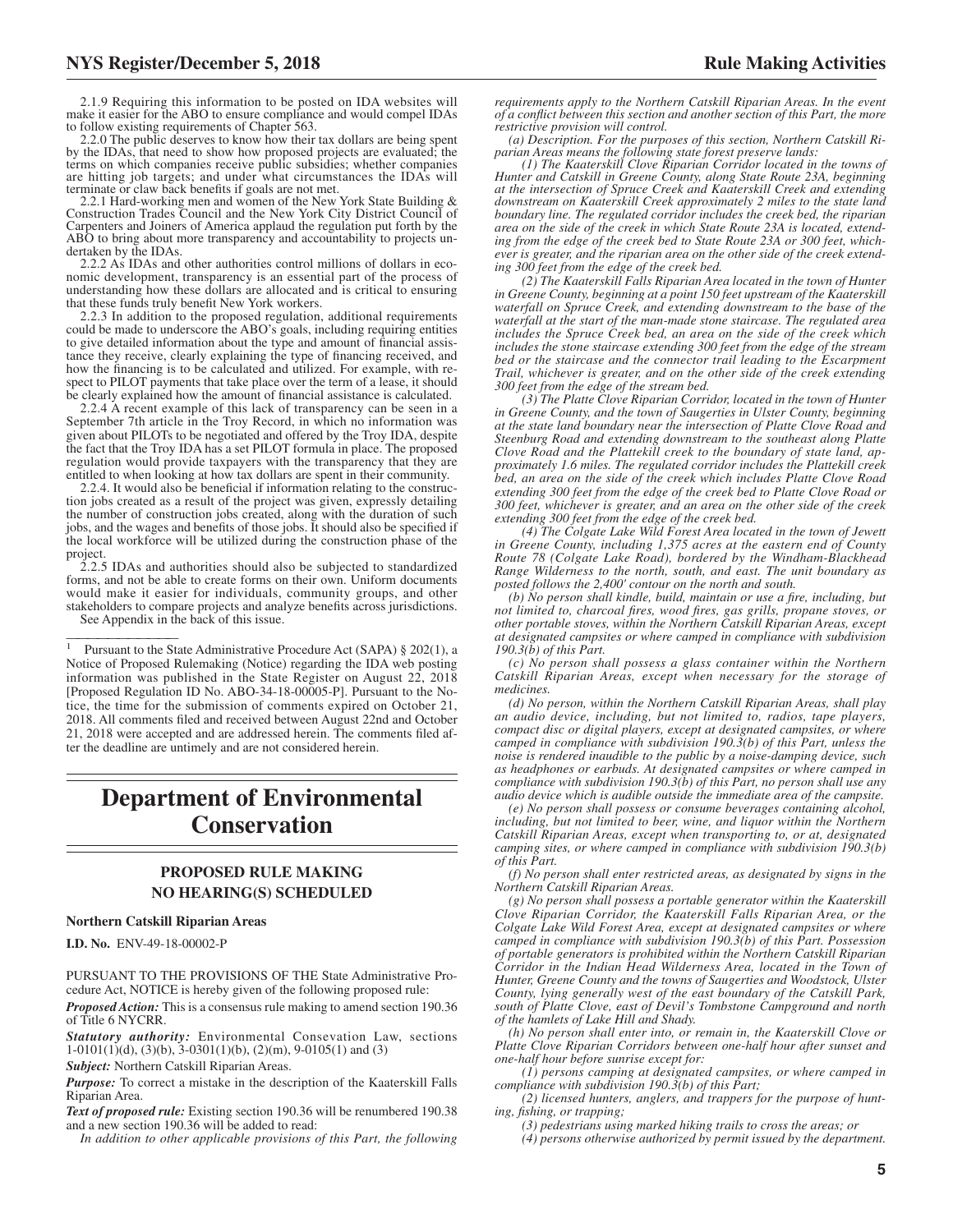2.1.9 Requiring this information to be posted on IDA websites will make it easier for the ABO to ensure compliance and would compel IDAs to follow existing requirements of Chapter 563.

2.2.0 The public deserves to know how their tax dollars are being spent by the IDAs, that need to show how proposed projects are evaluated; the terms on which companies receive public subsidies; whether companies are hitting job targets; and under what circumstances the IDAs will terminate or claw back benefits if goals are not met.

2.2.1 Hard-working men and women of the New York State Building & Construction Trades Council and the New York City District Council of Carpenters and Joiners of America applaud the regulation put forth by the ABO to bring about more transparency and accountability to projects undertaken by the IDAs.

2.2.2 As IDAs and other authorities control millions of dollars in economic development, transparency is an essential part of the process of understanding how these dollars are allocated and is critical to ensuring that these funds truly benefit New York workers.

2.2.3 In addition to the proposed regulation, additional requirements could be made to underscore the ABO's goals, including requiring entities to give detailed information about the type and amount of financial assistance they receive, clearly explaining the type of financing received, and how the financing is to be calculated and utilized. For example, with respect to PILOT payments that take place over the term of a lease, it should be clearly explained how the amount of financial assistance is calculated.

2.2.4 A recent example of this lack of transparency can be seen in a September 7th article in the Troy Record, in which no information was given about PILOTs to be negotiated and offered by the Troy IDA, despite the fact that the Troy IDA has a set PILOT formula in place. The proposed regulation would provide taxpayers with the transparency that they are entitled to when looking at how tax dollars are spent in their community.

2.2.4. It would also be beneficial if information relating to the construction jobs created as a result of the project was given, expressly detailing the number of construction jobs created, along with the duration of such jobs, and the wages and benefits of those jobs. It should also be specified if the local workforce will be utilized during the construction phase of the project.

2.2.5 IDAs and authorities should also be subjected to standardized forms, and not be able to create forms on their own. Uniform documents would make it easier for individuals, community groups, and other stakeholders to compare projects and analyze benefits across jurisdictions.

See Appendix in the back of this issue.

---

[1] Pursuant to the State Administrative Procedure Act (SAPA) § 202(1), a Notice of Proposed Rulemaking (Notice) regarding the IDA web posting information was published in the State Register on August 22, 2018 [Proposed Regulation ID No. ABO-34-18-00005-P]. Pursuant to the Notice, the time for the submission of comments expired on October 21, 2018. All comments filed and received between August 22nd and October 21, 2018 were accepted and are addressed herein. The comments filed after the deadline are untimely and are not considered herein.

# Department of Environmental Conservation

## PROPOSED RULE MAKING NO HEARING(S) SCHEDULED

### Northern Catskill Riparian Areas

**I.D. No.** ENV-49-18-00002-P

PURSUANT TO THE PROVISIONS OF THE State Administrative Procedure Act, NOTICE is hereby given of the following proposed rule:

***Proposed Action:*** This is a consensus rule making to amend section 190.36 of Title 6 NYCRR.

***Statutory authority:*** Environmental Consevation Law, sections 1-0101(1)(d), (3)(b), 3-0301(1)(b), (2)(m), 9-0105(1) and (3)

***Subject:*** Northern Catskill Riparian Areas.

***Purpose:*** To correct a mistake in the description of the Kaaterskill Falls Riparian Area.

***Text of proposed rule:*** Existing section 190.36 will be renumbered 190.38 and a new section 190.36 will be added to read:

*In addition to other applicable provisions of this Part, the following requirements apply to the Northern Catskill Riparian Areas. In the event of a conflict between this section and another section of this Part, the more restrictive provision will control.*

*(a) Description. For the purposes of this section, Northern Catskill Riparian Areas means the following state forest preserve lands:*

*(1) The Kaaterskill Clove Riparian Corridor located in the towns of Hunter and Catskill in Greene County, along State Route 23A, beginning at the intersection of Spruce Creek and Kaaterskill Creek and extending downstream on Kaaterskill Creek approximately 2 miles to the state land boundary line. The regulated corridor includes the creek bed, the riparian area on the side of the creek in which State Route 23A is located, extending from the edge of the creek bed to State Route 23A or 300 feet, whichever is greater, and the riparian area on the other side of the creek extending 300 feet from the edge of the creek bed.*

*(2) The Kaaterskill Falls Riparian Area located in the town of Hunter in Greene County, beginning at a point 150 feet upstream of the Kaaterskill waterfall on Spruce Creek, and extending downstream to the base of the waterfall at the start of the man-made stone staircase. The regulated area includes the Spruce Creek bed, an area on the side of the creek which includes the stone staircase extending 300 feet from the edge of the stream bed or the staircase and the connector trail leading to the Escarpment Trail, whichever is greater, and on the other side of the creek extending 300 feet from the edge of the stream bed.*

*(3) The Platte Clove Riparian Corridor, located in the town of Hunter in Greene County, and the town of Saugerties in Ulster County, beginning at the state land boundary near the intersection of Platte Clove Road and Steenburg Road and extending downstream to the southeast along Platte Clove Road and the Plattekill creek to the boundary of state land, approximately 1.6 miles. The regulated corridor includes the Plattekill creek bed, an area on the side of the creek which includes Platte Clove Road extending 300 feet from the edge of the creek bed to Platte Clove Road or 300 feet, whichever is greater, and an area on the other side of the creek extending 300 feet from the edge of the creek bed.*

*(4) The Colgate Lake Wild Forest Area located in the town of Jewett in Greene County, including 1,375 acres at the eastern end of County Route 78 (Colgate Lake Road), bordered by the Windham-Blackhead Range Wilderness to the north, south, and east. The unit boundary as posted follows the 2,400' contour on the north and south.*

*(b) No person shall kindle, build, maintain or use a fire, including, but not limited to, charcoal fires, wood fires, gas grills, propane stoves, or other portable stoves, within the Northern Catskill Riparian Areas, except at designated campsites or where camped in compliance with subdivision 190.3(b) of this Part.*

*(c) No person shall possess a glass container within the Northern Catskill Riparian Areas, except when necessary for the storage of medicines.*

*(d) No person, within the Northern Catskill Riparian Areas, shall play an audio device, including, but not limited to, radios, tape players, compact disc or digital players, except at designated campsites, or where camped in compliance with subdivision 190.3(b) of this Part, unless the noise is rendered inaudible to the public by a noise-damping device, such as headphones or earbuds. At designated campsites or where camped in compliance with subdivision 190.3(b) of this Part, no person shall use any audio device which is audible outside the immediate area of the campsite.*

*(e) No person shall possess or consume beverages containing alcohol, including, but not limited to beer, wine, and liquor within the Northern Catskill Riparian Areas, except when transporting to, or at, designated camping sites, or where camped in compliance with subdivision 190.3(b) of this Part.*

*(f) No person shall enter restricted areas, as designated by signs in the Northern Catskill Riparian Areas.*

*(g) No person shall possess a portable generator within the Kaaterskill Clove Riparian Corridor, the Kaaterskill Falls Riparian Area, or the Colgate Lake Wild Forest Area, except at designated campsites or where camped in compliance with subdivision 190.3(b) of this Part. Possession of portable generators is prohibited within the Northern Catskill Riparian Corridor in the Indian Head Wilderness Area, located in the Town of Hunter, Greene County and the towns of Saugerties and Woodstock, Ulster County, lying generally west of the east boundary of the Catskill Park, south of Platte Clove, east of Devil's Tombstone Campground and north of the hamlets of Lake Hill and Shady.*

*(h) No person shall enter into, or remain in, the Kaaterskill Clove or Platte Clove Riparian Corridors between one-half hour after sunset and one-half hour before sunrise except for:*

*(1) persons camping at designated campsites, or where camped in compliance with subdivision 190.3(b) of this Part;*

*(2) licensed hunters, anglers, and trappers for the purpose of hunting, fishing, or trapping;*

*(3) pedestrians using marked hiking trails to cross the areas; or*

*(4) persons otherwise authorized by permit issued by the department.*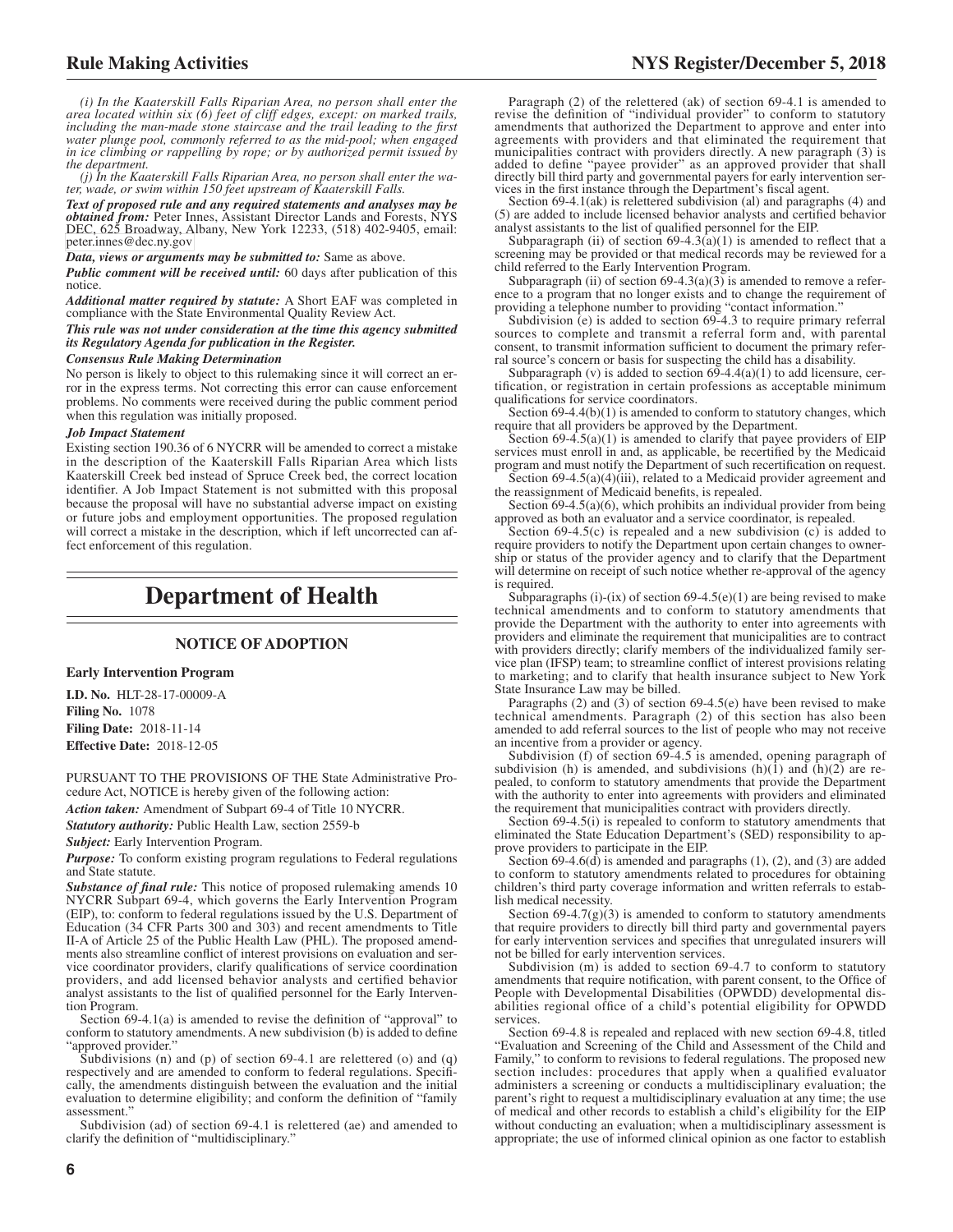*(i) In the Kaaterskill Falls Riparian Area, no person shall enter the area located within six (6) feet of cliff edges, except: on marked trails, including the man-made stone staircase and the trail leading to the first water plunge pool, commonly referred to as the mid-pool; when engaged in ice climbing or rappelling by rope; or by authorized permit issued by the department.*

*(j) In the Kaaterskill Falls Riparian Area, no person shall enter the water, wade, or swim within 150 feet upstream of Kaaterskill Falls.*

***Text of proposed rule and any required statements and analyses may be obtained from:*** Peter Innes, Assistant Director Lands and Forests, NYS DEC, 625 Broadway, Albany, New York 12233, (518) 402-9405, email: peter.innes@dec.ny.gov

***Data, views or arguments may be submitted to:*** Same as above.

***Public comment will be received until:*** 60 days after publication of this notice.

***Additional matter required by statute:*** A Short EAF was completed in compliance with the State Environmental Quality Review Act.

***This rule was not under consideration at the time this agency submitted its Regulatory Agenda for publication in the Register.***

***Consensus Rule Making Determination***

No person is likely to object to this rulemaking since it will correct an error in the express terms. Not correcting this error can cause enforcement problems. No comments were received during the public comment period when this regulation was initially proposed.

***Job Impact Statement***

Existing section 190.36 of 6 NYCRR will be amended to correct a mistake in the description of the Kaaterskill Falls Riparian Area which lists Kaaterskill Creek bed instead of Spruce Creek bed, the correct location identifier. A Job Impact Statement is not submitted with this proposal because the proposal will have no substantial adverse impact on existing or future jobs and employment opportunities. The proposed regulation will correct a mistake in the description, which if left uncorrected can affect enforcement of this regulation.

# Department of Health

## NOTICE OF ADOPTION

### Early Intervention Program

**I.D. No.** HLT-28-17-00009-A
**Filing No.** 1078
**Filing Date:** 2018-11-14
**Effective Date:** 2018-12-05

PURSUANT TO THE PROVISIONS OF THE State Administrative Procedure Act, NOTICE is hereby given of the following action:

***Action taken:*** Amendment of Subpart 69-4 of Title 10 NYCRR.

***Statutory authority:*** Public Health Law, section 2559-b

***Subject:*** Early Intervention Program.

***Purpose:*** To conform existing program regulations to Federal regulations and State statute.

***Substance of final rule:*** This notice of proposed rulemaking amends 10 NYCRR Subpart 69-4, which governs the Early Intervention Program (EIP), to: conform to federal regulations issued by the U.S. Department of Education (34 CFR Parts 300 and 303) and recent amendments to Title II-A of Article 25 of the Public Health Law (PHL). The proposed amendments also streamline conflict of interest provisions on evaluation and service coordinator providers, clarify qualifications of service coordination providers, and add licensed behavior analysts and certified behavior analyst assistants to the list of qualified personnel for the Early Intervention Program.

Section 69-4.1(a) is amended to revise the definition of "approval" to conform to statutory amendments. A new subdivision (b) is added to define "approved provider."

Subdivisions (n) and (p) of section 69-4.1 are relettered (o) and (q) respectively and are amended to conform to federal regulations. Specifically, the amendments distinguish between the evaluation and the initial evaluation to determine eligibility; and conform the definition of "family assessment."

Subdivision (ad) of section 69-4.1 is relettered (ae) and amended to clarify the definition of "multidisciplinary."

Paragraph (2) of the relettered (ak) of section 69-4.1 is amended to revise the definition of "individual provider" to conform to statutory amendments that authorized the Department to approve and enter into agreements with providers and that eliminated the requirement that municipalities contract with providers directly. A new paragraph (3) is added to define "payee provider" as an approved provider that shall directly bill third party and governmental payers for early intervention services in the first instance through the Department's fiscal agent.

Section 69-4.1(ak) is relettered subdivision (al) and paragraphs (4) and (5) are added to include licensed behavior analysts and certified behavior analyst assistants to the list of qualified personnel for the EIP.

Subparagraph (ii) of section 69-4.3(a)(1) is amended to reflect that a screening may be provided or that medical records may be reviewed for a child referred to the Early Intervention Program.

Subparagraph (ii) of section 69-4.3(a)(3) is amended to remove a reference to a program that no longer exists and to change the requirement of providing a telephone number to providing "contact information."

Subdivision (e) is added to section 69-4.3 to require primary referral sources to complete and transmit a referral form and, with parental consent, to transmit information sufficient to document the primary referral source's concern or basis for suspecting the child has a disability.

Subparagraph (v) is added to section 69-4.4(a)(1) to add licensure, certification, or registration in certain professions as acceptable minimum qualifications for service coordinators.

Section 69-4.4(b)(1) is amended to conform to statutory changes, which require that all providers be approved by the Department.

Section 69-4.5(a)(1) is amended to clarify that payee providers of EIP services must enroll in and, as applicable, be recertified by the Medicaid program and must notify the Department of such recertification on request.

Section 69-4.5(a)(4)(iii), related to a Medicaid provider agreement and the reassignment of Medicaid benefits, is repealed.

Section 69-4.5(a)(6), which prohibits an individual provider from being approved as both an evaluator and a service coordinator, is repealed.

Section 69-4.5(c) is repealed and a new subdivision (c) is added to require providers to notify the Department upon certain changes to ownership or status of the provider agency and to clarify that the Department will determine on receipt of such notice whether re-approval of the agency is required.

Subparagraphs (i)-(ix) of section 69-4.5(e)(1) are being revised to make technical amendments and to conform to statutory amendments that provide the Department with the authority to enter into agreements with providers and eliminate the requirement that municipalities are to contract with providers directly; clarify members of the individualized family service plan (IFSP) team; to streamline conflict of interest provisions relating to marketing; and to clarify that health insurance subject to New York State Insurance Law may be billed.

Paragraphs (2) and (3) of section 69-4.5(e) have been revised to make technical amendments. Paragraph (2) of this section has also been amended to add referral sources to the list of people who may not receive an incentive from a provider or agency.

Subdivision (f) of section 69-4.5 is amended, opening paragraph of subdivision (h) is amended, and subdivisions (h)(1) and (h)(2) are repealed, to conform to statutory amendments that provide the Department with the authority to enter into agreements with providers and eliminated the requirement that municipalities contract with providers directly.

Section 69-4.5(i) is repealed to conform to statutory amendments that eliminated the State Education Department's (SED) responsibility to approve providers to participate in the EIP.

Section 69-4.6(d) is amended and paragraphs (1), (2), and (3) are added to conform to statutory amendments related to procedures for obtaining children's third party coverage information and written referrals to establish medical necessity.

Section 69-4.7(g)(3) is amended to conform to statutory amendments that require providers to directly bill third party and governmental payers for early intervention services and specifies that unregulated insurers will not be billed for early intervention services.

Subdivision (m) is added to section 69-4.7 to conform to statutory amendments that require notification, with parent consent, to the Office of People with Developmental Disabilities (OPWDD) developmental disabilities regional office of a child's potential eligibility for OPWDD services.

Section 69-4.8 is repealed and replaced with new section 69-4.8, titled "Evaluation and Screening of the Child and Assessment of the Child and Family," to conform to revisions to federal regulations. The proposed new section includes: procedures that apply when a qualified evaluator administers a screening or conducts a multidisciplinary evaluation; the parent's right to request a multidisciplinary evaluation at any time; the use of medical and other records to establish a child's eligibility for the EIP without conducting an evaluation; when a multidisciplinary assessment is appropriate; the use of informed clinical opinion as one factor to establish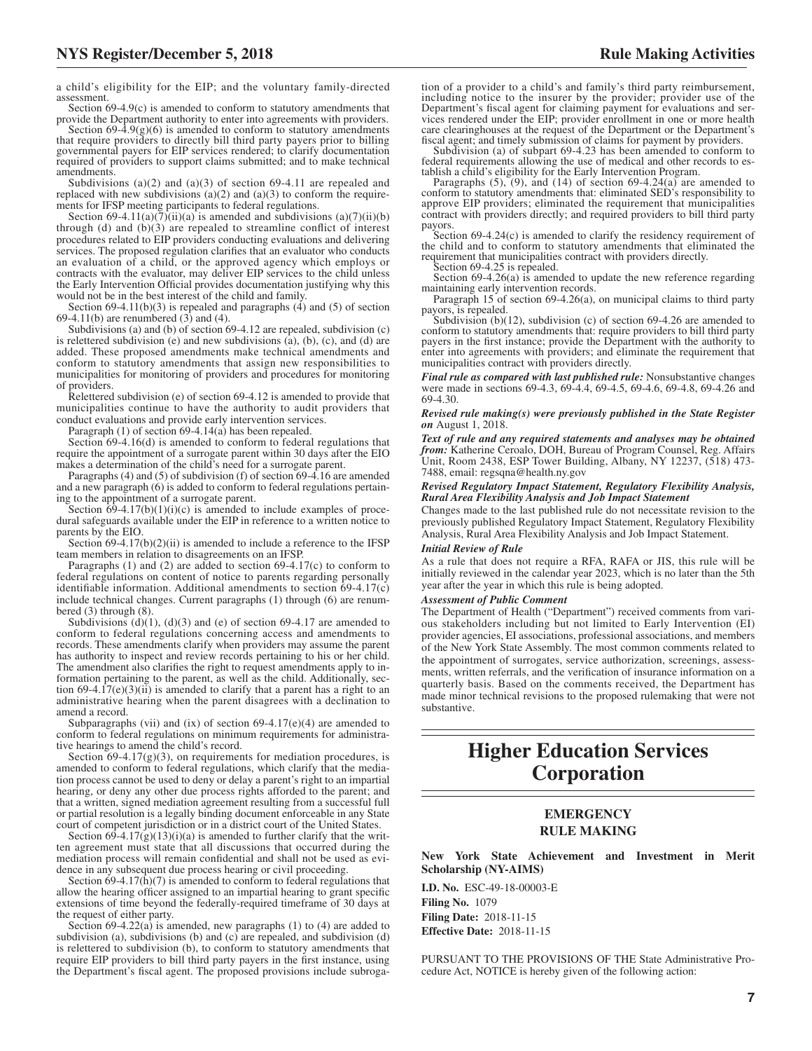a child's eligibility for the EIP; and the voluntary family-directed assessment.

Section 69-4.9(c) is amended to conform to statutory amendments that provide the Department authority to enter into agreements with providers.

Section 69-4.9(g)(6) is amended to conform to statutory amendments that require providers to directly bill third party payers prior to billing governmental payers for EIP services rendered; to clarify documentation required of providers to support claims submitted; and to make technical amendments.

Subdivisions (a)(2) and (a)(3) of section 69-4.11 are repealed and replaced with new subdivisions (a)(2) and (a)(3) to conform the requirements for IFSP meeting participants to federal regulations.

Section 69-4.11(a)(7)(ii)(a) is amended and subdivisions (a)(7)(ii)(b) through (d) and (b)(3) are repealed to streamline conflict of interest procedures related to EIP providers conducting evaluations and delivering services. The proposed regulation clarifies that an evaluator who conducts an evaluation of a child, or the approved agency which employs or contracts with the evaluator, may deliver EIP services to the child unless the Early Intervention Official provides documentation justifying why this would not be in the best interest of the child and family.

Section 69-4.11(b)(3) is repealed and paragraphs (4) and (5) of section 69-4.11(b) are renumbered (3) and (4).

Subdivisions (a) and (b) of section 69-4.12 are repealed, subdivision (c) is relettered subdivision (e) and new subdivisions (a), (b), (c), and (d) are added. These proposed amendments make technical amendments and conform to statutory amendments that assign new responsibilities to municipalities for monitoring of providers and procedures for monitoring of providers.

Relettered subdivision (e) of section 69-4.12 is amended to provide that municipalities continue to have the authority to audit providers that conduct evaluations and provide early intervention services.

Paragraph (1) of section 69-4.14(a) has been repealed.

Section 69-4.16(d) is amended to conform to federal regulations that require the appointment of a surrogate parent within 30 days after the EIO makes a determination of the child's need for a surrogate parent.

Paragraphs (4) and (5) of subdivision (f) of section 69-4.16 are amended and a new paragraph (6) is added to conform to federal regulations pertaining to the appointment of a surrogate parent.

Section 69-4.17(b)(1)(i)(c) is amended to include examples of procedural safeguards available under the EIP in reference to a written notice to parents by the EIO.

Section 69-4.17(b)(2)(ii) is amended to include a reference to the IFSP team members in relation to disagreements on an IFSP.

Paragraphs (1) and (2) are added to section 69-4.17(c) to conform to federal regulations on content of notice to parents regarding personally identifiable information. Additional amendments to section 69-4.17(c) include technical changes. Current paragraphs (1) through (6) are renumbered (3) through (8).

Subdivisions (d)(1), (d)(3) and (e) of section 69-4.17 are amended to conform to federal regulations concerning access and amendments to records. These amendments clarify when providers may assume the parent has authority to inspect and review records pertaining to his or her child. The amendment also clarifies the right to request amendments apply to information pertaining to the parent, as well as the child. Additionally, section 69-4.17(e)(3)(ii) is amended to clarify that a parent has a right to an administrative hearing when the parent disagrees with a declination to amend a record.

Subparagraphs (vii) and (ix) of section 69-4.17(e)(4) are amended to conform to federal regulations on minimum requirements for administrative hearings to amend the child's record.

Section 69-4.17(g)(3), on requirements for mediation procedures, is amended to conform to federal regulations, which clarify that the mediation process cannot be used to deny or delay a parent's right to an impartial hearing, or deny any other due process rights afforded to the parent; and that a written, signed mediation agreement resulting from a successful full or partial resolution is a legally binding document enforceable in any State court of competent jurisdiction or in a district court of the United States.

Section 69-4.17(g)(13)(i)(a) is amended to further clarify that the written agreement must state that all discussions that occurred during the mediation process will remain confidential and shall not be used as evidence in any subsequent due process hearing or civil proceeding.

Section 69-4.17(h)(7) is amended to conform to federal regulations that allow the hearing officer assigned to an impartial hearing to grant specific extensions of time beyond the federally-required timeframe of 30 days at the request of either party.

Section 69-4.22(a) is amended, new paragraphs (1) to (4) are added to subdivision (a), subdivisions (b) and (c) are repealed, and subdivision (d) is relettered to subdivision (b), to conform to statutory amendments that require EIP providers to bill third party payers in the first instance, using the Department's fiscal agent. The proposed provisions include subrogation of a provider to a child's and family's third party reimbursement, including notice to the insurer by the provider; provider use of the Department's fiscal agent for claiming payment for evaluations and services rendered under the EIP; provider enrollment in one or more health care clearinghouses at the request of the Department or the Department's fiscal agent; and timely submission of claims for payment by providers.

Subdivision (a) of subpart 69-4.23 has been amended to conform to federal requirements allowing the use of medical and other records to establish a child's eligibility for the Early Intervention Program.

Paragraphs (5), (9), and (14) of section 69-4.24(a) are amended to conform to statutory amendments that: eliminated SED's responsibility to approve EIP providers; eliminated the requirement that municipalities contract with providers directly; and required providers to bill third party payors.

Section 69-4.24(c) is amended to clarify the residency requirement of the child and to conform to statutory amendments that eliminated the requirement that municipalities contract with providers directly.

Section 69-4.25 is repealed.

Section 69-4.26(a) is amended to update the new reference regarding maintaining early intervention records.

Paragraph 15 of section 69-4.26(a), on municipal claims to third party payors, is repealed.

Subdivision (b)(12), subdivision (c) of section 69-4.26 are amended to conform to statutory amendments that: require providers to bill third party payers in the first instance; provide the Department with the authority to enter into agreements with providers; and eliminate the requirement that municipalities contract with providers directly.

***Final rule as compared with last published rule:*** Nonsubstantive changes were made in sections 69-4.3, 69-4.4, 69-4.5, 69-4.6, 69-4.8, 69-4.26 and 69-4.30.

***Revised rule making(s) were previously published in the State Register on*** August 1, 2018.

***Text of rule and any required statements and analyses may be obtained from:*** Katherine Ceroalo, DOH, Bureau of Program Counsel, Reg. Affairs Unit, Room 2438, ESP Tower Building, Albany, NY 12237, (518) 473-7488, email: regsqna@health.ny.gov

***Revised Regulatory Impact Statement, Regulatory Flexibility Analysis, Rural Area Flexibility Analysis and Job Impact Statement***

Changes made to the last published rule do not necessitate revision to the previously published Regulatory Impact Statement, Regulatory Flexibility Analysis, Rural Area Flexibility Analysis and Job Impact Statement.

***Initial Review of Rule***

As a rule that does not require a RFA, RAFA or JIS, this rule will be initially reviewed in the calendar year 2023, which is no later than the 5th year after the year in which this rule is being adopted.

***Assessment of Public Comment***

The Department of Health ("Department") received comments from various stakeholders including but not limited to Early Intervention (EI) provider agencies, EI associations, professional associations, and members of the New York State Assembly. The most common comments related to the appointment of surrogates, service authorization, screenings, assessments, written referrals, and the verification of insurance information on a quarterly basis. Based on the comments received, the Department has made minor technical revisions to the proposed rulemaking that were not substantive.

# Higher Education Services Corporation

## EMERGENCY RULE MAKING

**New York State Achievement and Investment in Merit Scholarship (NY-AIMS)**

**I.D. No.** ESC-49-18-00003-E
**Filing No.** 1079
**Filing Date:** 2018-11-15
**Effective Date:** 2018-11-15

PURSUANT TO THE PROVISIONS OF THE State Administrative Procedure Act, NOTICE is hereby given of the following action: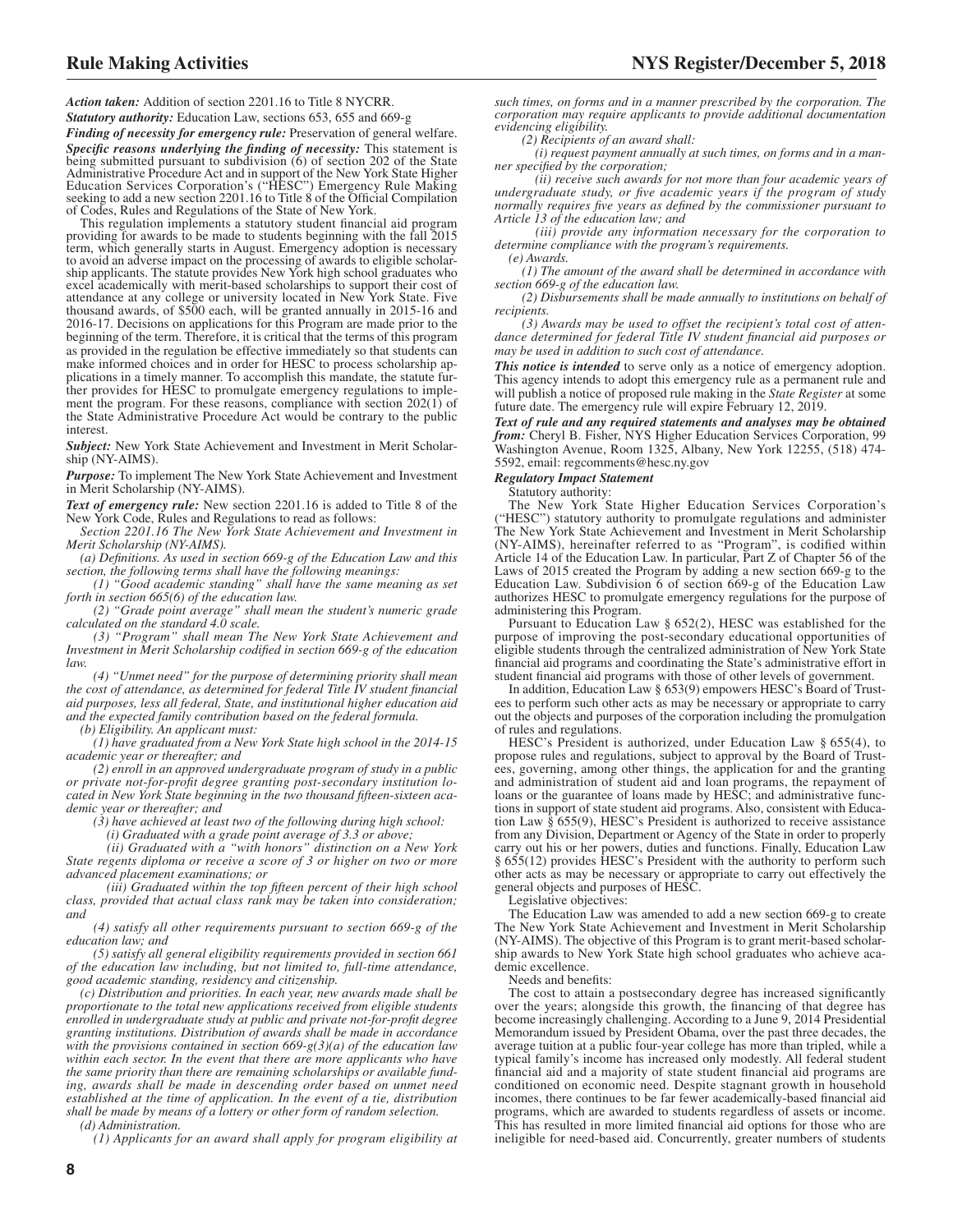***Action taken:*** Addition of section 2201.16 to Title 8 NYCRR.

***Statutory authority:*** Education Law, sections 653, 655 and 669-g

***Finding of necessity for emergency rule:*** Preservation of general welfare.

***Specific reasons underlying the finding of necessity:*** This statement is being submitted pursuant to subdivision (6) of section 202 of the State Administrative Procedure Act and in support of the New York State Higher Education Services Corporation's ("HESC") Emergency Rule Making seeking to add a new section 2201.16 to Title 8 of the Official Compilation of Codes, Rules and Regulations of the State of New York.

This regulation implements a statutory student financial aid program providing for awards to be made to students beginning with the fall 2015 term, which generally starts in August. Emergency adoption is necessary to avoid an adverse impact on the processing of awards to eligible scholarship applicants. The statute provides New York high school graduates who excel academically with merit-based scholarships to support their cost of attendance at any college or university located in New York State. Five thousand awards, of $500 each, will be granted annually in 2015-16 and 2016-17. Decisions on applications for this Program are made prior to the beginning of the term. Therefore, it is critical that the terms of this program as provided in the regulation be effective immediately so that students can make informed choices and in order for HESC to process scholarship applications in a timely manner. To accomplish this mandate, the statute further provides for HESC to promulgate emergency regulations to implement the program. For these reasons, compliance with section 202(1) of the State Administrative Procedure Act would be contrary to the public interest.

***Subject:*** New York State Achievement and Investment in Merit Scholarship (NY-AIMS).

***Purpose:*** To implement The New York State Achievement and Investment in Merit Scholarship (NY-AIMS).

***Text of emergency rule:*** New section 2201.16 is added to Title 8 of the New York Code, Rules and Regulations to read as follows:

*Section 2201.16 The New York State Achievement and Investment in Merit Scholarship (NY-AIMS).*

*(a) Definitions. As used in section 669-g of the Education Law and this section, the following terms shall have the following meanings:*

*(1) "Good academic standing" shall have the same meaning as set forth in section 665(6) of the education law.*

*(2) "Grade point average" shall mean the student's numeric grade calculated on the standard 4.0 scale.*

*(3) "Program" shall mean The New York State Achievement and Investment in Merit Scholarship codified in section 669-g of the education law.*

*(4) "Unmet need" for the purpose of determining priority shall mean the cost of attendance, as determined for federal Title IV student financial aid purposes, less all federal, State, and institutional higher education aid and the expected family contribution based on the federal formula.*

*(b) Eligibility. An applicant must:*

*(1) have graduated from a New York State high school in the 2014-15 academic year or thereafter; and*

*(2) enroll in an approved undergraduate program of study in a public or private not-for-profit degree granting post-secondary institution located in New York State beginning in the two thousand fifteen-sixteen academic year or thereafter; and*

*(3) have achieved at least two of the following during high school:*

*(i) Graduated with a grade point average of 3.3 or above;*

*(ii) Graduated with a "with honors" distinction on a New York State regents diploma or receive a score of 3 or higher on two or more advanced placement examinations; or*

*(iii) Graduated within the top fifteen percent of their high school class, provided that actual class rank may be taken into consideration; and*

*(4) satisfy all other requirements pursuant to section 669-g of the education law; and*

*(5) satisfy all general eligibility requirements provided in section 661 of the education law including, but not limited to, full-time attendance, good academic standing, residency and citizenship.*

*(c) Distribution and priorities. In each year, new awards made shall be proportionate to the total new applications received from eligible students enrolled in undergraduate study at public and private not-for-profit degree granting institutions. Distribution of awards shall be made in accordance with the provisions contained in section 669-g(3)(a) of the education law within each sector. In the event that there are more applicants who have the same priority than there are remaining scholarships or available funding, awards shall be made in descending order based on unmet need established at the time of application. In the event of a tie, distribution shall be made by means of a lottery or other form of random selection.*

*(d) Administration.*

*(1) Applicants for an award shall apply for program eligibility at such times, on forms and in a manner prescribed by the corporation. The corporation may require applicants to provide additional documentation evidencing eligibility.*

*(2) Recipients of an award shall:*

*(i) request payment annually at such times, on forms and in a manner specified by the corporation;*

*(ii) receive such awards for not more than four academic years of undergraduate study, or five academic years if the program of study normally requires five years as defined by the commissioner pursuant to Article 13 of the education law; and*

*(iii) provide any information necessary for the corporation to determine compliance with the program's requirements.*

*(e) Awards.*

*(1) The amount of the award shall be determined in accordance with section 669-g of the education law.*

*(2) Disbursements shall be made annually to institutions on behalf of recipients.*

*(3) Awards may be used to offset the recipient's total cost of attendance determined for federal Title IV student financial aid purposes or may be used in addition to such cost of attendance.*

***This notice is intended*** to serve only as a notice of emergency adoption. This agency intends to adopt this emergency rule as a permanent rule and will publish a notice of proposed rule making in the *State Register* at some future date. The emergency rule will expire February 12, 2019.

***Text of rule and any required statements and analyses may be obtained from:*** Cheryl B. Fisher, NYS Higher Education Services Corporation, 99 Washington Avenue, Room 1325, Albany, New York 12255, (518) 474-5592, email: regcomments@hesc.ny.gov

***Regulatory Impact Statement***

Statutory authority:

The New York State Higher Education Services Corporation's ("HESC") statutory authority to promulgate regulations and administer The New York State Achievement and Investment in Merit Scholarship (NY-AIMS), hereinafter referred to as "Program", is codified within Article 14 of the Education Law. In particular, Part Z of Chapter 56 of the Laws of 2015 created the Program by adding a new section 669-g to the Education Law. Subdivision 6 of section 669-g of the Education Law authorizes HESC to promulgate emergency regulations for the purpose of administering this Program.

Pursuant to Education Law § 652(2), HESC was established for the purpose of improving the post-secondary educational opportunities of eligible students through the centralized administration of New York State financial aid programs and coordinating the State's administrative effort in student financial aid programs with those of other levels of government.

In addition, Education Law § 653(9) empowers HESC's Board of Trustees to perform such other acts as may be necessary or appropriate to carry out the objects and purposes of the corporation including the promulgation of rules and regulations.

HESC's President is authorized, under Education Law § 655(4), to propose rules and regulations, subject to approval by the Board of Trustees, governing, among other things, the application for and the granting and administration of student aid and loan programs, the repayment of loans or the guarantee of loans made by HESC; and administrative functions in support of state student aid programs. Also, consistent with Education Law § 655(9), HESC's President is authorized to receive assistance from any Division, Department or Agency of the State in order to properly carry out his or her powers, duties and functions. Finally, Education Law § 655(12) provides HESC's President with the authority to perform such other acts as may be necessary or appropriate to carry out effectively the general objects and purposes of HESC.

Legislative objectives:

The Education Law was amended to add a new section 669-g to create The New York State Achievement and Investment in Merit Scholarship (NY-AIMS). The objective of this Program is to grant merit-based scholarship awards to New York State high school graduates who achieve academic excellence.

Needs and benefits:

The cost to attain a postsecondary degree has increased significantly over the years; alongside this growth, the financing of that degree has become increasingly challenging. According to a June 9, 2014 Presidential Memorandum issued by President Obama, over the past three decades, the average tuition at a public four-year college has more than tripled, while a typical family's income has increased only modestly. All federal student financial aid and a majority of state student financial aid programs are conditioned on economic need. Despite stagnant growth in household incomes, there continues to be far fewer academically-based financial aid programs, which are awarded to students regardless of assets or income. This has resulted in more limited financial aid options for those who are ineligible for need-based aid. Concurrently, greater numbers of students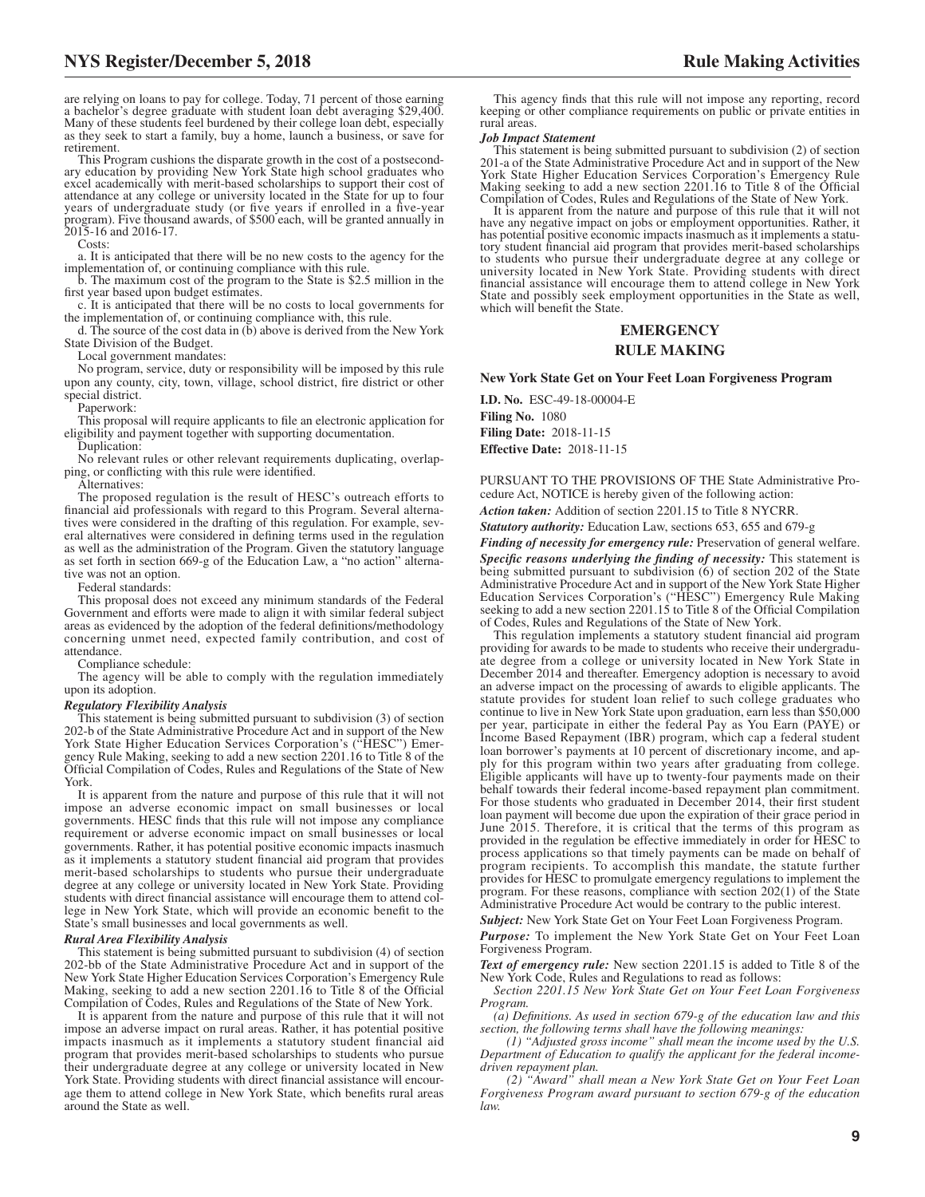are relying on loans to pay for college. Today, 71 percent of those earning a bachelor's degree graduate with student loan debt averaging $29,400. Many of these students feel burdened by their college loan debt, especially as they seek to start a family, buy a home, launch a business, or save for retirement.

This Program cushions the disparate growth in the cost of a postsecondary education by providing New York State high school graduates who excel academically with merit-based scholarships to support their cost of attendance at any college or university located in the State for up to four years of undergraduate study (or five years if enrolled in a five-year program). Five thousand awards, of $500 each, will be granted annually in 2015-16 and 2016-17.

Costs:

a. It is anticipated that there will be no new costs to the agency for the implementation of, or continuing compliance with this rule.

b. The maximum cost of the program to the State is $2.5 million in the first year based upon budget estimates.

c. It is anticipated that there will be no costs to local governments for the implementation of, or continuing compliance with, this rule.

d. The source of the cost data in (b) above is derived from the New York State Division of the Budget.

Local government mandates:

No program, service, duty or responsibility will be imposed by this rule upon any county, city, town, village, school district, fire district or other special district.

Paperwork:

This proposal will require applicants to file an electronic application for eligibility and payment together with supporting documentation.

Duplication:

No relevant rules or other relevant requirements duplicating, overlapping, or conflicting with this rule were identified.

Alternatives:

The proposed regulation is the result of HESC's outreach efforts to financial aid professionals with regard to this Program. Several alternatives were considered in the drafting of this regulation. For example, several alternatives were considered in defining terms used in the regulation as well as the administration of the Program. Given the statutory language as set forth in section 669-g of the Education Law, a "no action" alternative was not an option.

Federal standards:

This proposal does not exceed any minimum standards of the Federal Government and efforts were made to align it with similar federal subject areas as evidenced by the adoption of the federal definitions/methodology concerning unmet need, expected family contribution, and cost of attendance.

Compliance schedule:

The agency will be able to comply with the regulation immediately upon its adoption.

***Regulatory Flexibility Analysis***

This statement is being submitted pursuant to subdivision (3) of section 202-b of the State Administrative Procedure Act and in support of the New York State Higher Education Services Corporation's ("HESC") Emergency Rule Making, seeking to add a new section 2201.16 to Title 8 of the Official Compilation of Codes, Rules and Regulations of the State of New York.

It is apparent from the nature and purpose of this rule that it will not impose an adverse economic impact on small businesses or local governments. HESC finds that this rule will not impose any compliance requirement or adverse economic impact on small businesses or local governments. Rather, it has potential positive economic impacts inasmuch as it implements a statutory student financial aid program that provides merit-based scholarships to students who pursue their undergraduate degree at any college or university located in New York State. Providing students with direct financial assistance will encourage them to attend college in New York State, which will provide an economic benefit to the State's small businesses and local governments as well.

***Rural Area Flexibility Analysis***

This statement is being submitted pursuant to subdivision (4) of section 202-bb of the State Administrative Procedure Act and in support of the New York State Higher Education Services Corporation's Emergency Rule Making, seeking to add a new section 2201.16 to Title 8 of the Official Compilation of Codes, Rules and Regulations of the State of New York.

It is apparent from the nature and purpose of this rule that it will not impose an adverse impact on rural areas. Rather, it has potential positive impacts inasmuch as it implements a statutory student financial aid program that provides merit-based scholarships to students who pursue their undergraduate degree at any college or university located in New York State. Providing students with direct financial assistance will encourage them to attend college in New York State, which benefits rural areas around the State as well.

This agency finds that this rule will not impose any reporting, record keeping or other compliance requirements on public or private entities in rural areas.

***Job Impact Statement***

This statement is being submitted pursuant to subdivision (2) of section 201-a of the State Administrative Procedure Act and in support of the New York State Higher Education Services Corporation's Emergency Rule Making seeking to add a new section 2201.16 to Title 8 of the Official Compilation of Codes, Rules and Regulations of the State of New York.

It is apparent from the nature and purpose of this rule that it will not have any negative impact on jobs or employment opportunities. Rather, it has potential positive economic impacts inasmuch as it implements a statutory student financial aid program that provides merit-based scholarships to students who pursue their undergraduate degree at any college or university located in New York State. Providing students with direct financial assistance will encourage them to attend college in New York State and possibly seek employment opportunities in the State as well, which will benefit the State.

## EMERGENCY RULE MAKING

### New York State Get on Your Feet Loan Forgiveness Program

**I.D. No.** ESC-49-18-00004-E
**Filing No.** 1080
**Filing Date:** 2018-11-15
**Effective Date:** 2018-11-15

PURSUANT TO THE PROVISIONS OF THE State Administrative Procedure Act, NOTICE is hereby given of the following action:

***Action taken:*** Addition of section 2201.15 to Title 8 NYCRR.

***Statutory authority:*** Education Law, sections 653, 655 and 679-g

***Finding of necessity for emergency rule:*** Preservation of general welfare.

***Specific reasons underlying the finding of necessity:*** This statement is being submitted pursuant to subdivision (6) of section 202 of the State Administrative Procedure Act and in support of the New York State Higher Education Services Corporation's ("HESC") Emergency Rule Making seeking to add a new section 2201.15 to Title 8 of the Official Compilation of Codes, Rules and Regulations of the State of New York.

This regulation implements a statutory student financial aid program providing for awards to be made to students who receive their undergraduate degree from a college or university located in New York State in December 2014 and thereafter. Emergency adoption is necessary to avoid an adverse impact on the processing of awards to eligible applicants. The statute provides for student loan relief to such college graduates who continue to live in New York State upon graduation, earn less than $50,000 per year, participate in either the federal Pay as You Earn (PAYE) or Income Based Repayment (IBR) program, which cap a federal student loan borrower's payments at 10 percent of discretionary income, and apply for this program within two years after graduating from college. Eligible applicants will have up to twenty-four payments made on their behalf towards their federal income-based repayment plan commitment. For those students who graduated in December 2014, their first student loan payment will become due upon the expiration of their grace period in June 2015. Therefore, it is critical that the terms of this program as provided in the regulation be effective immediately in order for HESC to process applications so that timely payments can be made on behalf of program recipients. To accomplish this mandate, the statute further provides for HESC to promulgate emergency regulations to implement the program. For these reasons, compliance with section 202(1) of the State Administrative Procedure Act would be contrary to the public interest.

***Subject:*** New York State Get on Your Feet Loan Forgiveness Program.

***Purpose:*** To implement the New York State Get on Your Feet Loan Forgiveness Program.

***Text of emergency rule:*** New section 2201.15 is added to Title 8 of the New York Code, Rules and Regulations to read as follows:

*Section 2201.15 New York State Get on Your Feet Loan Forgiveness Program.*

*(a) Definitions. As used in section 679-g of the education law and this section, the following terms shall have the following meanings:*

*(1) "Adjusted gross income" shall mean the income used by the U.S. Department of Education to qualify the applicant for the federal income-driven repayment plan.*

*(2) "Award" shall mean a New York State Get on Your Feet Loan Forgiveness Program award pursuant to section 679-g of the education law.*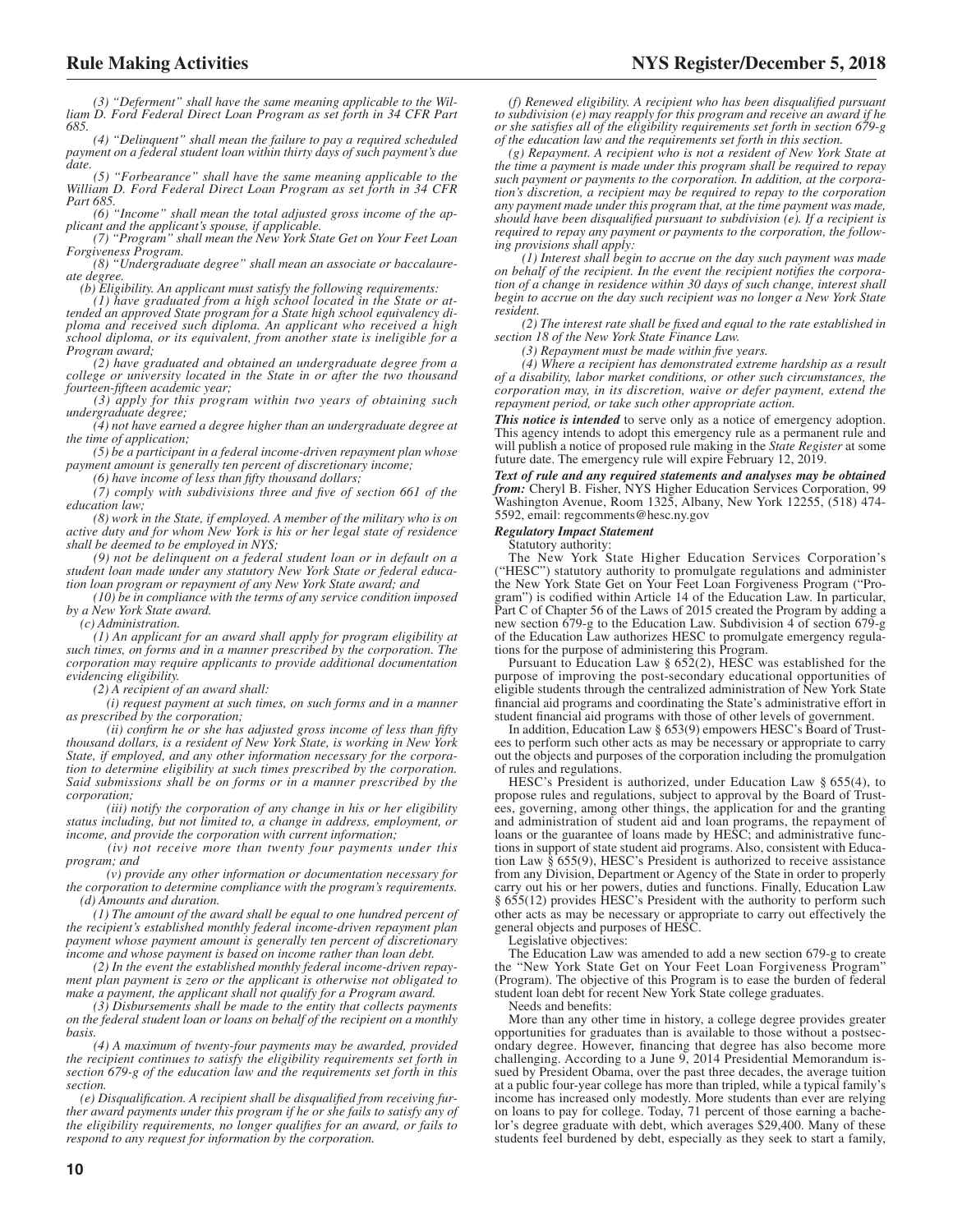*(3) "Deferment" shall have the same meaning applicable to the William D. Ford Federal Direct Loan Program as set forth in 34 CFR Part 685.*

*(4) "Delinquent" shall mean the failure to pay a required scheduled payment on a federal student loan within thirty days of such payment's due date.*

*(5) "Forbearance" shall have the same meaning applicable to the William D. Ford Federal Direct Loan Program as set forth in 34 CFR Part 685.*

*(6) "Income" shall mean the total adjusted gross income of the applicant and the applicant's spouse, if applicable.*

*(7) "Program" shall mean the New York State Get on Your Feet Loan Forgiveness Program.*

*(8) "Undergraduate degree" shall mean an associate or baccalaureate degree.*

*(b) Eligibility. An applicant must satisfy the following requirements:*

*(1) have graduated from a high school located in the State or attended an approved State program for a State high school equivalency diploma and received such diploma. An applicant who received a high school diploma, or its equivalent, from another state is ineligible for a Program award;*

*(2) have graduated and obtained an undergraduate degree from a college or university located in the State in or after the two thousand fourteen-fifteen academic year;*

*(3) apply for this program within two years of obtaining such undergraduate degree;*

*(4) not have earned a degree higher than an undergraduate degree at the time of application;*

*(5) be a participant in a federal income-driven repayment plan whose payment amount is generally ten percent of discretionary income;*

*(6) have income of less than fifty thousand dollars;*

*(7) comply with subdivisions three and five of section 661 of the education law;*

*(8) work in the State, if employed. A member of the military who is on active duty and for whom New York is his or her legal state of residence shall be deemed to be employed in NYS;*

*(9) not be delinquent on a federal student loan or in default on a student loan made under any statutory New York State or federal education loan program or repayment of any New York State award; and*

*(10) be in compliance with the terms of any service condition imposed by a New York State award.*

*(c) Administration.*

*(1) An applicant for an award shall apply for program eligibility at such times, on forms and in a manner prescribed by the corporation. The corporation may require applicants to provide additional documentation evidencing eligibility.*

*(2) A recipient of an award shall:*

*(i) request payment at such times, on such forms and in a manner as prescribed by the corporation;*

*(ii) confirm he or she has adjusted gross income of less than fifty thousand dollars, is a resident of New York State, is working in New York State, if employed, and any other information necessary for the corporation to determine eligibility at such times prescribed by the corporation. Said submissions shall be on forms or in a manner prescribed by the corporation;*

*(iii) notify the corporation of any change in his or her eligibility status including, but not limited to, a change in address, employment, or income, and provide the corporation with current information;*

*(iv) not receive more than twenty four payments under this program; and*

*(v) provide any other information or documentation necessary for the corporation to determine compliance with the program's requirements.*

*(d) Amounts and duration.*

*(1) The amount of the award shall be equal to one hundred percent of the recipient's established monthly federal income-driven repayment plan payment whose payment amount is generally ten percent of discretionary income and whose payment is based on income rather than loan debt.*

*(2) In the event the established monthly federal income-driven repayment plan payment is zero or the applicant is otherwise not obligated to make a payment, the applicant shall not qualify for a Program award.*

*(3) Disbursements shall be made to the entity that collects payments on the federal student loan or loans on behalf of the recipient on a monthly basis.*

*(4) A maximum of twenty-four payments may be awarded, provided the recipient continues to satisfy the eligibility requirements set forth in section 679-g of the education law and the requirements set forth in this section.*

*(e) Disqualification. A recipient shall be disqualified from receiving further award payments under this program if he or she fails to satisfy any of the eligibility requirements, no longer qualifies for an award, or fails to respond to any request for information by the corporation.*

*(f) Renewed eligibility. A recipient who has been disqualified pursuant to subdivision (e) may reapply for this program and receive an award if he or she satisfies all of the eligibility requirements set forth in section 679-g of the education law and the requirements set forth in this section.*

*(g) Repayment. A recipient who is not a resident of New York State at the time a payment is made under this program shall be required to repay such payment or payments to the corporation. In addition, at the corporation's discretion, a recipient may be required to repay to the corporation any payment made under this program that, at the time payment was made, should have been disqualified pursuant to subdivision (e). If a recipient is required to repay any payment or payments to the corporation, the following provisions shall apply:*

*(1) Interest shall begin to accrue on the day such payment was made on behalf of the recipient. In the event the recipient notifies the corporation of a change in residence within 30 days of such change, interest shall begin to accrue on the day such recipient was no longer a New York State resident.*

*(2) The interest rate shall be fixed and equal to the rate established in section 18 of the New York State Finance Law.*

*(3) Repayment must be made within five years.*

*(4) Where a recipient has demonstrated extreme hardship as a result of a disability, labor market conditions, or other such circumstances, the corporation may, in its discretion, waive or defer payment, extend the repayment period, or take such other appropriate action.*

***This notice is intended*** to serve only as a notice of emergency adoption. This agency intends to adopt this emergency rule as a permanent rule and will publish a notice of proposed rule making in the *State Register* at some future date. The emergency rule will expire February 12, 2019.

***Text of rule and any required statements and analyses may be obtained from:*** Cheryl B. Fisher, NYS Higher Education Services Corporation, 99 Washington Avenue, Room 1325, Albany, New York 12255, (518) 474-5592, email: regcomments@hesc.ny.gov

***Regulatory Impact Statement***

Statutory authority:

The New York State Higher Education Services Corporation's ("HESC") statutory authority to promulgate regulations and administer the New York State Get on Your Feet Loan Forgiveness Program ("Program") is codified within Article 14 of the Education Law. In particular, Part C of Chapter 56 of the Laws of 2015 created the Program by adding a new section 679-g to the Education Law. Subdivision 4 of section 679-g of the Education Law authorizes HESC to promulgate emergency regulations for the purpose of administering this Program.

Pursuant to Education Law § 652(2), HESC was established for the purpose of improving the post-secondary educational opportunities of eligible students through the centralized administration of New York State financial aid programs and coordinating the State's administrative effort in student financial aid programs with those of other levels of government.

In addition, Education Law § 653(9) empowers HESC's Board of Trustees to perform such other acts as may be necessary or appropriate to carry out the objects and purposes of the corporation including the promulgation of rules and regulations.

HESC's President is authorized, under Education Law § 655(4), to propose rules and regulations, subject to approval by the Board of Trustees, governing, among other things, the application for and the granting and administration of student aid and loan programs, the repayment of loans or the guarantee of loans made by HESC; and administrative functions in support of state student aid programs. Also, consistent with Education Law § 655(9), HESC's President is authorized to receive assistance from any Division, Department or Agency of the State in order to properly carry out his or her powers, duties and functions. Finally, Education Law § 655(12) provides HESC's President with the authority to perform such other acts as may be necessary or appropriate to carry out effectively the general objects and purposes of HESC.

Legislative objectives:

The Education Law was amended to add a new section 679-g to create the "New York State Get on Your Feet Loan Forgiveness Program" (Program). The objective of this Program is to ease the burden of federal student loan debt for recent New York State college graduates.

Needs and benefits:

More than any other time in history, a college degree provides greater opportunities for graduates than is available to those without a postsecondary degree. However, financing that degree has also become more challenging. According to a June 9, 2014 Presidential Memorandum issued by President Obama, over the past three decades, the average tuition at a public four-year college has more than tripled, while a typical family's income has increased only modestly. More students than ever are relying on loans to pay for college. Today, 71 percent of those earning a bachelor's degree graduate with debt, which averages $29,400. Many of these students feel burdened by debt, especially as they seek to start a family,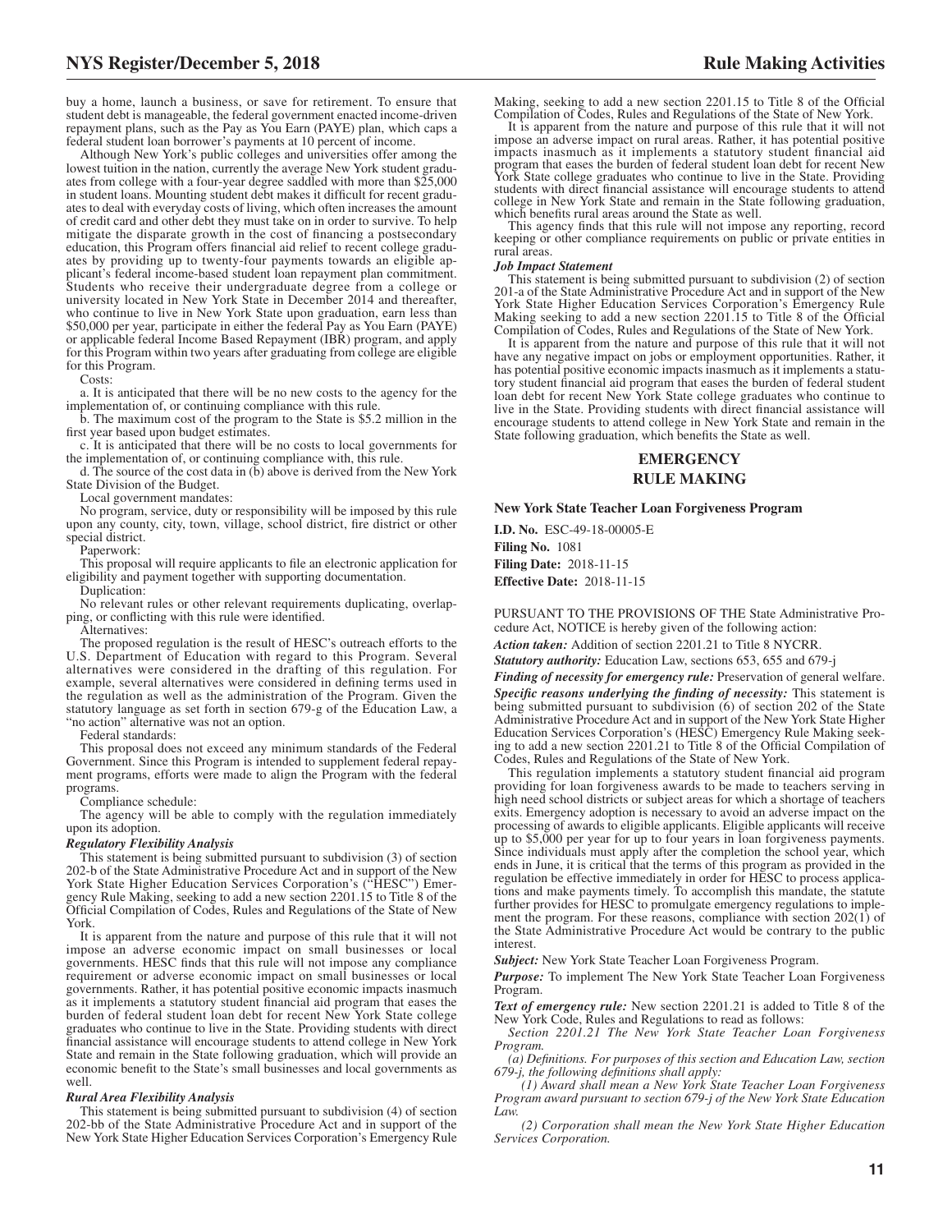buy a home, launch a business, or save for retirement. To ensure that student debt is manageable, the federal government enacted income-driven repayment plans, such as the Pay as You Earn (PAYE) plan, which caps a federal student loan borrower's payments at 10 percent of income.

Although New York's public colleges and universities offer among the lowest tuition in the nation, currently the average New York student graduates from college with a four-year degree saddled with more than $25,000 in student loans. Mounting student debt makes it difficult for recent graduates to deal with everyday costs of living, which often increases the amount of credit card and other debt they must take on in order to survive. To help mitigate the disparate growth in the cost of financing a postsecondary education, this Program offers financial aid relief to recent college graduates by providing up to twenty-four payments towards an eligible applicant's federal income-based student loan repayment plan commitment. Students who receive their undergraduate degree from a college or university located in New York State in December 2014 and thereafter, who continue to live in New York State upon graduation, earn less than $50,000 per year, participate in either the federal Pay as You Earn (PAYE) or applicable federal Income Based Repayment (IBR) program, and apply for this Program within two years after graduating from college are eligible for this Program.

Costs:

a. It is anticipated that there will be no new costs to the agency for the implementation of, or continuing compliance with this rule.

b. The maximum cost of the program to the State is $5.2 million in the first year based upon budget estimates.

c. It is anticipated that there will be no costs to local governments for the implementation of, or continuing compliance with, this rule.

d. The source of the cost data in (b) above is derived from the New York State Division of the Budget.

Local government mandates:

No program, service, duty or responsibility will be imposed by this rule upon any county, city, town, village, school district, fire district or other special district.

Paperwork:

This proposal will require applicants to file an electronic application for eligibility and payment together with supporting documentation.

Duplication:

No relevant rules or other relevant requirements duplicating, overlapping, or conflicting with this rule were identified.

Alternatives:

The proposed regulation is the result of HESC's outreach efforts to the U.S. Department of Education with regard to this Program. Several alternatives were considered in the drafting of this regulation. For example, several alternatives were considered in defining terms used in the regulation as well as the administration of the Program. Given the statutory language as set forth in section 679-g of the Education Law, a "no action" alternative was not an option.

Federal standards:

This proposal does not exceed any minimum standards of the Federal Government. Since this Program is intended to supplement federal repayment programs, efforts were made to align the Program with the federal programs.

Compliance schedule:

The agency will be able to comply with the regulation immediately upon its adoption.

***Regulatory Flexibility Analysis***

This statement is being submitted pursuant to subdivision (3) of section 202-b of the State Administrative Procedure Act and in support of the New York State Higher Education Services Corporation's ("HESC") Emergency Rule Making, seeking to add a new section 2201.15 to Title 8 of the Official Compilation of Codes, Rules and Regulations of the State of New York.

It is apparent from the nature and purpose of this rule that it will not impose an adverse economic impact on small businesses or local governments. HESC finds that this rule will not impose any compliance requirement or adverse economic impact on small businesses or local governments. Rather, it has potential positive economic impacts inasmuch as it implements a statutory student financial aid program that eases the burden of federal student loan debt for recent New York State college graduates who continue to live in the State. Providing students with direct financial assistance will encourage students to attend college in New York State and remain in the State following graduation, which will provide an economic benefit to the State's small businesses and local governments as well.

***Rural Area Flexibility Analysis***

This statement is being submitted pursuant to subdivision (4) of section 202-bb of the State Administrative Procedure Act and in support of the New York State Higher Education Services Corporation's Emergency Rule Making, seeking to add a new section 2201.15 to Title 8 of the Official Compilation of Codes, Rules and Regulations of the State of New York.

It is apparent from the nature and purpose of this rule that it will not impose an adverse impact on rural areas. Rather, it has potential positive impacts inasmuch as it implements a statutory student financial aid program that eases the burden of federal student loan debt for recent New York State college graduates who continue to live in the State. Providing students with direct financial assistance will encourage students to attend college in New York State and remain in the State following graduation, which benefits rural areas around the State as well.

This agency finds that this rule will not impose any reporting, record keeping or other compliance requirements on public or private entities in rural areas.

***Job Impact Statement***

This statement is being submitted pursuant to subdivision (2) of section 201-a of the State Administrative Procedure Act and in support of the New York State Higher Education Services Corporation's Emergency Rule Making seeking to add a new section 2201.15 to Title 8 of the Official Compilation of Codes, Rules and Regulations of the State of New York.

It is apparent from the nature and purpose of this rule that it will not have any negative impact on jobs or employment opportunities. Rather, it has potential positive economic impacts inasmuch as it implements a statutory student financial aid program that eases the burden of federal student loan debt for recent New York State college graduates who continue to live in the State. Providing students with direct financial assistance will encourage students to attend college in New York State and remain in the State following graduation, which benefits the State as well.

## EMERGENCY RULE MAKING

### New York State Teacher Loan Forgiveness Program

**I.D. No.** ESC-49-18-00005-E
**Filing No.** 1081
**Filing Date:** 2018-11-15
**Effective Date:** 2018-11-15

PURSUANT TO THE PROVISIONS OF THE State Administrative Procedure Act, NOTICE is hereby given of the following action:

***Action taken:*** Addition of section 2201.21 to Title 8 NYCRR.

***Statutory authority:*** Education Law, sections 653, 655 and 679-j

***Finding of necessity for emergency rule:*** Preservation of general welfare.

***Specific reasons underlying the finding of necessity:*** This statement is being submitted pursuant to subdivision (6) of section 202 of the State Administrative Procedure Act and in support of the New York State Higher Education Services Corporation's (HESC) Emergency Rule Making seeking to add a new section 2201.21 to Title 8 of the Official Compilation of Codes, Rules and Regulations of the State of New York.

This regulation implements a statutory student financial aid program providing for loan forgiveness awards to be made to teachers serving in high need school districts or subject areas for which a shortage of teachers exits. Emergency adoption is necessary to avoid an adverse impact on the processing of awards to eligible applicants. Eligible applicants will receive up to $5,000 per year for up to four years in loan forgiveness payments. Since individuals must apply after the completion the school year, which ends in June, it is critical that the terms of this program as provided in the regulation be effective immediately in order for HESC to process applications and make payments timely. To accomplish this mandate, the statute further provides for HESC to promulgate emergency regulations to implement the program. For these reasons, compliance with section 202(1) of the State Administrative Procedure Act would be contrary to the public interest.

***Subject:*** New York State Teacher Loan Forgiveness Program.

***Purpose:*** To implement The New York State Teacher Loan Forgiveness Program.

***Text of emergency rule:*** New section 2201.21 is added to Title 8 of the New York Code, Rules and Regulations to read as follows:

*Section 2201.21 The New York State Teacher Loan Forgiveness Program.*

*(a) Definitions. For purposes of this section and Education Law, section 679-j, the following definitions shall apply:*

*(1) Award shall mean a New York State Teacher Loan Forgiveness Program award pursuant to section 679-j of the New York State Education Law.*

*(2) Corporation shall mean the New York State Higher Education Services Corporation.*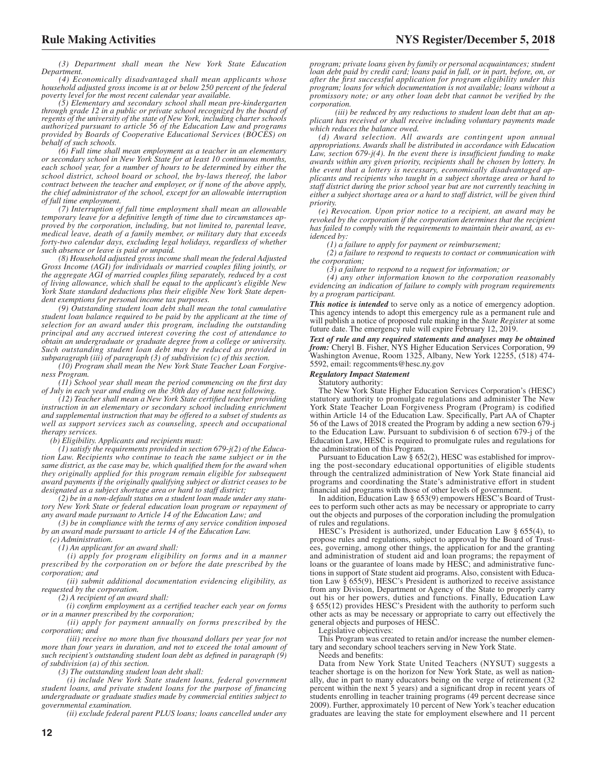*(3) Department shall mean the New York State Education Department.*

*(4) Economically disadvantaged shall mean applicants whose household adjusted gross income is at or below 250 percent of the federal poverty level for the most recent calendar year available.*

*(5) Elementary and secondary school shall mean pre-kindergarten through grade 12 in a public or private school recognized by the board of regents of the university of the state of New York, including charter schools authorized pursuant to article 56 of the Education Law and programs provided by Boards of Cooperative Educational Services (BOCES) on behalf of such schools.*

*(6) Full time shall mean employment as a teacher in an elementary or secondary school in New York State for at least 10 continuous months, each school year, for a number of hours to be determined by either the school district, school board or school, the by-laws thereof, the labor contract between the teacher and employer, or if none of the above apply, the chief administrator of the school, except for an allowable interruption of full time employment.*

*(7) Interruption of full time employment shall mean an allowable temporary leave for a definitive length of time due to circumstances approved by the corporation, including, but not limited to, parental leave, medical leave, death of a family member, or military duty that exceeds forty-two calendar days, excluding legal holidays, regardless of whether such absence or leave is paid or unpaid.*

*(8) Household adjusted gross income shall mean the federal Adjusted Gross Income (AGI) for individuals or married couples filing jointly, or the aggregate AGI of married couples filing separately, reduced by a cost of living allowance, which shall be equal to the applicant's eligible New York State standard deductions plus their eligible New York State dependent exemptions for personal income tax purposes.*

*(9) Outstanding student loan debt shall mean the total cumulative student loan balance required to be paid by the applicant at the time of selection for an award under this program, including the outstanding principal and any accrued interest covering the cost of attendance to obtain an undergraduate or graduate degree from a college or university. Such outstanding student loan debt may be reduced as provided in subparagraph (iii) of paragraph (3) of subdivision (c) of this section.*

*(10) Program shall mean the New York State Teacher Loan Forgiveness Program.*

*(11) School year shall mean the period commencing on the first day of July in each year and ending on the 30th day of June next following.*

*(12) Teacher shall mean a New York State certified teacher providing instruction in an elementary or secondary school including enrichment and supplemental instruction that may be offered to a subset of students as well as support services such as counseling, speech and occupational therapy services.*

*(b) Eligibility. Applicants and recipients must:*

*(1) satisfy the requirements provided in section 679-j(2) of the Education Law. Recipients who continue to teach the same subject or in the same district, as the case may be, which qualified them for the award when they originally applied for this program remain eligible for subsequent award payments if the originally qualifying subject or district ceases to be designated as a subject shortage area or hard to staff district;*

*(2) be in a non-default status on a student loan made under any statutory New York State or federal education loan program or repayment of any award made pursuant to Article 14 of the Education Law; and*

*(3) be in compliance with the terms of any service condition imposed by an award made pursuant to article 14 of the Education Law.*

*(c) Administration.*

*(1) An applicant for an award shall:*

*(i) apply for program eligibility on forms and in a manner prescribed by the corporation on or before the date prescribed by the corporation; and*

*(ii) submit additional documentation evidencing eligibility, as requested by the corporation.*

*(2) A recipient of an award shall:*

*(i) confirm employment as a certified teacher each year on forms or in a manner prescribed by the corporation;*

*(ii) apply for payment annually on forms prescribed by the corporation; and*

*(iii) receive no more than five thousand dollars per year for not more than four years in duration, and not to exceed the total amount of such recipient's outstanding student loan debt as defined in paragraph (9) of subdivision (a) of this section.*

*(3) The outstanding student loan debt shall:*

*(i) include New York State student loans, federal government student loans, and private student loans for the purpose of financing undergraduate or graduate studies made by commercial entities subject to governmental examination.*

*(ii) exclude federal parent PLUS loans; loans cancelled under any program; private loans given by family or personal acquaintances; student loan debt paid by credit card; loans paid in full, or in part, before, on, or after the first successful application for program eligibility under this program; loans for which documentation is not available; loans without a promissory note; or any other loan debt that cannot be verified by the corporation.*

*(iii) be reduced by any reductions to student loan debt that an applicant has received or shall receive including voluntary payments made which reduces the balance owed.*

*(d) Award selection. All awards are contingent upon annual appropriations. Awards shall be distributed in accordance with Education Law, section 679-j(4). In the event there is insufficient funding to make awards within any given priority, recipients shall be chosen by lottery. In the event that a lottery is necessary, economically disadvantaged applicants and recipients who taught in a subject shortage area or hard to staff district during the prior school year but are not currently teaching in either a subject shortage area or a hard to staff district, will be given third priority.*

*(e) Revocation. Upon prior notice to a recipient, an award may be revoked by the corporation if the corporation determines that the recipient has failed to comply with the requirements to maintain their award, as evidenced by:*

*(1) a failure to apply for payment or reimbursement;*

*(2) a failure to respond to requests to contact or communication with the corporation;*

*(3) a failure to respond to a request for information; or*

*(4) any other information known to the corporation reasonably evidencing an indication of failure to comply with program requirements by a program participant.*

***This notice is intended*** to serve only as a notice of emergency adoption. This agency intends to adopt this emergency rule as a permanent rule and will publish a notice of proposed rule making in the *State Register* at some future date. The emergency rule will expire February 12, 2019.

***Text of rule and any required statements and analyses may be obtained from:*** Cheryl B. Fisher, NYS Higher Education Services Corporation, 99 Washington Avenue, Room 1325, Albany, New York 12255, (518) 474-5592, email: regcomments@hesc.ny.gov

***Regulatory Impact Statement***

Statutory authority:

The New York State Higher Education Services Corporation's (HESC) statutory authority to promulgate regulations and administer The New York State Teacher Loan Forgiveness Program (Program) is codified within Article 14 of the Education Law. Specifically, Part AA of Chapter 56 of the Laws of 2018 created the Program by adding a new section 679-j to the Education Law. Pursuant to subdivision 6 of section 679-j of the Education Law, HESC is required to promulgate rules and regulations for the administration of this Program.

Pursuant to Education Law § 652(2), HESC was established for improving the post-secondary educational opportunities of eligible students through the centralized administration of New York State financial aid programs and coordinating the State's administrative effort in student financial aid programs with those of other levels of government.

In addition, Education Law § 653(9) empowers HESC's Board of Trustees to perform such other acts as may be necessary or appropriate to carry out the objects and purposes of the corporation including the promulgation of rules and regulations.

HESC's President is authorized, under Education Law § 655(4), to propose rules and regulations, subject to approval by the Board of Trustees, governing, among other things, the application for and the granting and administration of student aid and loan programs; the repayment of loans or the guarantee of loans made by HESC; and administrative functions in support of State student aid programs. Also, consistent with Education Law § 655(9), HESC's President is authorized to receive assistance from any Division, Department or Agency of the State to properly carry out his or her powers, duties and functions. Finally, Education Law § 655(12) provides HESC's President with the authority to perform such other acts as may be necessary or appropriate to carry out effectively the general objects and purposes of HESC.

Legislative objectives:

This Program was created to retain and/or increase the number elementary and secondary school teachers serving in New York State.

Needs and benefits:

Data from New York State United Teachers (NYSUT) suggests a teacher shortage is on the horizon for New York State, as well as nationally, due in part to many educators being on the verge of retirement (32 percent within the next 5 years) and a significant drop in recent years of students enrolling in teacher training programs (49 percent decrease since 2009). Further, approximately 10 percent of New York's teacher education graduates are leaving the state for employment elsewhere and 11 percent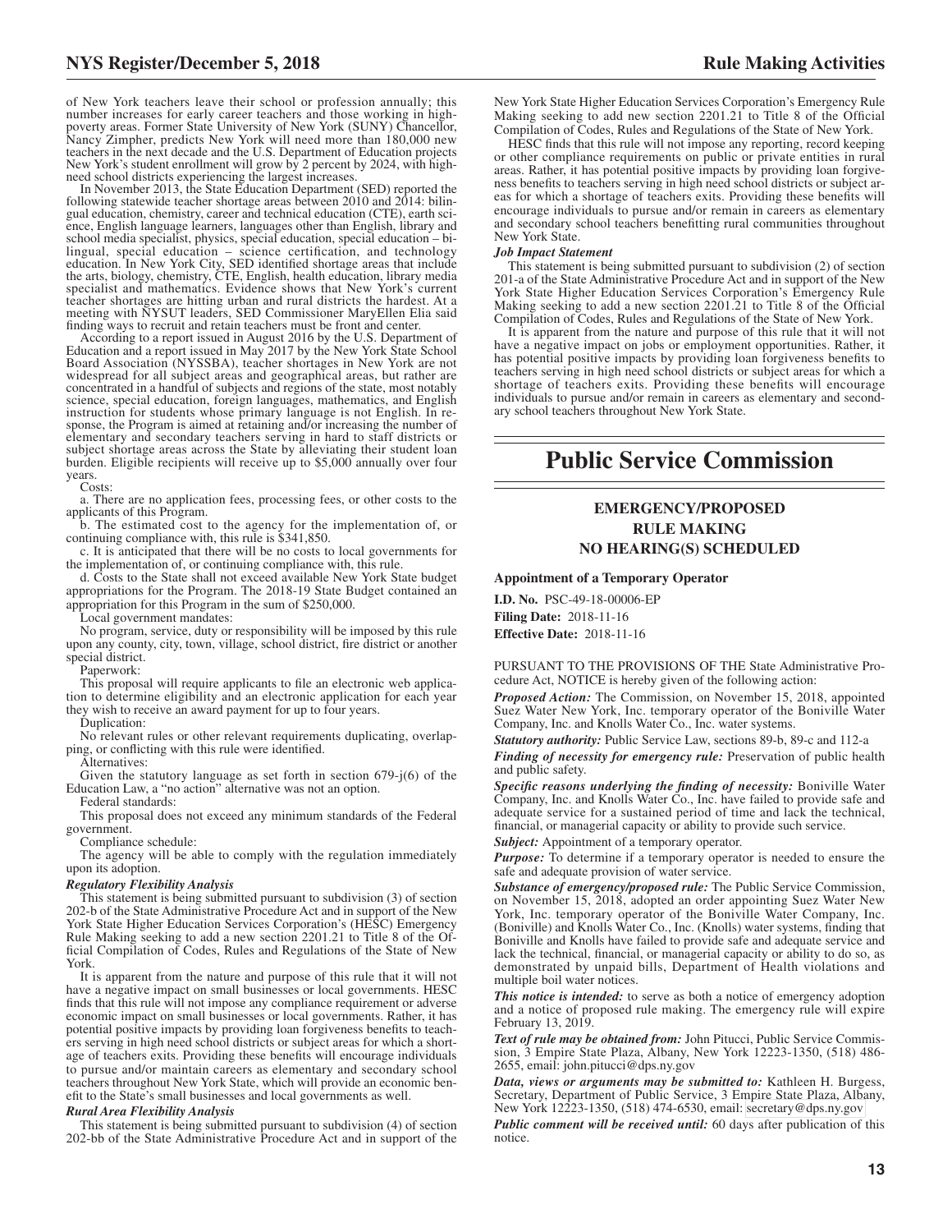of New York teachers leave their school or profession annually; this number increases for early career teachers and those working in high-poverty areas. Former State University of New York (SUNY) Chancellor, Nancy Zimpher, predicts New York will need more than 180,000 new teachers in the next decade and the U.S. Department of Education projects New York's student enrollment will grow by 2 percent by 2024, with high-need school districts experiencing the largest increases.

In November 2013, the State Education Department (SED) reported the following statewide teacher shortage areas between 2010 and 2014: bilingual education, chemistry, career and technical education (CTE), earth science, English language learners, languages other than English, library and school media specialist, physics, special education, special education – bilingual, special education – science certification, and technology education. In New York City, SED identified shortage areas that include the arts, biology, chemistry, CTE, English, health education, library media specialist and mathematics. Evidence shows that New York's current teacher shortages are hitting urban and rural districts the hardest. At a meeting with NYSUT leaders, SED Commissioner MaryEllen Elia said finding ways to recruit and retain teachers must be front and center.

According to a report issued in August 2016 by the U.S. Department of Education and a report issued in May 2017 by the New York State School Board Association (NYSSBA), teacher shortages in New York are not widespread for all subject areas and geographical areas, but rather are concentrated in a handful of subjects and regions of the state, most notably science, special education, foreign languages, mathematics, and English instruction for students whose primary language is not English. In response, the Program is aimed at retaining and/or increasing the number of elementary and secondary teachers serving in hard to staff districts or subject shortage areas across the State by alleviating their student loan burden. Eligible recipients will receive up to $5,000 annually over four years.

Costs:

a. There are no application fees, processing fees, or other costs to the applicants of this Program.

b. The estimated cost to the agency for the implementation of, or continuing compliance with, this rule is $341,850.

c. It is anticipated that there will be no costs to local governments for the implementation of, or continuing compliance with, this rule.

d. Costs to the State shall not exceed available New York State budget appropriations for the Program. The 2018-19 State Budget contained an appropriation for this Program in the sum of $250,000.

Local government mandates:

No program, service, duty or responsibility will be imposed by this rule upon any county, city, town, village, school district, fire district or another special district.

Paperwork:

This proposal will require applicants to file an electronic web application to determine eligibility and an electronic application for each year they wish to receive an award payment for up to four years.

Duplication:

No relevant rules or other relevant requirements duplicating, overlapping, or conflicting with this rule were identified.

Alternatives:

Given the statutory language as set forth in section 679-j(6) of the Education Law, a "no action" alternative was not an option.

Federal standards:

This proposal does not exceed any minimum standards of the Federal government.

Compliance schedule:

The agency will be able to comply with the regulation immediately upon its adoption.

***Regulatory Flexibility Analysis***

This statement is being submitted pursuant to subdivision (3) of section 202-b of the State Administrative Procedure Act and in support of the New York State Higher Education Services Corporation's (HESC) Emergency Rule Making seeking to add a new section 2201.21 to Title 8 of the Official Compilation of Codes, Rules and Regulations of the State of New York.

It is apparent from the nature and purpose of this rule that it will not have a negative impact on small businesses or local governments. HESC finds that this rule will not impose any compliance requirement or adverse economic impact on small businesses or local governments. Rather, it has potential positive impacts by providing loan forgiveness benefits to teachers serving in high need school districts or subject areas for which a shortage of teachers exits. Providing these benefits will encourage individuals to pursue and/or maintain careers as elementary and secondary school teachers throughout New York State, which will provide an economic benefit to the State's small businesses and local governments as well.

***Rural Area Flexibility Analysis***

This statement is being submitted pursuant to subdivision (4) of section 202-bb of the State Administrative Procedure Act and in support of the New York State Higher Education Services Corporation's Emergency Rule Making seeking to add new section 2201.21 to Title 8 of the Official Compilation of Codes, Rules and Regulations of the State of New York.

HESC finds that this rule will not impose any reporting, record keeping or other compliance requirements on public or private entities in rural areas. Rather, it has potential positive impacts by providing loan forgiveness benefits to teachers serving in high need school districts or subject areas for which a shortage of teachers exits. Providing these benefits will encourage individuals to pursue and/or remain in careers as elementary and secondary school teachers benefitting rural communities throughout New York State.

***Job Impact Statement***

This statement is being submitted pursuant to subdivision (2) of section 201-a of the State Administrative Procedure Act and in support of the New York State Higher Education Services Corporation's Emergency Rule Making seeking to add a new section 2201.21 to Title 8 of the Official Compilation of Codes, Rules and Regulations of the State of New York.

It is apparent from the nature and purpose of this rule that it will not have a negative impact on jobs or employment opportunities. Rather, it has potential positive impacts by providing loan forgiveness benefits to teachers serving in high need school districts or subject areas for which a shortage of teachers exits. Providing these benefits will encourage individuals to pursue and/or remain in careers as elementary and secondary school teachers throughout New York State.

# Public Service Commission

## EMERGENCY/PROPOSED RULE MAKING NO HEARING(S) SCHEDULED

**Appointment of a Temporary Operator**

**I.D. No.** PSC-49-18-00006-EP

**Filing Date:** 2018-11-16

**Effective Date:** 2018-11-16

PURSUANT TO THE PROVISIONS OF THE State Administrative Procedure Act, NOTICE is hereby given of the following action:

***Proposed Action:*** The Commission, on November 15, 2018, appointed Suez Water New York, Inc. temporary operator of the Boniville Water Company, Inc. and Knolls Water Co., Inc. water systems.

***Statutory authority:*** Public Service Law, sections 89-b, 89-c and 112-a

***Finding of necessity for emergency rule:*** Preservation of public health and public safety.

***Specific reasons underlying the finding of necessity:*** Boniville Water Company, Inc. and Knolls Water Co., Inc. have failed to provide safe and adequate service for a sustained period of time and lack the technical, financial, or managerial capacity or ability to provide such service.

***Subject:*** Appointment of a temporary operator.

***Purpose:*** To determine if a temporary operator is needed to ensure the safe and adequate provision of water service.

***Substance of emergency/proposed rule:*** The Public Service Commission, on November 15, 2018, adopted an order appointing Suez Water New York, Inc. temporary operator of the Boniville Water Company, Inc. (Boniville) and Knolls Water Co., Inc. (Knolls) water systems, finding that Boniville and Knolls have failed to provide safe and adequate service and lack the technical, financial, or managerial capacity or ability to do so, as demonstrated by unpaid bills, Department of Health violations and multiple boil water notices.

***This notice is intended:*** to serve as both a notice of emergency adoption and a notice of proposed rule making. The emergency rule will expire February 13, 2019.

***Text of rule may be obtained from:*** John Pitucci, Public Service Commission, 3 Empire State Plaza, Albany, New York 12223-1350, (518) 486-2655, email: john.pitucci@dps.ny.gov

***Data, views or arguments may be submitted to:*** Kathleen H. Burgess, Secretary, Department of Public Service, 3 Empire State Plaza, Albany, New York 12223-1350, (518) 474-6530, email: secretary@dps.ny.gov

***Public comment will be received until:*** 60 days after publication of this notice.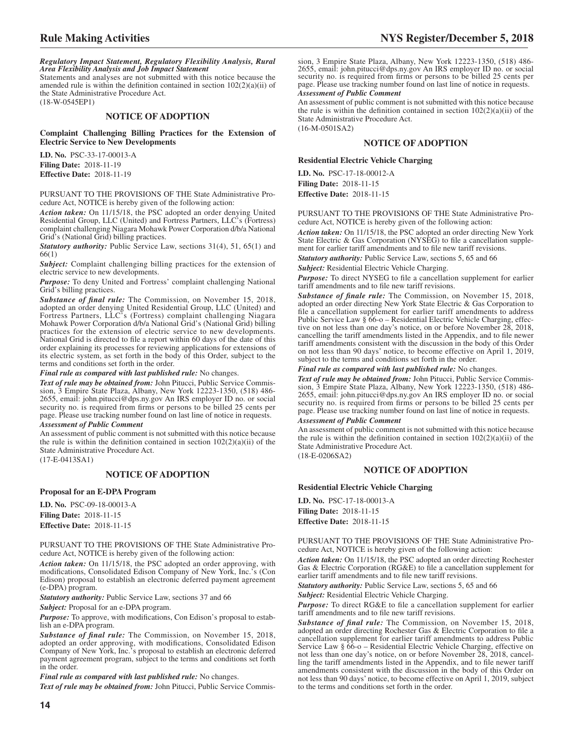***Regulatory Impact Statement, Regulatory Flexibility Analysis, Rural Area Flexibility Analysis and Job Impact Statement***

Statements and analyses are not submitted with this notice because the amended rule is within the definition contained in section 102(2)(a)(ii) of the State Administrative Procedure Act.

(18-W-0545EP1)

## NOTICE OF ADOPTION

### Complaint Challenging Billing Practices for the Extension of Electric Service to New Developments

**I.D. No.** PSC-33-17-00013-A
**Filing Date:** 2018-11-19
**Effective Date:** 2018-11-19

PURSUANT TO THE PROVISIONS OF THE State Administrative Procedure Act, NOTICE is hereby given of the following action:

***Action taken:*** On 11/15/18, the PSC adopted an order denying United Residential Group, LLC (United) and Fortress Partners, LLC's (Fortress) complaint challenging Niagara Mohawk Power Corporation d/b/a National Grid's (National Grid) billing practices.

***Statutory authority:*** Public Service Law, sections 31(4), 51, 65(1) and 66(1)

***Subject:*** Complaint challenging billing practices for the extension of electric service to new developments.

***Purpose:*** To deny United and Fortress' complaint challenging National Grid's billing practices.

***Substance of final rule:*** The Commission, on November 15, 2018, adopted an order denying United Residential Group, LLC (United) and Fortress Partners, LLC's (Fortress) complaint challenging Niagara Mohawk Power Corporation d/b/a National Grid's (National Grid) billing practices for the extension of electric service to new developments. National Grid is directed to file a report within 60 days of the date of this order explaining its processes for reviewing applications for extensions of its electric system, as set forth in the body of this Order, subject to the terms and conditions set forth in the order.

***Final rule as compared with last published rule:*** No changes.

***Text of rule may be obtained from:*** John Pitucci, Public Service Commission, 3 Empire State Plaza, Albany, New York 12223-1350, (518) 486-2655, email: john.pitucci@dps.ny.gov An IRS employer ID no. or social security no. is required from firms or persons to be billed 25 cents per page. Please use tracking number found on last line of notice in requests.

***Assessment of Public Comment***

An assessment of public comment is not submitted with this notice because the rule is within the definition contained in section 102(2)(a)(ii) of the State Administrative Procedure Act.

(17-E-0413SA1)

## NOTICE OF ADOPTION

### Proposal for an E-DPA Program

**I.D. No.** PSC-09-18-00013-A
**Filing Date:** 2018-11-15
**Effective Date:** 2018-11-15

PURSUANT TO THE PROVISIONS OF THE State Administrative Procedure Act, NOTICE is hereby given of the following action:

***Action taken:*** On 11/15/18, the PSC adopted an order approving, with modifications, Consolidated Edison Company of New York, Inc.'s (Con Edison) proposal to establish an electronic deferred payment agreement (e-DPA) program.

***Statutory authority:*** Public Service Law, sections 37 and 66

***Subject:*** Proposal for an e-DPA program.

***Purpose:*** To approve, with modifications, Con Edison's proposal to establish an e-DPA program.

***Substance of final rule:*** The Commission, on November 15, 2018, adopted an order approving, with modifications, Consolidated Edison Company of New York, Inc.'s proposal to establish an electronic deferred payment agreement program, subject to the terms and conditions set forth in the order.

***Final rule as compared with last published rule:*** No changes.

***Text of rule may be obtained from:*** John Pitucci, Public Service Commission, 3 Empire State Plaza, Albany, New York 12223-1350, (518) 486-2655, email: john.pitucci@dps.ny.gov An IRS employer ID no. or social security no. is required from firms or persons to be billed 25 cents per page. Please use tracking number found on last line of notice in requests.

***Assessment of Public Comment***

An assessment of public comment is not submitted with this notice because the rule is within the definition contained in section 102(2)(a)(ii) of the State Administrative Procedure Act.

(16-M-0501SA2)

## NOTICE OF ADOPTION

### Residential Electric Vehicle Charging

**I.D. No.** PSC-17-18-00012-A
**Filing Date:** 2018-11-15
**Effective Date:** 2018-11-15

PURSUANT TO THE PROVISIONS OF THE State Administrative Procedure Act, NOTICE is hereby given of the following action:

***Action taken:*** On 11/15/18, the PSC adopted an order directing New York State Electric & Gas Corporation (NYSEG) to file a cancellation supplement for earlier tariff amendments and to file new tariff revisions.

***Statutory authority:*** Public Service Law, sections 5, 65 and 66

***Subject:*** Residential Electric Vehicle Charging.

***Purpose:*** To direct NYSEG to file a cancellation supplement for earlier tariff amendments and to file new tariff revisions.

***Substance of finale rule:*** The Commission, on November 15, 2018, adopted an order directing New York State Electric & Gas Corporation to file a cancellation supplement for earlier tariff amendments to address Public Service Law § 66-o – Residential Electric Vehicle Charging, effective on not less than one day's notice, on or before November 28, 2018, cancelling the tariff amendments listed in the Appendix, and to file newer tariff amendments consistent with the discussion in the body of this Order on not less than 90 days' notice, to become effective on April 1, 2019, subject to the terms and conditions set forth in the order.

***Final rule as compared with last published rule:*** No changes.

***Text of rule may be obtained from:*** John Pitucci, Public Service Commission, 3 Empire State Plaza, Albany, New York 12223-1350, (518) 486-2655, email: john.pitucci@dps.ny.gov An IRS employer ID no. or social security no. is required from firms or persons to be billed 25 cents per page. Please use tracking number found on last line of notice in requests.

***Assessment of Public Comment***

An assessment of public comment is not submitted with this notice because the rule is within the definition contained in section 102(2)(a)(ii) of the State Administrative Procedure Act.

(18-E-0206SA2)

## NOTICE OF ADOPTION

### Residential Electric Vehicle Charging

**I.D. No.** PSC-17-18-00013-A
**Filing Date:** 2018-11-15
**Effective Date:** 2018-11-15

PURSUANT TO THE PROVISIONS OF THE State Administrative Procedure Act, NOTICE is hereby given of the following action:

***Action taken:*** On 11/15/18, the PSC adopted an order directing Rochester Gas & Electric Corporation (RG&E) to file a cancellation supplement for earlier tariff amendments and to file new tariff revisions.

***Statutory authority:*** Public Service Law, sections 5, 65 and 66

***Subject:*** Residential Electric Vehicle Charging.

***Purpose:*** To direct RG&E to file a cancellation supplement for earlier tariff amendments and to file new tariff revisions.

***Substance of final rule:*** The Commission, on November 15, 2018, adopted an order directing Rochester Gas & Electric Corporation to file a cancellation supplement for earlier tariff amendments to address Public Service Law § 66-o – Residential Electric Vehicle Charging, effective on not less than one day's notice, on or before November 28, 2018, cancelling the tariff amendments listed in the Appendix, and to file newer tariff amendments consistent with the discussion in the body of this Order on not less than 90 days' notice, to become effective on April 1, 2019, subject to the terms and conditions set forth in the order.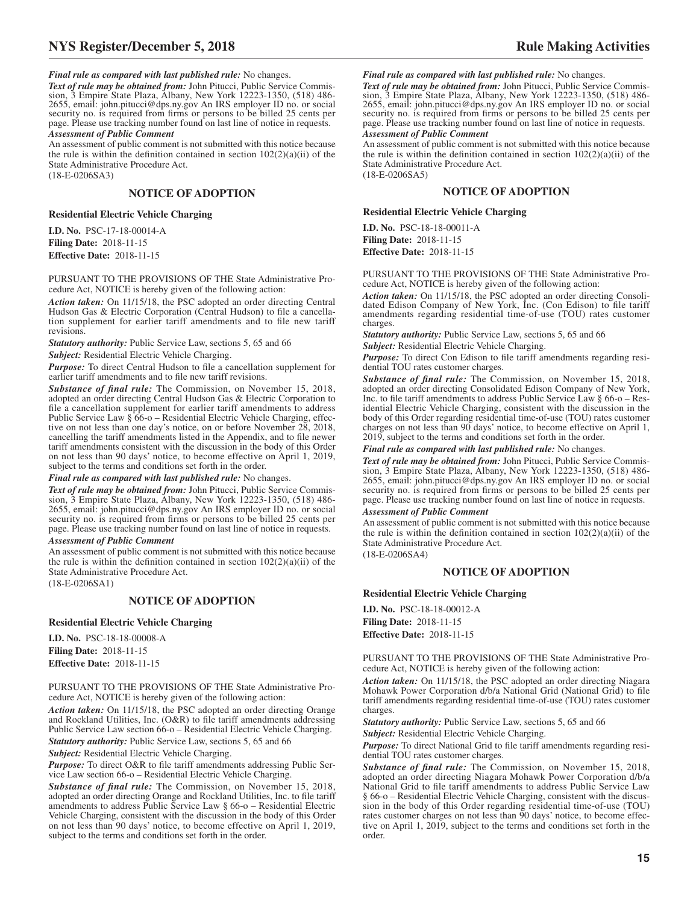***Final rule as compared with last published rule:*** No changes.

***Text of rule may be obtained from:*** John Pitucci, Public Service Commission, 3 Empire State Plaza, Albany, New York 12223-1350, (518) 486-2655, email: john.pitucci@dps.ny.gov An IRS employer ID no. or social security no. is required from firms or persons to be billed 25 cents per page. Please use tracking number found on last line of notice in requests.

***Assessment of Public Comment***

An assessment of public comment is not submitted with this notice because the rule is within the definition contained in section 102(2)(a)(ii) of the State Administrative Procedure Act.

(18-E-0206SA3)

## NOTICE OF ADOPTION

### Residential Electric Vehicle Charging

**I.D. No.** PSC-17-18-00014-A
**Filing Date:** 2018-11-15
**Effective Date:** 2018-11-15

PURSUANT TO THE PROVISIONS OF THE State Administrative Procedure Act, NOTICE is hereby given of the following action:

***Action taken:*** On 11/15/18, the PSC adopted an order directing Central Hudson Gas & Electric Corporation (Central Hudson) to file a cancellation supplement for earlier tariff amendments and to file new tariff revisions.

***Statutory authority:*** Public Service Law, sections 5, 65 and 66

***Subject:*** Residential Electric Vehicle Charging.

***Purpose:*** To direct Central Hudson to file a cancellation supplement for earlier tariff amendments and to file new tariff revisions.

***Substance of final rule:*** The Commission, on November 15, 2018, adopted an order directing Central Hudson Gas & Electric Corporation to file a cancellation supplement for earlier tariff amendments to address Public Service Law § 66-o – Residential Electric Vehicle Charging, effective on not less than one day's notice, on or before November 28, 2018, cancelling the tariff amendments listed in the Appendix, and to file newer tariff amendments consistent with the discussion in the body of this Order on not less than 90 days' notice, to become effective on April 1, 2019, subject to the terms and conditions set forth in the order.

***Final rule as compared with last published rule:*** No changes.

***Text of rule may be obtained from:*** John Pitucci, Public Service Commission, 3 Empire State Plaza, Albany, New York 12223-1350, (518) 486-2655, email: john.pitucci@dps.ny.gov An IRS employer ID no. or social security no. is required from firms or persons to be billed 25 cents per page. Please use tracking number found on last line of notice in requests.

***Assessment of Public Comment***

An assessment of public comment is not submitted with this notice because the rule is within the definition contained in section 102(2)(a)(ii) of the State Administrative Procedure Act.

(18-E-0206SA1)

## NOTICE OF ADOPTION

### Residential Electric Vehicle Charging

**I.D. No.** PSC-18-18-00008-A
**Filing Date:** 2018-11-15
**Effective Date:** 2018-11-15

PURSUANT TO THE PROVISIONS OF THE State Administrative Procedure Act, NOTICE is hereby given of the following action:

***Action taken:*** On 11/15/18, the PSC adopted an order directing Orange and Rockland Utilities, Inc. (O&R) to file tariff amendments addressing Public Service Law section 66-o – Residential Electric Vehicle Charging.

***Statutory authority:*** Public Service Law, sections 5, 65 and 66

***Subject:*** Residential Electric Vehicle Charging.

***Purpose:*** To direct O&R to file tariff amendments addressing Public Service Law section 66-o – Residential Electric Vehicle Charging.

***Substance of final rule:*** The Commission, on November 15, 2018, adopted an order directing Orange and Rockland Utilities, Inc. to file tariff amendments to address Public Service Law § 66-o – Residential Electric Vehicle Charging, consistent with the discussion in the body of this Order on not less than 90 days' notice, to become effective on April 1, 2019, subject to the terms and conditions set forth in the order.

***Final rule as compared with last published rule:*** No changes.

***Text of rule may be obtained from:*** John Pitucci, Public Service Commission, 3 Empire State Plaza, Albany, New York 12223-1350, (518) 486-2655, email: john.pitucci@dps.ny.gov An IRS employer ID no. or social security no. is required from firms or persons to be billed 25 cents per page. Please use tracking number found on last line of notice in requests.

***Assessment of Public Comment***

An assessment of public comment is not submitted with this notice because the rule is within the definition contained in section 102(2)(a)(ii) of the State Administrative Procedure Act.

(18-E-0206SA5)

## NOTICE OF ADOPTION

### Residential Electric Vehicle Charging

**I.D. No.** PSC-18-18-00011-A
**Filing Date:** 2018-11-15
**Effective Date:** 2018-11-15

PURSUANT TO THE PROVISIONS OF THE State Administrative Procedure Act, NOTICE is hereby given of the following action:

***Action taken:*** On 11/15/18, the PSC adopted an order directing Consolidated Edison Company of New York, Inc. (Con Edison) to file tariff amendments regarding residential time-of-use (TOU) rates customer charges.

***Statutory authority:*** Public Service Law, sections 5, 65 and 66

***Subject:*** Residential Electric Vehicle Charging.

***Purpose:*** To direct Con Edison to file tariff amendments regarding residential TOU rates customer charges.

***Substance of final rule:*** The Commission, on November 15, 2018, adopted an order directing Consolidated Edison Company of New York, Inc. to file tariff amendments to address Public Service Law § 66-o – Residential Electric Vehicle Charging, consistent with the discussion in the body of this Order regarding residential time-of-use (TOU) rates customer charges on not less than 90 days' notice, to become effective on April 1, 2019, subject to the terms and conditions set forth in the order.

***Final rule as compared with last published rule:*** No changes.

***Text of rule may be obtained from:*** John Pitucci, Public Service Commission, 3 Empire State Plaza, Albany, New York 12223-1350, (518) 486-2655, email: john.pitucci@dps.ny.gov An IRS employer ID no. or social security no. is required from firms or persons to be billed 25 cents per page. Please use tracking number found on last line of notice in requests.

***Assessment of Public Comment***

An assessment of public comment is not submitted with this notice because the rule is within the definition contained in section 102(2)(a)(ii) of the State Administrative Procedure Act.

(18-E-0206SA4)

## NOTICE OF ADOPTION

### Residential Electric Vehicle Charging

**I.D. No.** PSC-18-18-00012-A
**Filing Date:** 2018-11-15
**Effective Date:** 2018-11-15

PURSUANT TO THE PROVISIONS OF THE State Administrative Procedure Act, NOTICE is hereby given of the following action:

***Action taken:*** On 11/15/18, the PSC adopted an order directing Niagara Mohawk Power Corporation d/b/a National Grid (National Grid) to file tariff amendments regarding residential time-of-use (TOU) rates customer charges.

***Statutory authority:*** Public Service Law, sections 5, 65 and 66

***Subject:*** Residential Electric Vehicle Charging.

***Purpose:*** To direct National Grid to file tariff amendments regarding residential TOU rates customer charges.

***Substance of final rule:*** The Commission, on November 15, 2018, adopted an order directing Niagara Mohawk Power Corporation d/b/a National Grid to file tariff amendments to address Public Service Law § 66-o – Residential Electric Vehicle Charging, consistent with the discussion in the body of this Order regarding residential time-of-use (TOU) rates customer charges on not less than 90 days' notice, to become effective on April 1, 2019, subject to the terms and conditions set forth in the order.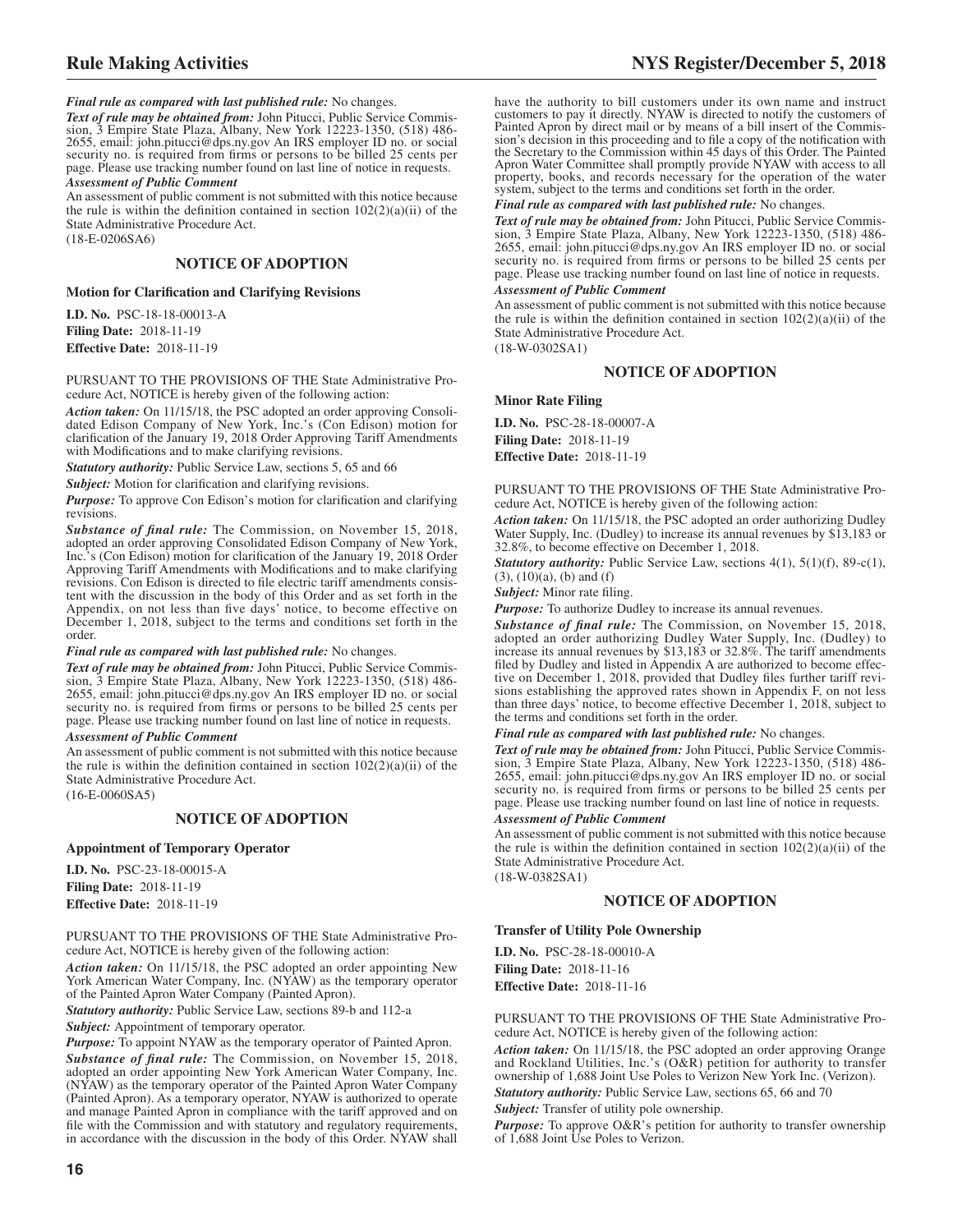***Final rule as compared with last published rule:*** No changes.

***Text of rule may be obtained from:*** John Pitucci, Public Service Commission, 3 Empire State Plaza, Albany, New York 12223-1350, (518) 486-2655, email: john.pitucci@dps.ny.gov An IRS employer ID no. or social security no. is required from firms or persons to be billed 25 cents per page. Please use tracking number found on last line of notice in requests.

***Assessment of Public Comment***

An assessment of public comment is not submitted with this notice because the rule is within the definition contained in section 102(2)(a)(ii) of the State Administrative Procedure Act.

(18-E-0206SA6)

## NOTICE OF ADOPTION

### Motion for Clarification and Clarifying Revisions

**I.D. No.** PSC-18-18-00013-A
**Filing Date:** 2018-11-19
**Effective Date:** 2018-11-19

PURSUANT TO THE PROVISIONS OF THE State Administrative Procedure Act, NOTICE is hereby given of the following action:

***Action taken:*** On 11/15/18, the PSC adopted an order approving Consolidated Edison Company of New York, Inc.'s (Con Edison) motion for clarification of the January 19, 2018 Order Approving Tariff Amendments with Modifications and to make clarifying revisions.

***Statutory authority:*** Public Service Law, sections 5, 65 and 66

***Subject:*** Motion for clarification and clarifying revisions.

***Purpose:*** To approve Con Edison's motion for clarification and clarifying revisions.

***Substance of final rule:*** The Commission, on November 15, 2018, adopted an order approving Consolidated Edison Company of New York, Inc.'s (Con Edison) motion for clarification of the January 19, 2018 Order Approving Tariff Amendments with Modifications and to make clarifying revisions. Con Edison is directed to file electric tariff amendments consistent with the discussion in the body of this Order and as set forth in the Appendix, on not less than five days' notice, to become effective on December 1, 2018, subject to the terms and conditions set forth in the order.

***Final rule as compared with last published rule:*** No changes.

***Text of rule may be obtained from:*** John Pitucci, Public Service Commission, 3 Empire State Plaza, Albany, New York 12223-1350, (518) 486-2655, email: john.pitucci@dps.ny.gov An IRS employer ID no. or social security no. is required from firms or persons to be billed 25 cents per page. Please use tracking number found on last line of notice in requests.

***Assessment of Public Comment***

An assessment of public comment is not submitted with this notice because the rule is within the definition contained in section 102(2)(a)(ii) of the State Administrative Procedure Act.

(16-E-0060SA5)

## NOTICE OF ADOPTION

### Appointment of Temporary Operator

**I.D. No.** PSC-23-18-00015-A
**Filing Date:** 2018-11-19
**Effective Date:** 2018-11-19

PURSUANT TO THE PROVISIONS OF THE State Administrative Procedure Act, NOTICE is hereby given of the following action:

***Action taken:*** On 11/15/18, the PSC adopted an order appointing New York American Water Company, Inc. (NYAW) as the temporary operator of the Painted Apron Water Company (Painted Apron).

***Statutory authority:*** Public Service Law, sections 89-b and 112-a

***Subject:*** Appointment of temporary operator.

***Purpose:*** To appoint NYAW as the temporary operator of Painted Apron.

***Substance of final rule:*** The Commission, on November 15, 2018, adopted an order appointing New York American Water Company, Inc. (NYAW) as the temporary operator of the Painted Apron Water Company (Painted Apron). As a temporary operator, NYAW is authorized to operate and manage Painted Apron in compliance with the tariff approved and on file with the Commission and with statutory and regulatory requirements, in accordance with the discussion in the body of this Order. NYAW shall have the authority to bill customers under its own name and instruct customers to pay it directly. NYAW is directed to notify the customers of Painted Apron by direct mail or by means of a bill insert of the Commission's decision in this proceeding and to file a copy of the notification with the Secretary to the Commission within 45 days of this Order. The Painted Apron Water Committee shall promptly provide NYAW with access to all property, books, and records necessary for the operation of the water system, subject to the terms and conditions set forth in the order.

***Final rule as compared with last published rule:*** No changes.

***Text of rule may be obtained from:*** John Pitucci, Public Service Commission, 3 Empire State Plaza, Albany, New York 12223-1350, (518) 486-2655, email: john.pitucci@dps.ny.gov An IRS employer ID no. or social security no. is required from firms or persons to be billed 25 cents per page. Please use tracking number found on last line of notice in requests.

***Assessment of Public Comment***

An assessment of public comment is not submitted with this notice because the rule is within the definition contained in section 102(2)(a)(ii) of the State Administrative Procedure Act.

(18-W-0302SA1)

## NOTICE OF ADOPTION

### Minor Rate Filing

**I.D. No.** PSC-28-18-00007-A
**Filing Date:** 2018-11-19
**Effective Date:** 2018-11-19

PURSUANT TO THE PROVISIONS OF THE State Administrative Procedure Act, NOTICE is hereby given of the following action:

***Action taken:*** On 11/15/18, the PSC adopted an order authorizing Dudley Water Supply, Inc. (Dudley) to increase its annual revenues by $13,183 or 32.8%, to become effective on December 1, 2018.

***Statutory authority:*** Public Service Law, sections 4(1), 5(1)(f), 89-c(1), (3), (10)(a), (b) and (f)

***Subject:*** Minor rate filing.

***Purpose:*** To authorize Dudley to increase its annual revenues.

***Substance of final rule:*** The Commission, on November 15, 2018, adopted an order authorizing Dudley Water Supply, Inc. (Dudley) to increase its annual revenues by $13,183 or 32.8%. The tariff amendments filed by Dudley and listed in Appendix A are authorized to become effective on December 1, 2018, provided that Dudley files further tariff revisions establishing the approved rates shown in Appendix F, on not less than three days' notice, to become effective December 1, 2018, subject to the terms and conditions set forth in the order.

***Final rule as compared with last published rule:*** No changes.

***Text of rule may be obtained from:*** John Pitucci, Public Service Commission, 3 Empire State Plaza, Albany, New York 12223-1350, (518) 486-2655, email: john.pitucci@dps.ny.gov An IRS employer ID no. or social security no. is required from firms or persons to be billed 25 cents per page. Please use tracking number found on last line of notice in requests.

***Assessment of Public Comment***

An assessment of public comment is not submitted with this notice because the rule is within the definition contained in section 102(2)(a)(ii) of the State Administrative Procedure Act.

(18-W-0382SA1)

## NOTICE OF ADOPTION

### Transfer of Utility Pole Ownership

**I.D. No.** PSC-28-18-00010-A
**Filing Date:** 2018-11-16
**Effective Date:** 2018-11-16

PURSUANT TO THE PROVISIONS OF THE State Administrative Procedure Act, NOTICE is hereby given of the following action:

***Action taken:*** On 11/15/18, the PSC adopted an order approving Orange and Rockland Utilities, Inc.'s (O&R) petition for authority to transfer ownership of 1,688 Joint Use Poles to Verizon New York Inc. (Verizon).

***Statutory authority:*** Public Service Law, sections 65, 66 and 70

***Subject:*** Transfer of utility pole ownership.

***Purpose:*** To approve O&R's petition for authority to transfer ownership of 1,688 Joint Use Poles to Verizon.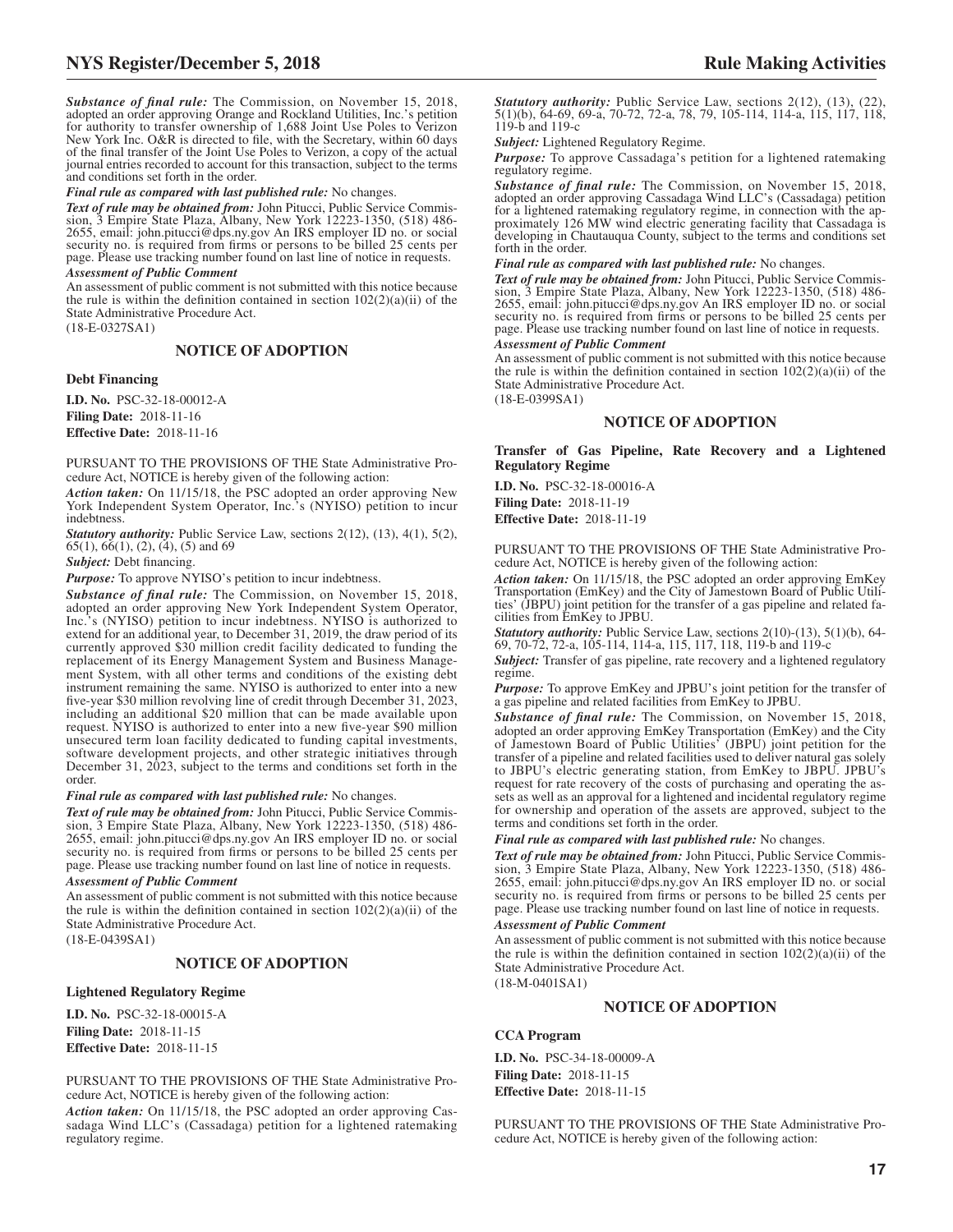***Substance of final rule:*** The Commission, on November 15, 2018, adopted an order approving Orange and Rockland Utilities, Inc.'s petition for authority to transfer ownership of 1,688 Joint Use Poles to Verizon New York Inc. O&R is directed to file, with the Secretary, within 60 days of the final transfer of the Joint Use Poles to Verizon, a copy of the actual journal entries recorded to account for this transaction, subject to the terms and conditions set forth in the order.

***Final rule as compared with last published rule:*** No changes.

***Text of rule may be obtained from:*** John Pitucci, Public Service Commission, 3 Empire State Plaza, Albany, New York 12223-1350, (518) 486-2655, email: john.pitucci@dps.ny.gov An IRS employer ID no. or social security no. is required from firms or persons to be billed 25 cents per page. Please use tracking number found on last line of notice in requests.

***Assessment of Public Comment***

An assessment of public comment is not submitted with this notice because the rule is within the definition contained in section 102(2)(a)(ii) of the State Administrative Procedure Act.

(18-E-0327SA1)

## NOTICE OF ADOPTION

### Debt Financing

**I.D. No.** PSC-32-18-00012-A
**Filing Date:** 2018-11-16
**Effective Date:** 2018-11-16

PURSUANT TO THE PROVISIONS OF THE State Administrative Procedure Act, NOTICE is hereby given of the following action:

***Action taken:*** On 11/15/18, the PSC adopted an order approving New York Independent System Operator, Inc.'s (NYISO) petition to incur indebtness.

***Statutory authority:*** Public Service Law, sections 2(12), (13), 4(1), 5(2), 65(1), 66(1), (2), (4), (5) and 69

***Subject:*** Debt financing.

***Purpose:*** To approve NYISO's petition to incur indebtness.

***Substance of final rule:*** The Commission, on November 15, 2018, adopted an order approving New York Independent System Operator, Inc.'s (NYISO) petition to incur indebtness. NYISO is authorized to extend for an additional year, to December 31, 2019, the draw period of its currently approved $30 million credit facility dedicated to funding the replacement of its Energy Management System and Business Management System, with all other terms and conditions of the existing debt instrument remaining the same. NYISO is authorized to enter into a new five-year $30 million revolving line of credit through December 31, 2023, including an additional $20 million that can be made available upon request. NYISO is authorized to enter into a new five-year $90 million unsecured term loan facility dedicated to funding capital investments, software development projects, and other strategic initiatives through December 31, 2023, subject to the terms and conditions set forth in the order.

***Final rule as compared with last published rule:*** No changes.

***Text of rule may be obtained from:*** John Pitucci, Public Service Commission, 3 Empire State Plaza, Albany, New York 12223-1350, (518) 486-2655, email: john.pitucci@dps.ny.gov An IRS employer ID no. or social security no. is required from firms or persons to be billed 25 cents per page. Please use tracking number found on last line of notice in requests.

***Assessment of Public Comment***

An assessment of public comment is not submitted with this notice because the rule is within the definition contained in section 102(2)(a)(ii) of the State Administrative Procedure Act.

(18-E-0439SA1)

## NOTICE OF ADOPTION

### Lightened Regulatory Regime

**I.D. No.** PSC-32-18-00015-A
**Filing Date:** 2018-11-15
**Effective Date:** 2018-11-15

PURSUANT TO THE PROVISIONS OF THE State Administrative Procedure Act, NOTICE is hereby given of the following action:

***Action taken:*** On 11/15/18, the PSC adopted an order approving Cassadaga Wind LLC's (Cassadaga) petition for a lightened ratemaking regulatory regime.

***Statutory authority:*** Public Service Law, sections 2(12), (13), (22), 5(1)(b), 64-69, 69-a, 70-72, 72-a, 78, 79, 105-114, 114-a, 115, 117, 118, 119-b and 119-c

***Subject:*** Lightened Regulatory Regime.

***Purpose:*** To approve Cassadaga's petition for a lightened ratemaking regulatory regime.

***Substance of final rule:*** The Commission, on November 15, 2018, adopted an order approving Cassadaga Wind LLC's (Cassadaga) petition for a lightened ratemaking regulatory regime, in connection with the approximately 126 MW wind electric generating facility that Cassadaga is developing in Chautauqua County, subject to the terms and conditions set forth in the order.

***Final rule as compared with last published rule:*** No changes.

***Text of rule may be obtained from:*** John Pitucci, Public Service Commission, 3 Empire State Plaza, Albany, New York 12223-1350, (518) 486-2655, email: john.pitucci@dps.ny.gov An IRS employer ID no. or social security no. is required from firms or persons to be billed 25 cents per page. Please use tracking number found on last line of notice in requests.

***Assessment of Public Comment***

An assessment of public comment is not submitted with this notice because the rule is within the definition contained in section 102(2)(a)(ii) of the State Administrative Procedure Act.

(18-E-0399SA1)

## NOTICE OF ADOPTION

### Transfer of Gas Pipeline, Rate Recovery and a Lightened Regulatory Regime

**I.D. No.** PSC-32-18-00016-A
**Filing Date:** 2018-11-19
**Effective Date:** 2018-11-19

PURSUANT TO THE PROVISIONS OF THE State Administrative Procedure Act, NOTICE is hereby given of the following action:

***Action taken:*** On 11/15/18, the PSC adopted an order approving EmKey Transportation (EmKey) and the City of Jamestown Board of Public Utilities' (JBPU) joint petition for the transfer of a gas pipeline and related facilities from EmKey to JPBU.

***Statutory authority:*** Public Service Law, sections 2(10)-(13), 5(1)(b), 64-69, 70-72, 72-a, 105-114, 114-a, 115, 117, 118, 119-b and 119-c

***Subject:*** Transfer of gas pipeline, rate recovery and a lightened regulatory regime.

***Purpose:*** To approve EmKey and JPBU's joint petition for the transfer of a gas pipeline and related facilities from EmKey to JPBU.

***Substance of final rule:*** The Commission, on November 15, 2018, adopted an order approving EmKey Transportation (EmKey) and the City of Jamestown Board of Public Utilities' (JBPU) joint petition for the transfer of a pipeline and related facilities used to deliver natural gas solely to JBPU's electric generating station, from EmKey to JBPU. JPBU's request for rate recovery of the costs of purchasing and operating the assets as well as an approval for a lightened and incidental regulatory regime for ownership and operation of the assets are approved, subject to the terms and conditions set forth in the order.

***Final rule as compared with last published rule:*** No changes.

***Text of rule may be obtained from:*** John Pitucci, Public Service Commission, 3 Empire State Plaza, Albany, New York 12223-1350, (518) 486-2655, email: john.pitucci@dps.ny.gov An IRS employer ID no. or social security no. is required from firms or persons to be billed 25 cents per page. Please use tracking number found on last line of notice in requests.

***Assessment of Public Comment***

An assessment of public comment is not submitted with this notice because the rule is within the definition contained in section 102(2)(a)(ii) of the State Administrative Procedure Act.

(18-M-0401SA1)

## NOTICE OF ADOPTION

### CCA Program

**I.D. No.** PSC-34-18-00009-A
**Filing Date:** 2018-11-15
**Effective Date:** 2018-11-15

PURSUANT TO THE PROVISIONS OF THE State Administrative Procedure Act, NOTICE is hereby given of the following action: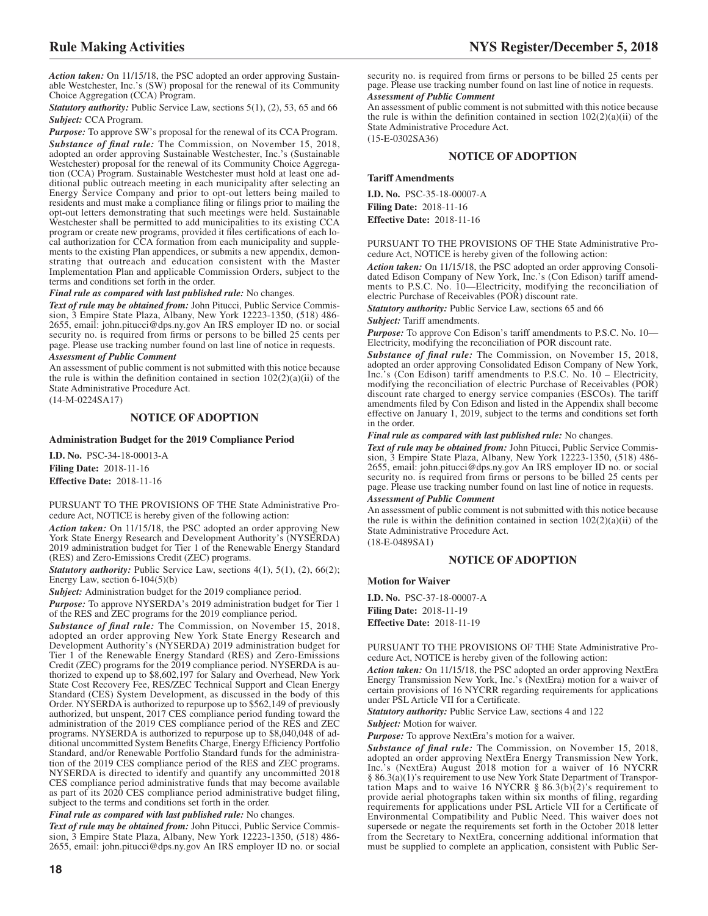*Action taken:* On 11/15/18, the PSC adopted an order approving Sustainable Westchester, Inc.'s (SW) proposal for the renewal of its Community Choice Aggregation (CCA) Program.

*Statutory authority:* Public Service Law, sections 5(1), (2), 53, 65 and 66

*Subject:* CCA Program.

*Purpose:* To approve SW's proposal for the renewal of its CCA Program.

*Substance of final rule:* The Commission, on November 15, 2018, adopted an order approving Sustainable Westchester, Inc.'s (Sustainable Westchester) proposal for the renewal of its Community Choice Aggregation (CCA) Program. Sustainable Westchester must hold at least one additional public outreach meeting in each municipality after selecting an Energy Service Company and prior to opt-out letters being mailed to residents and must make a compliance filing or filings prior to mailing the opt-out letters demonstrating that such meetings were held. Sustainable Westchester shall be permitted to add municipalities to its existing CCA program or create new programs, provided it files certifications of each local authorization for CCA formation from each municipality and supplements to the existing Plan appendices, or submits a new appendix, demonstrating that outreach and education consistent with the Master Implementation Plan and applicable Commission Orders, subject to the terms and conditions set forth in the order.

*Final rule as compared with last published rule:* No changes.

*Text of rule may be obtained from:* John Pitucci, Public Service Commission, 3 Empire State Plaza, Albany, New York 12223-1350, (518) 486-2655, email: john.pitucci@dps.ny.gov An IRS employer ID no. or social security no. is required from firms or persons to be billed 25 cents per page. Please use tracking number found on last line of notice in requests.

*Assessment of Public Comment*

An assessment of public comment is not submitted with this notice because the rule is within the definition contained in section 102(2)(a)(ii) of the State Administrative Procedure Act.

(14-M-0224SA17)

## NOTICE OF ADOPTION

### Administration Budget for the 2019 Compliance Period

**I.D. No.** PSC-34-18-00013-A

**Filing Date:** 2018-11-16

**Effective Date:** 2018-11-16

PURSUANT TO THE PROVISIONS OF THE State Administrative Procedure Act, NOTICE is hereby given of the following action:

*Action taken:* On 11/15/18, the PSC adopted an order approving New York State Energy Research and Development Authority's (NYSERDA) 2019 administration budget for Tier 1 of the Renewable Energy Standard (RES) and Zero-Emissions Credit (ZEC) programs.

*Statutory authority:* Public Service Law, sections 4(1), 5(1), (2), 66(2); Energy Law, section 6-104(5)(b)

*Subject:* Administration budget for the 2019 compliance period.

*Purpose:* To approve NYSERDA's 2019 administration budget for Tier 1 of the RES and ZEC programs for the 2019 compliance period.

*Substance of final rule:* The Commission, on November 15, 2018, adopted an order approving New York State Energy Research and Development Authority's (NYSERDA) 2019 administration budget for Tier 1 of the Renewable Energy Standard (RES) and Zero-Emissions Credit (ZEC) programs for the 2019 compliance period. NYSERDA is authorized to expend up to $8,602,197 for Salary and Overhead, New York State Cost Recovery Fee, RES/ZEC Technical Support and Clean Energy Standard (CES) System Development, as discussed in the body of this Order. NYSERDA is authorized to repurpose up to $562,149 of previously authorized, but unspent, 2017 CES compliance period funding toward the administration of the 2019 CES compliance period of the RES and ZEC programs. NYSERDA is authorized to repurpose up to $8,040,048 of additional uncommitted System Benefits Charge, Energy Efficiency Portfolio Standard, and/or Renewable Portfolio Standard funds for the administration of the 2019 CES compliance period of the RES and ZEC programs. NYSERDA is directed to identify and quantify any uncommitted 2018 CES compliance period administrative funds that may become available as part of its 2020 CES compliance period administrative budget filing, subject to the terms and conditions set forth in the order.

*Final rule as compared with last published rule:* No changes.

*Text of rule may be obtained from:* John Pitucci, Public Service Commission, 3 Empire State Plaza, Albany, New York 12223-1350, (518) 486-2655, email: john.pitucci@dps.ny.gov An IRS employer ID no. or social security no. is required from firms or persons to be billed 25 cents per page. Please use tracking number found on last line of notice in requests.

*Assessment of Public Comment*

An assessment of public comment is not submitted with this notice because the rule is within the definition contained in section 102(2)(a)(ii) of the State Administrative Procedure Act.

(15-E-0302SA36)

## NOTICE OF ADOPTION

### Tariff Amendments

**I.D. No.** PSC-35-18-00007-A

**Filing Date:** 2018-11-16

**Effective Date:** 2018-11-16

PURSUANT TO THE PROVISIONS OF THE State Administrative Procedure Act, NOTICE is hereby given of the following action:

*Action taken:* On 11/15/18, the PSC adopted an order approving Consolidated Edison Company of New York, Inc.'s (Con Edison) tariff amendments to P.S.C. No. 10—Electricity, modifying the reconciliation of electric Purchase of Receivables (POR) discount rate.

*Statutory authority:* Public Service Law, sections 65 and 66

*Subject:* Tariff amendments.

*Purpose:* To approve Con Edison's tariff amendments to P.S.C. No. 10—Electricity, modifying the reconciliation of POR discount rate.

*Substance of final rule:* The Commission, on November 15, 2018, adopted an order approving Consolidated Edison Company of New York, Inc.'s (Con Edison) tariff amendments to P.S.C. No. 10 – Electricity, modifying the reconciliation of electric Purchase of Receivables (POR) discount rate charged to energy service companies (ESCOs). The tariff amendments filed by Con Edison and listed in the Appendix shall become effective on January 1, 2019, subject to the terms and conditions set forth in the order.

*Final rule as compared with last published rule:* No changes.

*Text of rule may be obtained from:* John Pitucci, Public Service Commission, 3 Empire State Plaza, Albany, New York 12223-1350, (518) 486-2655, email: john.pitucci@dps.ny.gov An IRS employer ID no. or social security no. is required from firms or persons to be billed 25 cents per page. Please use tracking number found on last line of notice in requests.

*Assessment of Public Comment*

An assessment of public comment is not submitted with this notice because the rule is within the definition contained in section 102(2)(a)(ii) of the State Administrative Procedure Act.

(18-E-0489SA1)

## NOTICE OF ADOPTION

### Motion for Waiver

**I.D. No.** PSC-37-18-00007-A

**Filing Date:** 2018-11-19

**Effective Date:** 2018-11-19

PURSUANT TO THE PROVISIONS OF THE State Administrative Procedure Act, NOTICE is hereby given of the following action:

*Action taken:* On 11/15/18, the PSC adopted an order approving NextEra Energy Transmission New York, Inc.'s (NextEra) motion for a waiver of certain provisions of 16 NYCRR regarding requirements for applications under PSL Article VII for a Certificate.

*Statutory authority:* Public Service Law, sections 4 and 122

*Subject:* Motion for waiver.

*Purpose:* To approve NextEra's motion for a waiver.

*Substance of final rule:* The Commission, on November 15, 2018, adopted an order approving NextEra Energy Transmission New York, Inc.'s (NextEra) August 2018 motion for a waiver of 16 NYCRR § 86.3(a)(1)'s requirement to use New York State Department of Transportation Maps and to waive 16 NYCRR § 86.3(b)(2)'s requirement to provide aerial photographs taken within six months of filing, regarding requirements for applications under PSL Article VII for a Certificate of Environmental Compatibility and Public Need. This waiver does not supersede or negate the requirements set forth in the October 2018 letter from the Secretary to NextEra, concerning additional information that must be supplied to complete an application, consistent with Public Ser-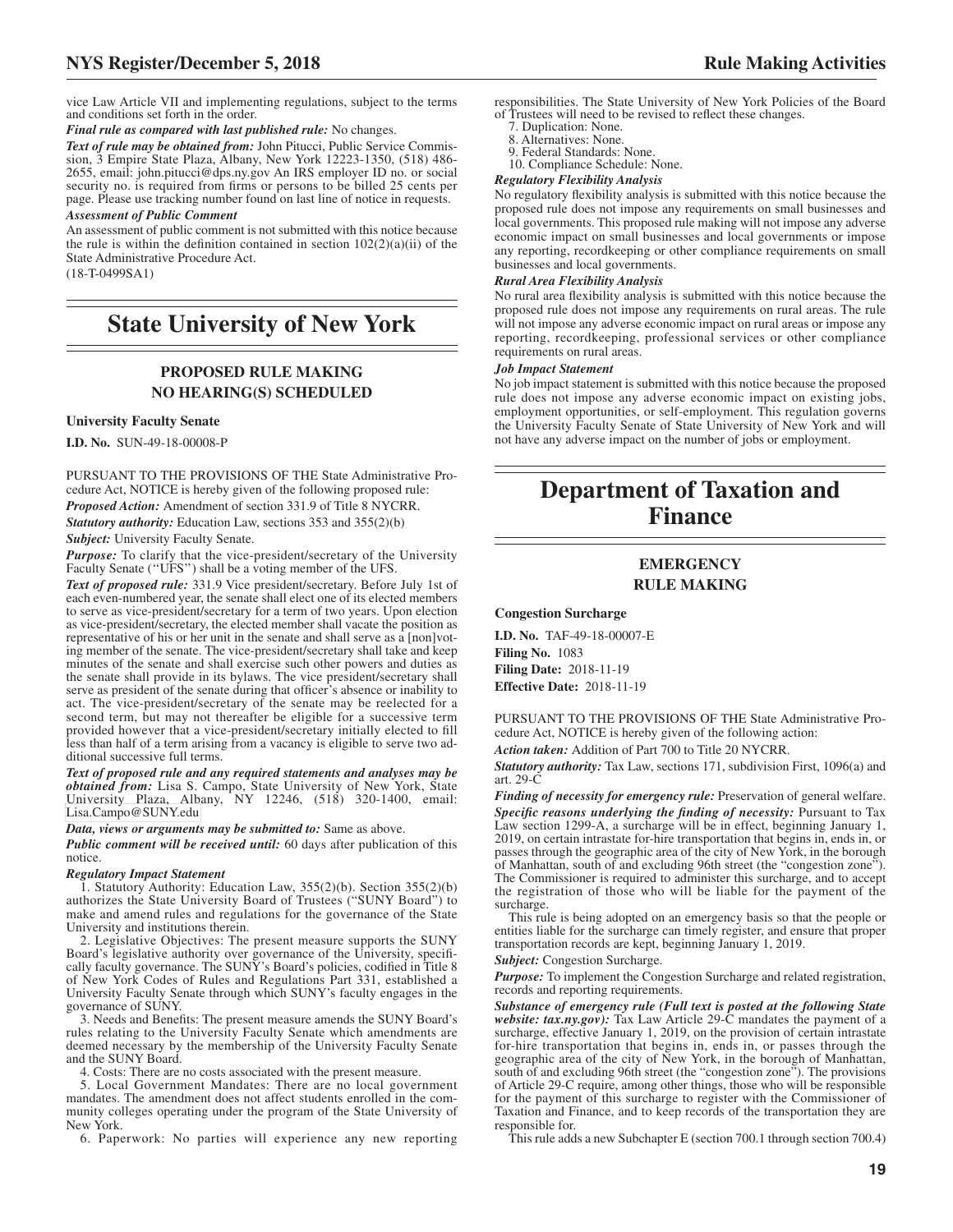vice Law Article VII and implementing regulations, subject to the terms and conditions set forth in the order.

***Final rule as compared with last published rule:*** No changes.

***Text of rule may be obtained from:*** John Pitucci, Public Service Commission, 3 Empire State Plaza, Albany, New York 12223-1350, (518) 486-2655, email: john.pitucci@dps.ny.gov An IRS employer ID no. or social security no. is required from firms or persons to be billed 25 cents per page. Please use tracking number found on last line of notice in requests.

***Assessment of Public Comment***

An assessment of public comment is not submitted with this notice because the rule is within the definition contained in section 102(2)(a)(ii) of the State Administrative Procedure Act.

(18-T-0499SA1)

# State University of New York

## PROPOSED RULE MAKING
## NO HEARING(S) SCHEDULED

**University Faculty Senate**

**I.D. No.** SUN-49-18-00008-P

PURSUANT TO THE PROVISIONS OF THE State Administrative Procedure Act, NOTICE is hereby given of the following proposed rule:

***Proposed Action:*** Amendment of section 331.9 of Title 8 NYCRR.

***Statutory authority:*** Education Law, sections 353 and 355(2)(b)

***Subject:*** University Faculty Senate.

***Purpose:*** To clarify that the vice-president/secretary of the University Faculty Senate (''UFS'') shall be a voting member of the UFS.

***Text of proposed rule:*** 331.9 Vice president/secretary. Before July 1st of each even-numbered year, the senate shall elect one of its elected members to serve as vice-president/secretary for a term of two years. Upon election as vice-president/secretary, the elected member shall vacate the position as representative of his or her unit in the senate and shall serve as a [non]voting member of the senate. The vice-president/secretary shall take and keep minutes of the senate and shall exercise such other powers and duties as the senate shall provide in its bylaws. The vice president/secretary shall serve as president of the senate during that officer's absence or inability to act. The vice-president/secretary of the senate may be reelected for a second term, but may not thereafter be eligible for a successive term provided however that a vice-president/secretary initially elected to fill less than half of a term arising from a vacancy is eligible to serve two additional successive full terms.

***Text of proposed rule and any required statements and analyses may be obtained from:*** Lisa S. Campo, State University of New York, State University Plaza, Albany, NY 12246, (518) 320-1400, email: Lisa.Campo@SUNY.edu

***Data, views or arguments may be submitted to:*** Same as above.

***Public comment will be received until:*** 60 days after publication of this notice.

***Regulatory Impact Statement***

1. Statutory Authority: Education Law, 355(2)(b). Section 355(2)(b) authorizes the State University Board of Trustees (''SUNY Board'') to make and amend rules and regulations for the governance of the State University and institutions therein.

2. Legislative Objectives: The present measure supports the SUNY Board's legislative authority over governance of the University, specifically faculty governance. The SUNY's Board's policies, codified in Title 8 of New York Codes of Rules and Regulations Part 331, established a University Faculty Senate through which SUNY's faculty engages in the governance of SUNY.

3. Needs and Benefits: The present measure amends the SUNY Board's rules relating to the University Faculty Senate which amendments are deemed necessary by the membership of the University Faculty Senate and the SUNY Board.

4. Costs: There are no costs associated with the present measure.

5. Local Government Mandates: There are no local government mandates. The amendment does not affect students enrolled in the community colleges operating under the program of the State University of New York.

6. Paperwork: No parties will experience any new reporting responsibilities. The State University of New York Policies of the Board of Trustees will need to be revised to reflect these changes.

7. Duplication: None.

8. Alternatives: None.

9. Federal Standards: None.

10. Compliance Schedule: None.

***Regulatory Flexibility Analysis***

No regulatory flexibility analysis is submitted with this notice because the proposed rule does not impose any requirements on small businesses and local governments. This proposed rule making will not impose any adverse economic impact on small businesses and local governments or impose any reporting, recordkeeping or other compliance requirements on small businesses and local governments.

***Rural Area Flexibility Analysis***

No rural area flexibility analysis is submitted with this notice because the proposed rule does not impose any requirements on rural areas. The rule will not impose any adverse economic impact on rural areas or impose any reporting, recordkeeping, professional services or other compliance requirements on rural areas.

***Job Impact Statement***

No job impact statement is submitted with this notice because the proposed rule does not impose any adverse economic impact on existing jobs, employment opportunities, or self-employment. This regulation governs the University Faculty Senate of State University of New York and will not have any adverse impact on the number of jobs or employment.

# Department of Taxation and Finance

## EMERGENCY
## RULE MAKING

**Congestion Surcharge**

**I.D. No.** TAF-49-18-00007-E
**Filing No.** 1083
**Filing Date:** 2018-11-19
**Effective Date:** 2018-11-19

PURSUANT TO THE PROVISIONS OF THE State Administrative Procedure Act, NOTICE is hereby given of the following action:

***Action taken:*** Addition of Part 700 to Title 20 NYCRR.

***Statutory authority:*** Tax Law, sections 171, subdivision First, 1096(a) and art. 29-C

***Finding of necessity for emergency rule:*** Preservation of general welfare.

***Specific reasons underlying the finding of necessity:*** Pursuant to Tax Law section 1299-A, a surcharge will be in effect, beginning January 1, 2019, on certain intrastate for-hire transportation that begins in, ends in, or passes through the geographic area of the city of New York, in the borough of Manhattan, south of and excluding 96th street (the ''congestion zone''). The Commissioner is required to administer this surcharge, and to accept the registration of those who will be liable for the payment of the surcharge.

This rule is being adopted on an emergency basis so that the people or entities liable for the surcharge can timely register, and ensure that proper transportation records are kept, beginning January 1, 2019.

***Subject:*** Congestion Surcharge.

***Purpose:*** To implement the Congestion Surcharge and related registration, records and reporting requirements.

***Substance of emergency rule (Full text is posted at the following State website: tax.ny.gov):*** Tax Law Article 29-C mandates the payment of a surcharge, effective January 1, 2019, on the provision of certain intrastate for-hire transportation that begins in, ends in, or passes through the geographic area of the city of New York, in the borough of Manhattan, south of and excluding 96th street (the ''congestion zone''). The provisions of Article 29-C require, among other things, those who will be responsible for the payment of this surcharge to register with the Commissioner of Taxation and Finance, and to keep records of the transportation they are responsible for.

This rule adds a new Subchapter E (section 700.1 through section 700.4)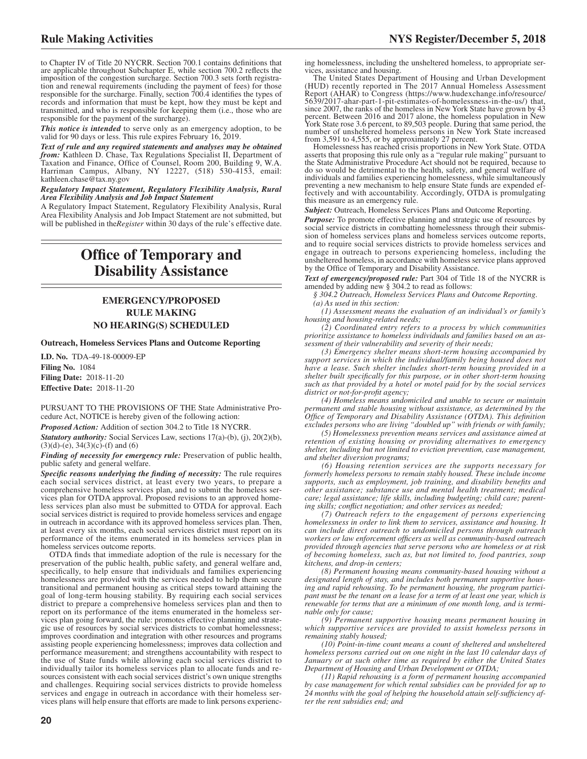to Chapter IV of Title 20 NYCRR. Section 700.1 contains definitions that are applicable throughout Subchapter E, while section 700.2 reflects the imposition of the congestion surcharge. Section 700.3 sets forth registration and renewal requirements (including the payment of fees) for those responsible for the surcharge. Finally, section 700.4 identifies the types of records and information that must be kept, how they must be kept and transmitted, and who is responsible for keeping them (i.e., those who are responsible for the payment of the surcharge).

***This notice is intended*** to serve only as an emergency adoption, to be valid for 90 days or less. This rule expires February 16, 2019.

***Text of rule and any required statements and analyses may be obtained from:*** Kathleen D. Chase, Tax Regulations Specialist II, Department of Taxation and Finance, Office of Counsel, Room 200, Building 9, W.A. Harriman Campus, Albany, NY 12227, (518) 530-4153, email: kathleen.chase@tax.ny.gov

***Regulatory Impact Statement, Regulatory Flexibility Analysis, Rural Area Flexibility Analysis and Job Impact Statement***

A Regulatory Impact Statement, Regulatory Flexibility Analysis, Rural Area Flexibility Analysis and Job Impact Statement are not submitted, but will be published in the*Register* within 30 days of the rule's effective date.

# Office of Temporary and Disability Assistance

## EMERGENCY/PROPOSED RULE MAKING NO HEARING(S) SCHEDULED

### Outreach, Homeless Services Plans and Outcome Reporting

**I.D. No.** TDA-49-18-00009-EP
**Filing No.** 1084
**Filing Date:** 2018-11-20
**Effective Date:** 2018-11-20

PURSUANT TO THE PROVISIONS OF THE State Administrative Procedure Act, NOTICE is hereby given of the following action:

***Proposed Action:*** Addition of section 304.2 to Title 18 NYCRR.

***Statutory authority:*** Social Services Law, sections 17(a)-(b), (j), 20(2)(b), (3)(d)-(e), 34(3)(c)-(f) and (6)

***Finding of necessity for emergency rule:*** Preservation of public health, public safety and general welfare.

***Specific reasons underlying the finding of necessity:*** The rule requires each social services district, at least every two years, to prepare a comprehensive homeless services plan, and to submit the homeless services plan for OTDA approval. Proposed revisions to an approved homeless services plan also must be submitted to OTDA for approval. Each social services district is required to provide homeless services and engage in outreach in accordance with its approved homeless services plan. Then, at least every six months, each social services district must report on its performance of the items enumerated in its homeless services plan in homeless services outcome reports.

OTDA finds that immediate adoption of the rule is necessary for the preservation of the public health, public safety, and general welfare and, specifically, to help ensure that individuals and families experiencing homelessness are provided with the services needed to help them secure transitional and permanent housing as critical steps toward attaining the goal of long-term housing stability. By requiring each social services district to prepare a comprehensive homeless services plan and then to report on its performance of the items enumerated in the homeless services plan going forward, the rule: promotes effective planning and strategic use of resources by social services districts to combat homelessness; improves coordination and integration with other resources and programs assisting people experiencing homelessness; improves data collection and performance measurement; and strengthens accountability with respect to the use of State funds while allowing each social services district to individually tailor its homeless services plan to allocate funds and resources consistent with each social services district's own unique strengths and challenges. Requiring social services districts to provide homeless services and engage in outreach in accordance with their homeless services plans will help ensure that efforts are made to link persons experiencing homelessness, including the unsheltered homeless, to appropriate services, assistance and housing.

The United States Department of Housing and Urban Development (HUD) recently reported in The 2017 Annual Homeless Assessment Report (AHAR) to Congress (https://www.hudexchange.info/resource/5639/2017-ahar-part-1-pit-estimates-of-homelessness-in-the-us/) that, since 2007, the ranks of the homeless in New York State have grown by 43 percent. Between 2016 and 2017 alone, the homeless population in New York State rose 3.6 percent, to 89,503 people. During that same period, the number of unsheltered homeless persons in New York State increased from 3,591 to 4,555, or by approximately 27 percent.

Homelessness has reached crisis proportions in New York State. OTDA asserts that proposing this rule only as a "regular rule making" pursuant to the State Administrative Procedure Act should not be required, because to do so would be detrimental to the health, safety, and general welfare of individuals and families experiencing homelessness, while simultaneously preventing a new mechanism to help ensure State funds are expended effectively and with accountability. Accordingly, OTDA is promulgating this measure as an emergency rule.

***Subject:*** Outreach, Homeless Services Plans and Outcome Reporting.

***Purpose:*** To promote effective planning and strategic use of resources by social service districts in combatting homelessness through their submission of homeless services plans and homeless services outcome reports, and to require social services districts to provide homeless services and engage in outreach to persons experiencing homeless, including the unsheltered homeless, in accordance with homeless service plans approved by the Office of Temporary and Disability Assistance.

***Text of emergency/proposed rule:*** Part 304 of Title 18 of the NYCRR is amended by adding new § 304.2 to read as follows:

*§ 304.2 Outreach, Homeless Services Plans and Outcome Reporting.*

*(a) As used in this section:*

*(1) Assessment means the evaluation of an individual's or family's housing and housing-related needs;*

*(2) Coordinated entry refers to a process by which communities prioritize assistance to homeless individuals and families based on an assessment of their vulnerability and severity of their needs;*

*(3) Emergency shelter means short-term housing accompanied by support services in which the individual/family being housed does not have a lease. Such shelter includes short-term housing provided in a shelter built specifically for this purpose, or in other short-term housing such as that provided by a hotel or motel paid for by the social services district or not-for-profit agency;*

*(4) Homeless means undomiciled and unable to secure or maintain permanent and stable housing without assistance, as determined by the Office of Temporary and Disability Assistance (OTDA). This definition excludes persons who are living "doubled up" with friends or with family;*

*(5) Homelessness prevention means services and assistance aimed at retention of existing housing or providing alternatives to emergency shelter, including but not limited to eviction prevention, case management, and shelter diversion programs;*

*(6) Housing retention services are the supports necessary for formerly homeless persons to remain stably housed. These include income supports, such as employment, job training, and disability benefits and other assistance; substance use and mental health treatment; medical care; legal assistance; life skills, including budgeting; child care; parenting skills; conflict negotiation; and other services as needed;*

*(7) Outreach refers to the engagement of persons experiencing homelessness in order to link them to services, assistance and housing. It can include direct outreach to undomiciled persons through outreach workers or law enforcement officers as well as community-based outreach provided through agencies that serve persons who are homeless or at risk of becoming homeless, such as, but not limited to, food pantries, soup kitchens, and drop-in centers;*

*(8) Permanent housing means community-based housing without a designated length of stay, and includes both permanent supportive housing and rapid rehousing. To be permanent housing, the program participant must be the tenant on a lease for a term of at least one year, which is renewable for terms that are a minimum of one month long, and is terminable only for cause;*

*(9) Permanent supportive housing means permanent housing in which supportive services are provided to assist homeless persons in remaining stably housed;*

*(10) Point-in-time count means a count of sheltered and unsheltered homeless persons carried out on one night in the last 10 calendar days of January or at such other time as required by either the United States Department of Housing and Urban Development or OTDA;*

*(11) Rapid rehousing is a form of permanent housing accompanied by case management for which rental subsidies can be provided for up to 24 months with the goal of helping the household attain self-sufficiency after the rent subsidies end; and*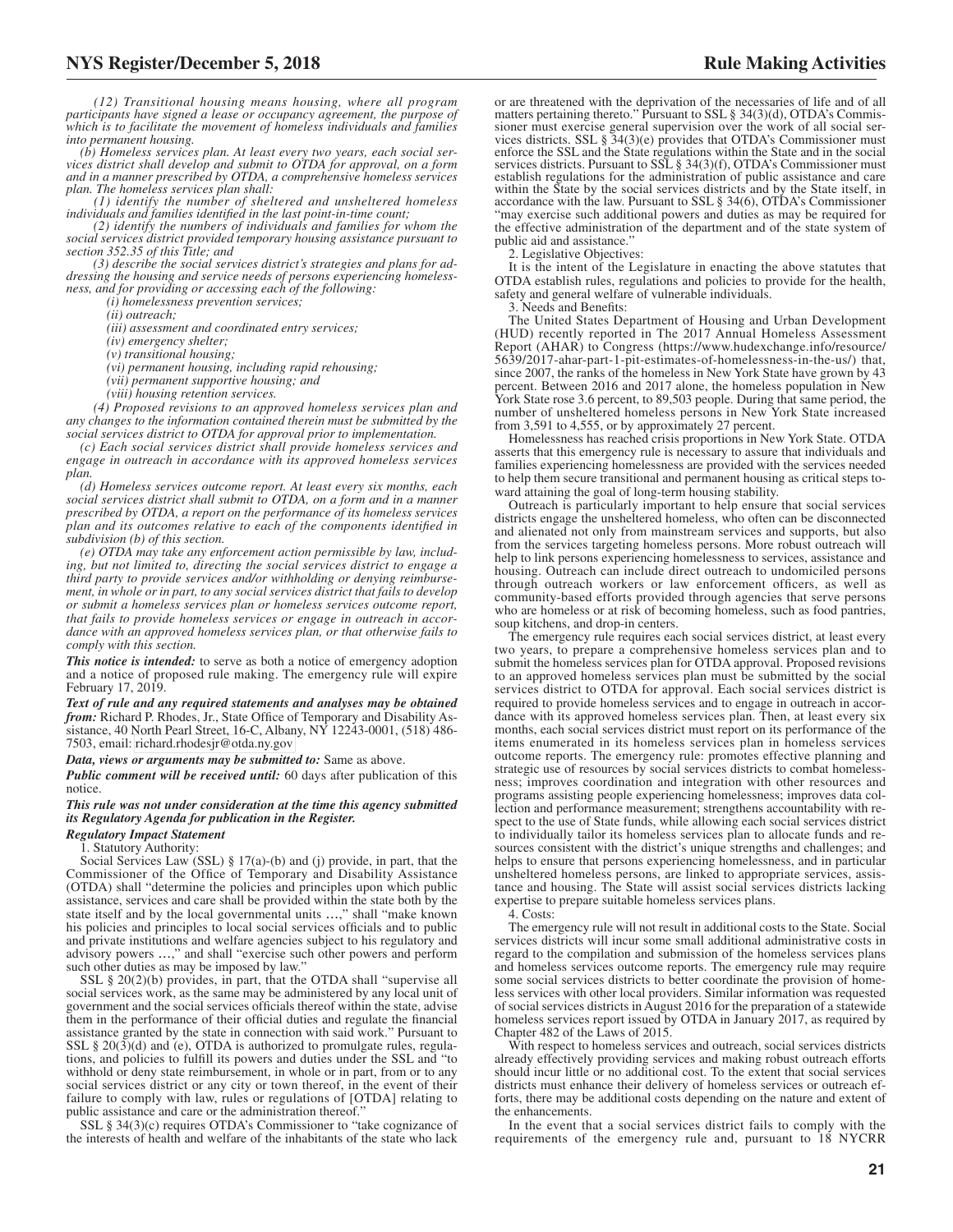*(12) Transitional housing means housing, where all program participants have signed a lease or occupancy agreement, the purpose of which is to facilitate the movement of homeless individuals and families into permanent housing.*

*(b) Homeless services plan. At least every two years, each social services district shall develop and submit to OTDA for approval, on a form and in a manner prescribed by OTDA, a comprehensive homeless services plan. The homeless services plan shall:*

*(1) identify the number of sheltered and unsheltered homeless individuals and families identified in the last point-in-time count;*

*(2) identify the numbers of individuals and families for whom the social services district provided temporary housing assistance pursuant to section 352.35 of this Title; and*

*(3) describe the social services district's strategies and plans for addressing the housing and service needs of persons experiencing homelessness, and for providing or accessing each of the following:*

*(i) homelessness prevention services;*

*(ii) outreach;*

*(iii) assessment and coordinated entry services;*

*(iv) emergency shelter;*

*(v) transitional housing;*

*(vi) permanent housing, including rapid rehousing;*

*(vii) permanent supportive housing; and*

*(viii) housing retention services.*

*(4) Proposed revisions to an approved homeless services plan and any changes to the information contained therein must be submitted by the social services district to OTDA for approval prior to implementation.*

*(c) Each social services district shall provide homeless services and engage in outreach in accordance with its approved homeless services plan.*

*(d) Homeless services outcome report. At least every six months, each social services district shall submit to OTDA, on a form and in a manner prescribed by OTDA, a report on the performance of its homeless services plan and its outcomes relative to each of the components identified in subdivision (b) of this section.*

*(e) OTDA may take any enforcement action permissible by law, including, but not limited to, directing the social services district to engage a third party to provide services and/or withholding or denying reimbursement, in whole or in part, to any social services district that fails to develop or submit a homeless services plan or homeless services outcome report, that fails to provide homeless services or engage in outreach in accordance with an approved homeless services plan, or that otherwise fails to comply with this section.*

***This notice is intended:*** to serve as both a notice of emergency adoption and a notice of proposed rule making. The emergency rule will expire February 17, 2019.

***Text of rule and any required statements and analyses may be obtained from:*** Richard P. Rhodes, Jr., State Office of Temporary and Disability Assistance, 40 North Pearl Street, 16-C, Albany, NY 12243-0001, (518) 486-7503, email: richard.rhodesjr@otda.ny.gov

***Data, views or arguments may be submitted to:*** Same as above.

***Public comment will be received until:*** 60 days after publication of this notice.

***This rule was not under consideration at the time this agency submitted its Regulatory Agenda for publication in the Register.***

***Regulatory Impact Statement***

1. Statutory Authority:

Social Services Law (SSL) § 17(a)-(b) and (j) provide, in part, that the Commissioner of the Office of Temporary and Disability Assistance (OTDA) shall "determine the policies and principles upon which public assistance, services and care shall be provided within the state both by the state itself and by the local governmental units …," shall "make known his policies and principles to local social services officials and to public and private institutions and welfare agencies subject to his regulatory and advisory powers …," and shall "exercise such other powers and perform such other duties as may be imposed by law."

SSL § 20(2)(b) provides, in part, that the OTDA shall "supervise all social services work, as the same may be administered by any local unit of government and the social services officials thereof within the state, advise them in the performance of their official duties and regulate the financial assistance granted by the state in connection with said work." Pursuant to SSL § 20(3)(d) and (e), OTDA is authorized to promulgate rules, regulations, and policies to fulfill its powers and duties under the SSL and "to withhold or deny state reimbursement, in whole or in part, from or to any social services district or any city or town thereof, in the event of their failure to comply with law, rules or regulations of [OTDA] relating to public assistance and care or the administration thereof."

SSL § 34(3)(c) requires OTDA's Commissioner to "take cognizance of the interests of health and welfare of the inhabitants of the state who lack or are threatened with the deprivation of the necessaries of life and of all matters pertaining thereto." Pursuant to SSL § 34(3)(d), OTDA's Commissioner must exercise general supervision over the work of all social services districts. SSL § 34(3)(e) provides that OTDA's Commissioner must enforce the SSL and the State regulations within the State and in the social services districts. Pursuant to SSL § 34(3)(f), OTDA's Commissioner must establish regulations for the administration of public assistance and care within the State by the social services districts and by the State itself, in accordance with the law. Pursuant to SSL § 34(6), OTDA's Commissioner "may exercise such additional powers and duties as may be required for the effective administration of the department and of the state system of public aid and assistance."

2. Legislative Objectives:

It is the intent of the Legislature in enacting the above statutes that OTDA establish rules, regulations and policies to provide for the health, safety and general welfare of vulnerable individuals.

3. Needs and Benefits:

The United States Department of Housing and Urban Development (HUD) recently reported in The 2017 Annual Homeless Assessment Report (AHAR) to Congress (https://www.hudexchange.info/resource/5639/2017-ahar-part-1-pit-estimates-of-homelessness-in-the-us/) that, since 2007, the ranks of the homeless in New York State have grown by 43 percent. Between 2016 and 2017 alone, the homeless population in New York State rose 3.6 percent, to 89,503 people. During that same period, the number of unsheltered homeless persons in New York State increased from 3,591 to 4,555, or by approximately 27 percent.

Homelessness has reached crisis proportions in New York State. OTDA asserts that this emergency rule is necessary to assure that individuals and families experiencing homelessness are provided with the services needed to help them secure transitional and permanent housing as critical steps toward attaining the goal of long-term housing stability.

Outreach is particularly important to help ensure that social services districts engage the unsheltered homeless, who often can be disconnected and alienated not only from mainstream services and supports, but also from the services targeting homeless persons. More robust outreach will help to link persons experiencing homelessness to services, assistance and housing. Outreach can include direct outreach to undomiciled persons through outreach workers or law enforcement officers, as well as community-based efforts provided through agencies that serve persons who are homeless or at risk of becoming homeless, such as food pantries, soup kitchens, and drop-in centers.

The emergency rule requires each social services district, at least every two years, to prepare a comprehensive homeless services plan and to submit the homeless services plan for OTDA approval. Proposed revisions to an approved homeless services plan must be submitted by the social services district to OTDA for approval. Each social services district is required to provide homeless services and to engage in outreach in accordance with its approved homeless services plan. Then, at least every six months, each social services district must report on its performance of the items enumerated in its homeless services plan in homeless services outcome reports. The emergency rule: promotes effective planning and strategic use of resources by social services districts to combat homelessness; improves coordination and integration with other resources and programs assisting people experiencing homelessness; improves data collection and performance measurement; strengthens accountability with respect to the use of State funds, while allowing each social services district to individually tailor its homeless services plan to allocate funds and resources consistent with the district's unique strengths and challenges; and helps to ensure that persons experiencing homelessness, and in particular unsheltered homeless persons, are linked to appropriate services, assistance and housing. The State will assist social services districts lacking expertise to prepare suitable homeless services plans.

4. Costs:

The emergency rule will not result in additional costs to the State. Social services districts will incur some small additional administrative costs in regard to the compilation and submission of the homeless services plans and homeless services outcome reports. The emergency rule may require some social services districts to better coordinate the provision of homeless services with other local providers. Similar information was requested of social services districts in August 2016 for the preparation of a statewide homeless services report issued by OTDA in January 2017, as required by Chapter 482 of the Laws of 2015.

With respect to homeless services and outreach, social services districts already effectively providing services and making robust outreach efforts should incur little or no additional cost. To the extent that social services districts must enhance their delivery of homeless services or outreach efforts, there may be additional costs depending on the nature and extent of the enhancements.

In the event that a social services district fails to comply with the requirements of the emergency rule and, pursuant to 18 NYCRR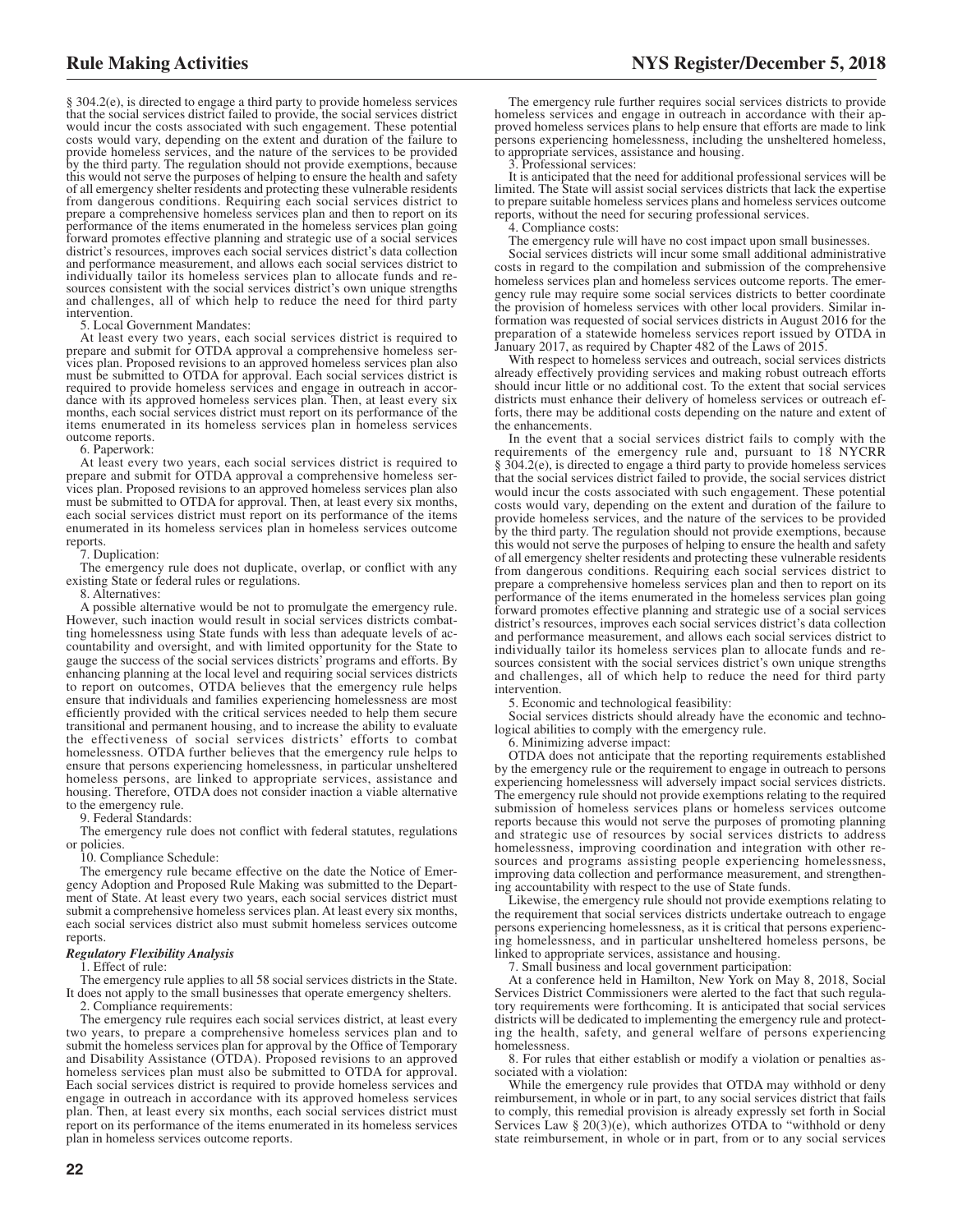§ 304.2(e), is directed to engage a third party to provide homeless services that the social services district failed to provide, the social services district would incur the costs associated with such engagement. These potential costs would vary, depending on the extent and duration of the failure to provide homeless services, and the nature of the services to be provided by the third party. The regulation should not provide exemptions, because this would not serve the purposes of helping to ensure the health and safety of all emergency shelter residents and protecting these vulnerable residents from dangerous conditions. Requiring each social services district to prepare a comprehensive homeless services plan and then to report on its performance of the items enumerated in the homeless services plan going forward promotes effective planning and strategic use of a social services district's resources, improves each social services district's data collection and performance measurement, and allows each social services district to individually tailor its homeless services plan to allocate funds and resources consistent with the social services district's own unique strengths and challenges, all of which help to reduce the need for third party intervention.

5. Local Government Mandates:

At least every two years, each social services district is required to prepare and submit for OTDA approval a comprehensive homeless services plan. Proposed revisions to an approved homeless services plan also must be submitted to OTDA for approval. Each social services district is required to provide homeless services and engage in outreach in accordance with its approved homeless services plan. Then, at least every six months, each social services district must report on its performance of the items enumerated in its homeless services plan in homeless services outcome reports.

6. Paperwork:

At least every two years, each social services district is required to prepare and submit for OTDA approval a comprehensive homeless services plan. Proposed revisions to an approved homeless services plan also must be submitted to OTDA for approval. Then, at least every six months, each social services district must report on its performance of the items enumerated in its homeless services plan in homeless services outcome reports.

7. Duplication:

The emergency rule does not duplicate, overlap, or conflict with any existing State or federal rules or regulations.

8. Alternatives:

A possible alternative would be not to promulgate the emergency rule. However, such inaction would result in social services districts combatting homelessness using State funds with less than adequate levels of accountability and oversight, and with limited opportunity for the State to gauge the success of the social services districts' programs and efforts. By enhancing planning at the local level and requiring social services districts to report on outcomes, OTDA believes that the emergency rule helps ensure that individuals and families experiencing homelessness are most efficiently provided with the critical services needed to help them secure transitional and permanent housing, and to increase the ability to evaluate the effectiveness of social services districts' efforts to combat homelessness. OTDA further believes that the emergency rule helps to ensure that persons experiencing homelessness, in particular unsheltered homeless persons, are linked to appropriate services, assistance and housing. Therefore, OTDA does not consider inaction a viable alternative to the emergency rule.

9. Federal Standards:

The emergency rule does not conflict with federal statutes, regulations or policies.

10. Compliance Schedule:

The emergency rule became effective on the date the Notice of Emergency Adoption and Proposed Rule Making was submitted to the Department of State. At least every two years, each social services district must submit a comprehensive homeless services plan. At least every six months, each social services district also must submit homeless services outcome reports.

***Regulatory Flexibility Analysis***

1. Effect of rule:

The emergency rule applies to all 58 social services districts in the State. It does not apply to the small businesses that operate emergency shelters.

2. Compliance requirements:

The emergency rule requires each social services district, at least every two years, to prepare a comprehensive homeless services plan and to submit the homeless services plan for approval by the Office of Temporary and Disability Assistance (OTDA). Proposed revisions to an approved homeless services plan must also be submitted to OTDA for approval. Each social services district is required to provide homeless services and engage in outreach in accordance with its approved homeless services plan. Then, at least every six months, each social services district must report on its performance of the items enumerated in its homeless services plan in homeless services outcome reports.

The emergency rule further requires social services districts to provide homeless services and engage in outreach in accordance with their approved homeless services plans to help ensure that efforts are made to link persons experiencing homelessness, including the unsheltered homeless, to appropriate services, assistance and housing.

3. Professional services:

It is anticipated that the need for additional professional services will be limited. The State will assist social services districts that lack the expertise to prepare suitable homeless services plans and homeless services outcome reports, without the need for securing professional services.

4. Compliance costs:

The emergency rule will have no cost impact upon small businesses.

Social services districts will incur some small additional administrative costs in regard to the compilation and submission of the comprehensive homeless services plan and homeless services outcome reports. The emergency rule may require some social services districts to better coordinate the provision of homeless services with other local providers. Similar information was requested of social services districts in August 2016 for the preparation of a statewide homeless services report issued by OTDA in January 2017, as required by Chapter 482 of the Laws of 2015.

With respect to homeless services and outreach, social services districts already effectively providing services and making robust outreach efforts should incur little or no additional cost. To the extent that social services districts must enhance their delivery of homeless services or outreach efforts, there may be additional costs depending on the nature and extent of the enhancements.

In the event that a social services district fails to comply with the requirements of the emergency rule and, pursuant to 18 NYCRR § 304.2(e), is directed to engage a third party to provide homeless services that the social services district failed to provide, the social services district would incur the costs associated with such engagement. These potential costs would vary, depending on the extent and duration of the failure to provide homeless services, and the nature of the services to be provided by the third party. The regulation should not provide exemptions, because this would not serve the purposes of helping to ensure the health and safety of all emergency shelter residents and protecting these vulnerable residents from dangerous conditions. Requiring each social services district to prepare a comprehensive homeless services plan and then to report on its performance of the items enumerated in the homeless services plan going forward promotes effective planning and strategic use of a social services district's resources, improves each social services district's data collection and performance measurement, and allows each social services district to individually tailor its homeless services plan to allocate funds and resources consistent with the social services district's own unique strengths and challenges, all of which help to reduce the need for third party intervention.

5. Economic and technological feasibility:

Social services districts should already have the economic and technological abilities to comply with the emergency rule.

6. Minimizing adverse impact:

OTDA does not anticipate that the reporting requirements established by the emergency rule or the requirement to engage in outreach to persons experiencing homelessness will adversely impact social services districts. The emergency rule should not provide exemptions relating to the required submission of homeless services plans or homeless services outcome reports because this would not serve the purposes of promoting planning and strategic use of resources by social services districts to address homelessness, improving coordination and integration with other resources and programs assisting people experiencing homelessness, improving data collection and performance measurement, and strengthening accountability with respect to the use of State funds.

Likewise, the emergency rule should not provide exemptions relating to the requirement that social services districts undertake outreach to engage persons experiencing homelessness, as it is critical that persons experiencing homelessness, and in particular unsheltered homeless persons, be linked to appropriate services, assistance and housing.

7. Small business and local government participation:

At a conference held in Hamilton, New York on May 8, 2018, Social Services District Commissioners were alerted to the fact that such regulatory requirements were forthcoming. It is anticipated that social services districts will be dedicated to implementing the emergency rule and protecting the health, safety, and general welfare of persons experiencing homelessness.

8. For rules that either establish or modify a violation or penalties associated with a violation:

While the emergency rule provides that OTDA may withhold or deny reimbursement, in whole or in part, to any social services district that fails to comply, this remedial provision is already expressly set forth in Social Services Law § 20(3)(e), which authorizes OTDA to "withhold or deny state reimbursement, in whole or in part, from or to any social services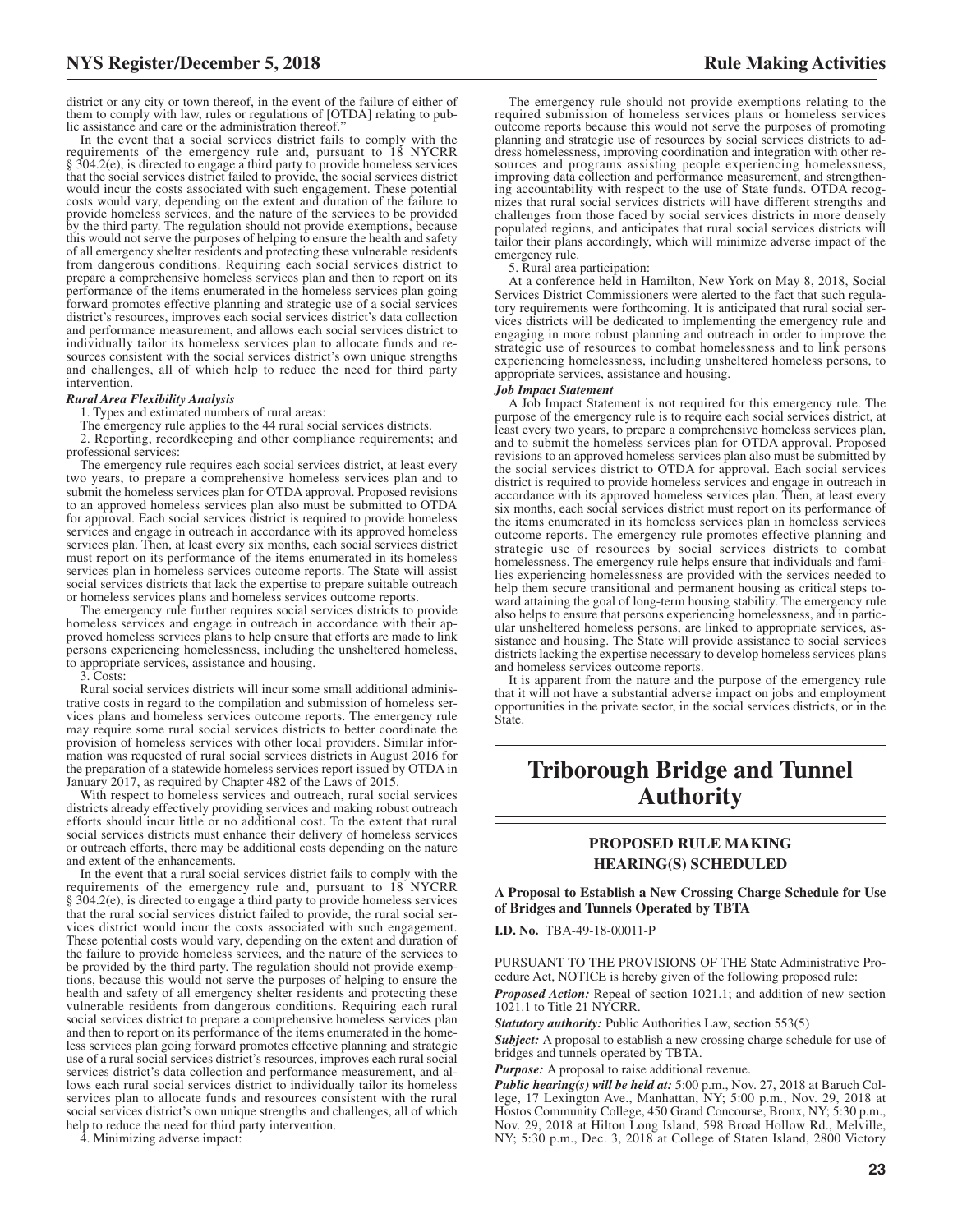district or any city or town thereof, in the event of the failure of either of them to comply with law, rules or regulations of [OTDA] relating to public assistance and care or the administration thereof."

In the event that a social services district fails to comply with the requirements of the emergency rule and, pursuant to 18 NYCRR § 304.2(e), is directed to engage a third party to provide homeless services that the social services district failed to provide, the social services district would incur the costs associated with such engagement. These potential costs would vary, depending on the extent and duration of the failure to provide homeless services, and the nature of the services to be provided by the third party. The regulation should not provide exemptions, because this would not serve the purposes of helping to ensure the health and safety of all emergency shelter residents and protecting these vulnerable residents from dangerous conditions. Requiring each social services district to prepare a comprehensive homeless services plan and then to report on its performance of the items enumerated in the homeless services plan going forward promotes effective planning and strategic use of a social services district's resources, improves each social services district's data collection and performance measurement, and allows each social services district to individually tailor its homeless services plan to allocate funds and resources consistent with the social services district's own unique strengths and challenges, all of which help to reduce the need for third party intervention.

***Rural Area Flexibility Analysis***

1. Types and estimated numbers of rural areas:

The emergency rule applies to the 44 rural social services districts.

2. Reporting, recordkeeping and other compliance requirements; and professional services:

The emergency rule requires each social services district, at least every two years, to prepare a comprehensive homeless services plan and to submit the homeless services plan for OTDA approval. Proposed revisions to an approved homeless services plan also must be submitted to OTDA for approval. Each social services district is required to provide homeless services and engage in outreach in accordance with its approved homeless services plan. Then, at least every six months, each social services district must report on its performance of the items enumerated in its homeless services plan in homeless services outcome reports. The State will assist social services districts that lack the expertise to prepare suitable outreach or homeless services plans and homeless services outcome reports.

The emergency rule further requires social services districts to provide homeless services and engage in outreach in accordance with their approved homeless services plans to help ensure that efforts are made to link persons experiencing homelessness, including the unsheltered homeless, to appropriate services, assistance and housing.

3. Costs:

Rural social services districts will incur some small additional administrative costs in regard to the compilation and submission of homeless services plans and homeless services outcome reports. The emergency rule may require some rural social services districts to better coordinate the provision of homeless services with other local providers. Similar information was requested of rural social services districts in August 2016 for the preparation of a statewide homeless services report issued by OTDA in January 2017, as required by Chapter 482 of the Laws of 2015.

With respect to homeless services and outreach, rural social services districts already effectively providing services and making robust outreach efforts should incur little or no additional cost. To the extent that rural social services districts must enhance their delivery of homeless services or outreach efforts, there may be additional costs depending on the nature and extent of the enhancements.

In the event that a rural social services district fails to comply with the requirements of the emergency rule and, pursuant to 18 NYCRR § 304.2(e), is directed to engage a third party to provide homeless services that the rural social services district failed to provide, the rural social services district would incur the costs associated with such engagement. These potential costs would vary, depending on the extent and duration of the failure to provide homeless services, and the nature of the services to be provided by the third party. The regulation should not provide exemptions, because this would not serve the purposes of helping to ensure the health and safety of all emergency shelter residents and protecting these vulnerable residents from dangerous conditions. Requiring each rural social services district to prepare a comprehensive homeless services plan and then to report on its performance of the items enumerated in the homeless services plan going forward promotes effective planning and strategic use of a rural social services district's resources, improves each rural social services district's data collection and performance measurement, and allows each rural social services district to individually tailor its homeless services plan to allocate funds and resources consistent with the rural social services district's own unique strengths and challenges, all of which help to reduce the need for third party intervention.

4. Minimizing adverse impact:

The emergency rule should not provide exemptions relating to the required submission of homeless services plans or homeless services outcome reports because this would not serve the purposes of promoting planning and strategic use of resources by social services districts to address homelessness, improving coordination and integration with other resources and programs assisting people experiencing homelessness, improving data collection and performance measurement, and strengthening accountability with respect to the use of State funds. OTDA recognizes that rural social services districts will have different strengths and challenges from those faced by social services districts in more densely populated regions, and anticipates that rural social services districts will tailor their plans accordingly, which will minimize adverse impact of the emergency rule.

5. Rural area participation:

At a conference held in Hamilton, New York on May 8, 2018, Social Services District Commissioners were alerted to the fact that such regulatory requirements were forthcoming. It is anticipated that rural social services districts will be dedicated to implementing the emergency rule and engaging in more robust planning and outreach in order to improve the strategic use of resources to combat homelessness and to link persons experiencing homelessness, including unsheltered homeless persons, to appropriate services, assistance and housing.

***Job Impact Statement***

A Job Impact Statement is not required for this emergency rule. The purpose of the emergency rule is to require each social services district, at least every two years, to prepare a comprehensive homeless services plan, and to submit the homeless services plan for OTDA approval. Proposed revisions to an approved homeless services plan also must be submitted by the social services district to OTDA for approval. Each social services district is required to provide homeless services and engage in outreach in accordance with its approved homeless services plan. Then, at least every six months, each social services district must report on its performance of the items enumerated in its homeless services plan in homeless services outcome reports. The emergency rule promotes effective planning and strategic use of resources by social services districts to combat homelessness. The emergency rule helps ensure that individuals and families experiencing homelessness are provided with the services needed to help them secure transitional and permanent housing as critical steps toward attaining the goal of long-term housing stability. The emergency rule also helps to ensure that persons experiencing homelessness, and in particular unsheltered homeless persons, are linked to appropriate services, assistance and housing. The State will provide assistance to social services districts lacking the expertise necessary to develop homeless services plans and homeless services outcome reports.

It is apparent from the nature and the purpose of the emergency rule that it will not have a substantial adverse impact on jobs and employment opportunities in the private sector, in the social services districts, or in the State.

# Triborough Bridge and Tunnel Authority

## PROPOSED RULE MAKING HEARING(S) SCHEDULED

**A Proposal to Establish a New Crossing Charge Schedule for Use of Bridges and Tunnels Operated by TBTA**

**I.D. No.** TBA-49-18-00011-P

PURSUANT TO THE PROVISIONS OF THE State Administrative Procedure Act, NOTICE is hereby given of the following proposed rule:

***Proposed Action:*** Repeal of section 1021.1; and addition of new section 1021.1 to Title 21 NYCRR.

***Statutory authority:*** Public Authorities Law, section 553(5)

***Subject:*** A proposal to establish a new crossing charge schedule for use of bridges and tunnels operated by TBTA.

***Purpose:*** A proposal to raise additional revenue.

***Public hearing(s) will be held at:*** 5:00 p.m., Nov. 27, 2018 at Baruch College, 17 Lexington Ave., Manhattan, NY; 5:00 p.m., Nov. 29, 2018 at Hostos Community College, 450 Grand Concourse, Bronx, NY; 5:30 p.m., Nov. 29, 2018 at Hilton Long Island, 598 Broad Hollow Rd., Melville, NY; 5:30 p.m., Dec. 3, 2018 at College of Staten Island, 2800 Victory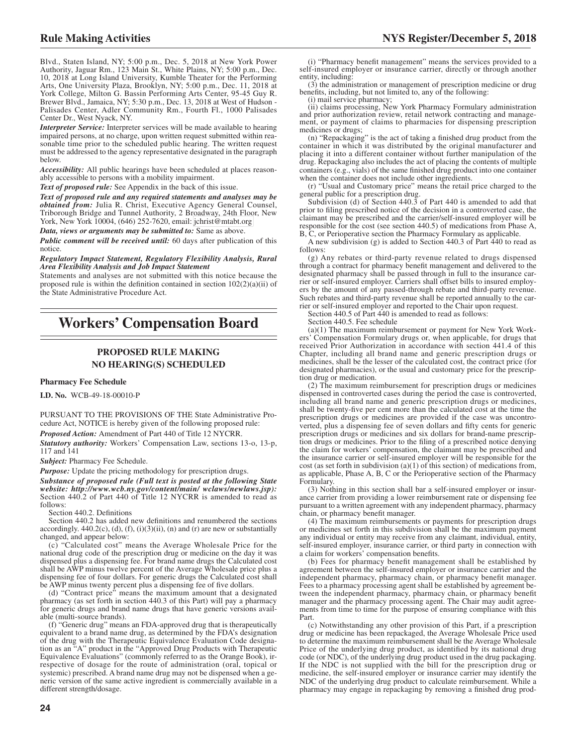Blvd., Staten Island, NY; 5:00 p.m., Dec. 5, 2018 at New York Power Authority, Jaguar Rm., 123 Main St., White Plains, NY; 5:00 p.m., Dec. 10, 2018 at Long Island University, Kumble Theater for the Performing Arts, One University Plaza, Brooklyn, NY; 5:00 p.m., Dec. 11, 2018 at York College, Milton G. Bassin Performing Arts Center, 95-45 Guy R. Brewer Blvd., Jamaica, NY; 5:30 p.m., Dec. 13, 2018 at West of Hudson - Palisades Center, Adler Community Rm., Fourth Fl., 1000 Palisades Center Dr., West Nyack, NY.

***Interpreter Service:*** Interpreter services will be made available to hearing impaired persons, at no charge, upon written request submitted within reasonable time prior to the scheduled public hearing. The written request must be addressed to the agency representative designated in the paragraph below.

***Accessibility:*** All public hearings have been scheduled at places reasonably accessible to persons with a mobility impairment.

***Text of proposed rule:*** See Appendix in the back of this issue.

***Text of proposed rule and any required statements and analyses may be obtained from:*** Julia R. Christ, Executive Agency General Counsel, Triborough Bridge and Tunnel Authority, 2 Broadway, 24th Floor, New York, New York 10004, (646) 252-7620, email: jchrist@mtabt.org

***Data, views or arguments may be submitted to:*** Same as above.

***Public comment will be received until:*** 60 days after publication of this notice.

***Regulatory Impact Statement, Regulatory Flexibility Analysis, Rural Area Flexibility Analysis and Job Impact Statement***

Statements and analyses are not submitted with this notice because the proposed rule is within the definition contained in section 102(2)(a)(ii) of the State Administrative Procedure Act.

# Workers' Compensation Board

## PROPOSED RULE MAKING NO HEARING(S) SCHEDULED

**Pharmacy Fee Schedule**

**I.D. No.** WCB-49-18-00010-P

PURSUANT TO THE PROVISIONS OF THE State Administrative Procedure Act, NOTICE is hereby given of the following proposed rule:

***Proposed Action:*** Amendment of Part 440 of Title 12 NYCRR.

***Statutory authority:*** Workers' Compensation Law, sections 13-o, 13-p, 117 and 141

***Subject:*** Pharmacy Fee Schedule.

***Purpose:*** Update the pricing methodology for prescription drugs.

***Substance of proposed rule (Full text is posted at the following State website: http://www.wcb.ny.gov/content/main/ wclaws/newlaws.jsp):*** Section 440.2 of Part 440 of Title 12 NYCRR is amended to read as follows:

Section 440.2. Definitions

Section 440.2 has added new definitions and renumbered the sections accordingly. 440.2(c), (d), (f), (i)(3)(ii), (n) and (r) are new or substantially changed, and appear below:

(c) "Calculated cost" means the Average Wholesale Price for the national drug code of the prescription drug or medicine on the day it was dispensed plus a dispensing fee. For brand name drugs the Calculated cost shall be AWP minus twelve percent of the Average Wholesale price plus a dispensing fee of four dollars. For generic drugs the Calculated cost shall be AWP minus twenty percent plus a dispensing fee of five dollars.

(d) "Contract price" means the maximum amount that a designated pharmacy (as set forth in section 440.3 of this Part) will pay a pharmacy for generic drugs and brand name drugs that have generic versions available (multi-source brands).

(f) "Generic drug" means an FDA-approved drug that is therapeutically equivalent to a brand name drug, as determined by the FDA's designation of the drug with the Therapeutic Equivalence Evaluation Code designation as an "A" product in the "Approved Drug Products with Therapeutic Equivalence Evaluations" (commonly referred to as the Orange Book), irrespective of dosage for the route of administration (oral, topical or systemic) prescribed. A brand name drug may not be dispensed when a generic version of the same active ingredient is commercially available in a different strength/dosage.

(i) "Pharmacy benefit management" means the services provided to a self-insured employer or insurance carrier, directly or through another entity, including:

(3) the administration or management of prescription medicine or drug benefits, including, but not limited to, any of the following:

(i) mail service pharmacy;

(ii) claims processing, New York Pharmacy Formulary administration and prior authorization review, retail network contracting and management, or payment of claims to pharmacies for dispensing prescription medicines or drugs;

(n) "Repackaging" is the act of taking a finished drug product from the container in which it was distributed by the original manufacturer and placing it into a different container without further manipulation of the drug. Repackaging also includes the act of placing the contents of multiple containers (e.g., vials) of the same finished drug product into one container when the container does not include other ingredients.

(r) "Usual and Customary price" means the retail price charged to the general public for a prescription drug.

Subdivision (d) of Section 440.3 of Part 440 is amended to add that prior to filing prescribed notice of the decision in a controverted case, the claimant may be prescribed and the carrier/self-insured employer will be responsible for the cost (see section 440.5) of medications from Phase A, B, C, or Perioperative section the Pharmacy Formulary as applicable.

A new subdivision (g) is added to Section 440.3 of Part 440 to read as follows:

(g) Any rebates or third-party revenue related to drugs dispensed through a contract for pharmacy benefit management and delivered to the designated pharmacy shall be passed through in full to the insurance carrier or self-insured employer. Carriers shall offset bills to insured employers by the amount of any passed-through rebate and third-party revenue. Such rebates and third-party revenue shall be reported annually to the carrier or self-insured employer and reported to the Chair upon request.

Section 440.5 of Part 440 is amended to read as follows:

Section 440.5. Fee schedule

(a)(1) The maximum reimbursement or payment for New York Workers' Compensation Formulary drugs or, when applicable, for drugs that received Prior Authorization in accordance with section 441.4 of this Chapter, including all brand name and generic prescription drugs or medicines, shall be the lesser of the calculated cost, the contract price (for designated pharmacies), or the usual and customary price for the prescription drug or medication.

(2) The maximum reimbursement for prescription drugs or medicines dispensed in controverted cases during the period the case is controverted, including all brand name and generic prescription drugs or medicines, shall be twenty-five per cent more than the calculated cost at the time the prescription drugs or medicines are provided if the case was uncontroverted, plus a dispensing fee of seven dollars and fifty cents for generic prescription drugs or medicines and six dollars for brand-name prescription drugs or medicines. Prior to the filing of a prescribed notice denying the claim for workers' compensation, the claimant may be prescribed and the insurance carrier or self-insured employer will be responsible for the cost (as set forth in subdivision (a)(1) of this section) of medications from, as applicable, Phase A, B, C or the Perioperative section of the Pharmacy Formulary.

(3) Nothing in this section shall bar a self-insured employer or insurance carrier from providing a lower reimbursement rate or dispensing fee pursuant to a written agreement with any independent pharmacy, pharmacy chain, or pharmacy benefit manager.

(4) The maximum reimbursements or payments for prescription drugs or medicines set forth in this subdivision shall be the maximum payment any individual or entity may receive from any claimant, individual, entity, self-insured employer, insurance carrier, or third party in connection with a claim for workers' compensation benefits.

(b) Fees for pharmacy benefit management shall be established by agreement between the self-insured employer or insurance carrier and the independent pharmacy, pharmacy chain, or pharmacy benefit manager. Fees to a pharmacy processing agent shall be established by agreement between the independent pharmacy, pharmacy chain, or pharmacy benefit manager and the pharmacy processing agent. The Chair may audit agreements from time to time for the purpose of ensuring compliance with this Part.

(c) Notwithstanding any other provision of this Part, if a prescription drug or medicine has been repackaged, the Average Wholesale Price used to determine the maximum reimbursement shall be the Average Wholesale Price of the underlying drug product, as identified by its national drug code (or NDC), of the underlying drug product used in the drug packaging. If the NDC is not supplied with the bill for the prescription drug or medicine, the self-insured employer or insurance carrier may identify the NDC of the underlying drug product to calculate reimbursement. While a pharmacy may engage in repackaging by removing a finished drug prod-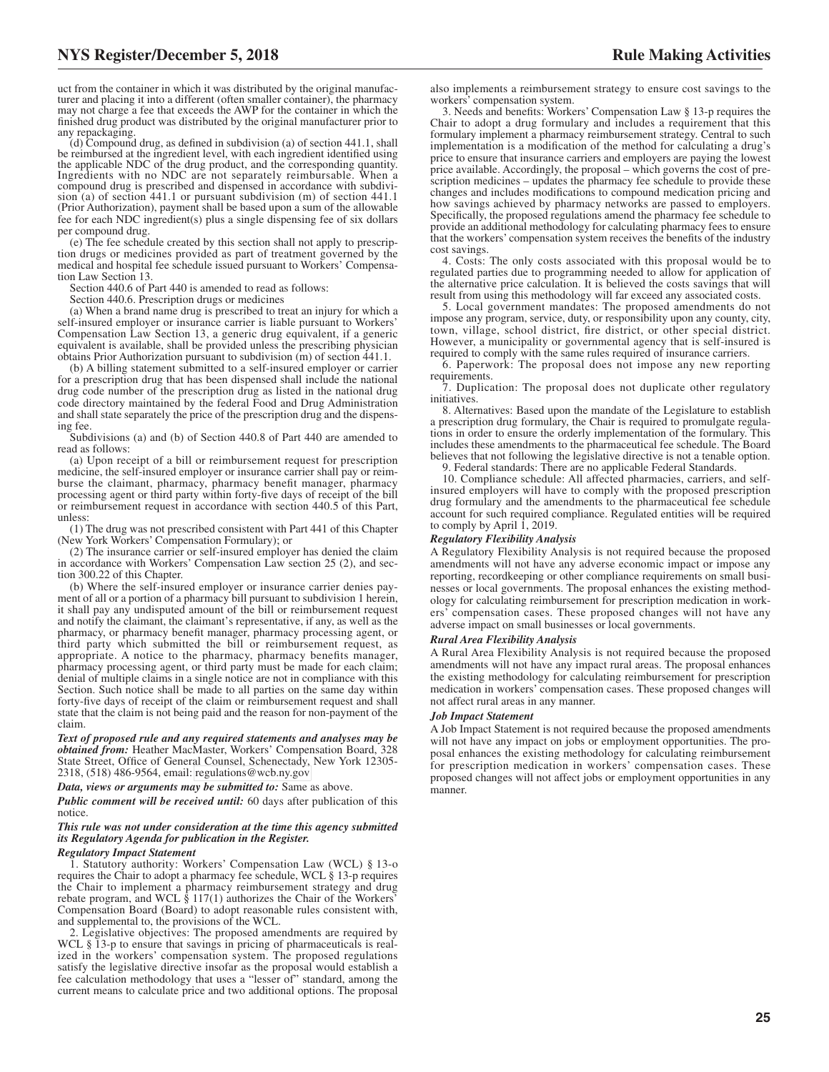uct from the container in which it was distributed by the original manufacturer and placing it into a different (often smaller container), the pharmacy may not charge a fee that exceeds the AWP for the container in which the finished drug product was distributed by the original manufacturer prior to any repackaging.

(d) Compound drug, as defined in subdivision (a) of section 441.1, shall be reimbursed at the ingredient level, with each ingredient identified using the applicable NDC of the drug product, and the corresponding quantity. Ingredients with no NDC are not separately reimbursable. When a compound drug is prescribed and dispensed in accordance with subdivision (a) of section 441.1 or pursuant subdivision (m) of section 441.1 (Prior Authorization), payment shall be based upon a sum of the allowable fee for each NDC ingredient(s) plus a single dispensing fee of six dollars per compound drug.

(e) The fee schedule created by this section shall not apply to prescription drugs or medicines provided as part of treatment governed by the medical and hospital fee schedule issued pursuant to Workers' Compensation Law Section 13.

Section 440.6 of Part 440 is amended to read as follows:

Section 440.6. Prescription drugs or medicines

(a) When a brand name drug is prescribed to treat an injury for which a self-insured employer or insurance carrier is liable pursuant to Workers' Compensation Law Section 13, a generic drug equivalent, if a generic equivalent is available, shall be provided unless the prescribing physician obtains Prior Authorization pursuant to subdivision (m) of section 441.1.

(b) A billing statement submitted to a self-insured employer or carrier for a prescription drug that has been dispensed shall include the national drug code number of the prescription drug as listed in the national drug code directory maintained by the federal Food and Drug Administration and shall state separately the price of the prescription drug and the dispensing fee.

Subdivisions (a) and (b) of Section 440.8 of Part 440 are amended to read as follows:

(a) Upon receipt of a bill or reimbursement request for prescription medicine, the self-insured employer or insurance carrier shall pay or reimburse the claimant, pharmacy, pharmacy benefit manager, pharmacy processing agent or third party within forty-five days of receipt of the bill or reimbursement request in accordance with section 440.5 of this Part, unless:

(1) The drug was not prescribed consistent with Part 441 of this Chapter (New York Workers' Compensation Formulary); or

(2) The insurance carrier or self-insured employer has denied the claim in accordance with Workers' Compensation Law section 25 (2), and section 300.22 of this Chapter.

(b) Where the self-insured employer or insurance carrier denies payment of all or a portion of a pharmacy bill pursuant to subdivision 1 herein, it shall pay any undisputed amount of the bill or reimbursement request and notify the claimant, the claimant's representative, if any, as well as the pharmacy, or pharmacy benefit manager, pharmacy processing agent, or third party which submitted the bill or reimbursement request, as appropriate. A notice to the pharmacy, pharmacy benefits manager, pharmacy processing agent, or third party must be made for each claim; denial of multiple claims in a single notice are not in compliance with this Section. Such notice shall be made to all parties on the same day within forty-five days of receipt of the claim or reimbursement request and shall state that the claim is not being paid and the reason for non-payment of the claim.

***Text of proposed rule and any required statements and analyses may be obtained from:*** Heather MacMaster, Workers' Compensation Board, 328 State Street, Office of General Counsel, Schenectady, New York 12305-2318, (518) 486-9564, email: regulations@wcb.ny.gov

***Data, views or arguments may be submitted to:*** Same as above.

***Public comment will be received until:*** 60 days after publication of this notice.

***This rule was not under consideration at the time this agency submitted its Regulatory Agenda for publication in the Register.***

***Regulatory Impact Statement***

1. Statutory authority: Workers' Compensation Law (WCL) § 13-o requires the Chair to adopt a pharmacy fee schedule, WCL § 13-p requires the Chair to implement a pharmacy reimbursement strategy and drug rebate program, and WCL § 117(1) authorizes the Chair of the Workers' Compensation Board (Board) to adopt reasonable rules consistent with, and supplemental to, the provisions of the WCL.

2. Legislative objectives: The proposed amendments are required by WCL § 13-p to ensure that savings in pricing of pharmaceuticals is realized in the workers' compensation system. The proposed regulations satisfy the legislative directive insofar as the proposal would establish a fee calculation methodology that uses a "lesser of" standard, among the current means to calculate price and two additional options. The proposal also implements a reimbursement strategy to ensure cost savings to the workers' compensation system.

3. Needs and benefits: Workers' Compensation Law § 13-p requires the Chair to adopt a drug formulary and includes a requirement that this formulary implement a pharmacy reimbursement strategy. Central to such implementation is a modification of the method for calculating a drug's price to ensure that insurance carriers and employers are paying the lowest price available. Accordingly, the proposal – which governs the cost of prescription medicines – updates the pharmacy fee schedule to provide these changes and includes modifications to compound medication pricing and how savings achieved by pharmacy networks are passed to employers. Specifically, the proposed regulations amend the pharmacy fee schedule to provide an additional methodology for calculating pharmacy fees to ensure that the workers' compensation system receives the benefits of the industry cost savings.

4. Costs: The only costs associated with this proposal would be to regulated parties due to programming needed to allow for application of the alternative price calculation. It is believed the costs savings that will result from using this methodology will far exceed any associated costs.

5. Local government mandates: The proposed amendments do not impose any program, service, duty, or responsibility upon any county, city, town, village, school district, fire district, or other special district. However, a municipality or governmental agency that is self-insured is required to comply with the same rules required of insurance carriers.

6. Paperwork: The proposal does not impose any new reporting requirements.

7. Duplication: The proposal does not duplicate other regulatory initiatives.

8. Alternatives: Based upon the mandate of the Legislature to establish a prescription drug formulary, the Chair is required to promulgate regulations in order to ensure the orderly implementation of the formulary. This includes these amendments to the pharmaceutical fee schedule. The Board believes that not following the legislative directive is not a tenable option.

9. Federal standards: There are no applicable Federal Standards.

10. Compliance schedule: All affected pharmacies, carriers, and self-insured employers will have to comply with the proposed prescription drug formulary and the amendments to the pharmaceutical fee schedule account for such required compliance. Regulated entities will be required to comply by April 1, 2019.

***Regulatory Flexibility Analysis***

A Regulatory Flexibility Analysis is not required because the proposed amendments will not have any adverse economic impact or impose any reporting, recordkeeping or other compliance requirements on small businesses or local governments. The proposal enhances the existing methodology for calculating reimbursement for prescription medication in workers' compensation cases. These proposed changes will not have any adverse impact on small businesses or local governments.

***Rural Area Flexibility Analysis***

A Rural Area Flexibility Analysis is not required because the proposed amendments will not have any impact rural areas. The proposal enhances the existing methodology for calculating reimbursement for prescription medication in workers' compensation cases. These proposed changes will not affect rural areas in any manner.

***Job Impact Statement***

A Job Impact Statement is not required because the proposed amendments will not have any impact on jobs or employment opportunities. The proposal enhances the existing methodology for calculating reimbursement for prescription medication in workers' compensation cases. These proposed changes will not affect jobs or employment opportunities in any manner.